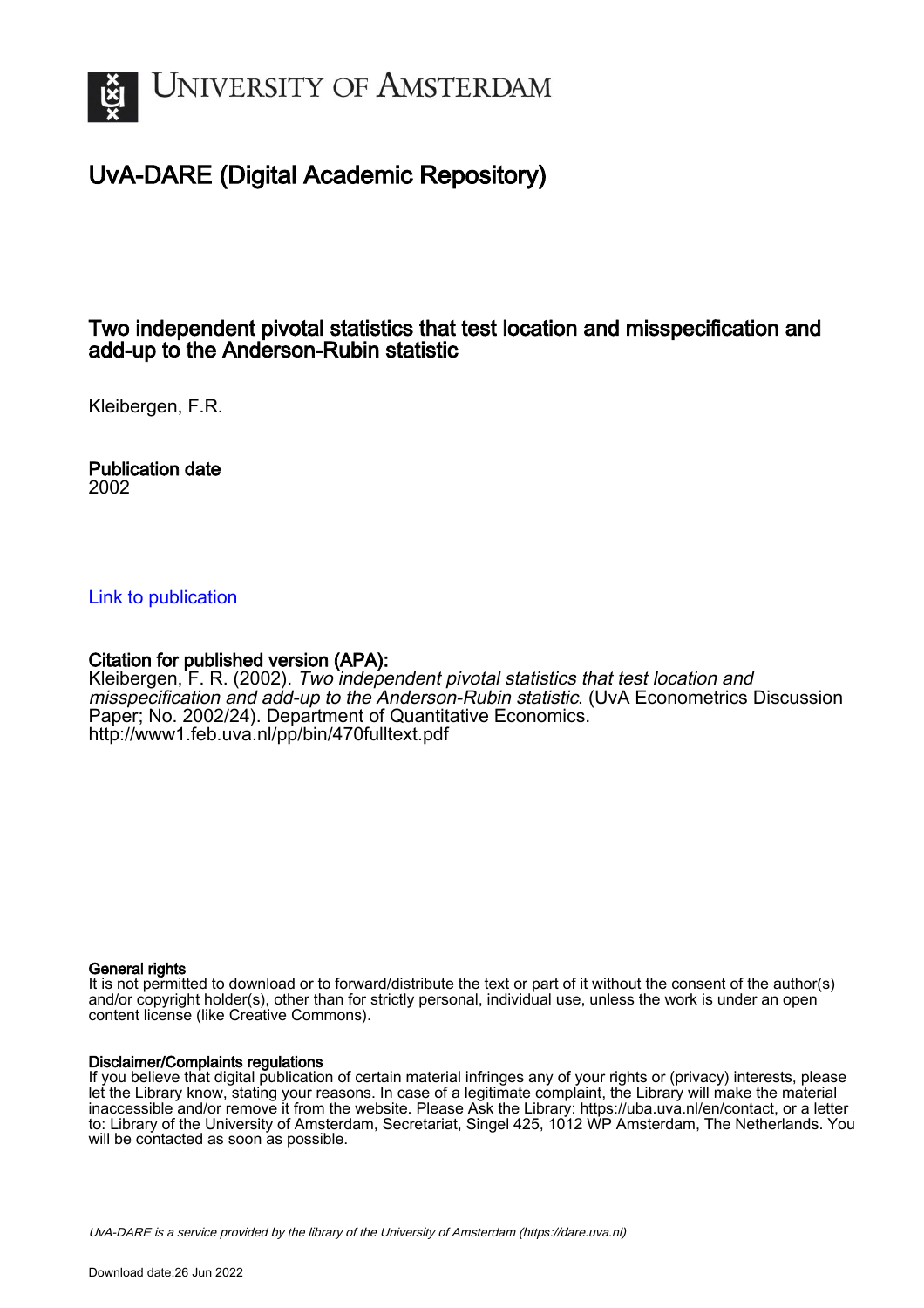# UNIVERSITY OF AMSTERDAM

## UvA-DARE (Digital Academic Repository)

### Two independent pivotal statistics that test location and misspecification and add-up to the Anderson-Rubin statistic

Kleibergen, F.R.

**Publication date**
2002

[Link to publication](http://www1.feb.uva.nl/pp/bin/470fulltext.pdf)

**Citation for published version (APA):**
Kleibergen, F. R. (2002). *Two independent pivotal statistics that test location and misspecification and add-up to the Anderson-Rubin statistic*. (UvA Econometrics Discussion Paper; No. 2002/24). Department of Quantitative Economics. http://www1.feb.uva.nl/pp/bin/470fulltext.pdf

**General rights**
It is not permitted to download or to forward/distribute the text or part of it without the consent of the author(s) and/or copyright holder(s), other than for strictly personal, individual use, unless the work is under an open content license (like Creative Commons).

**Disclaimer/Complaints regulations**
If you believe that digital publication of certain material infringes any of your rights or (privacy) interests, please let the Library know, stating your reasons. In case of a legitimate complaint, the Library will make the material inaccessible and/or remove it from the website. Please Ask the Library: https://uba.uva.nl/en/contact, or a letter to: Library of the University of Amsterdam, Secretariat, Singel 425, 1012 WP Amsterdam, The Netherlands. You will be contacted as soon as possible.

UvA-DARE is a service provided by the library of the University of Amsterdam (https://dare.uva.nl)

Download date:26 Jun 2022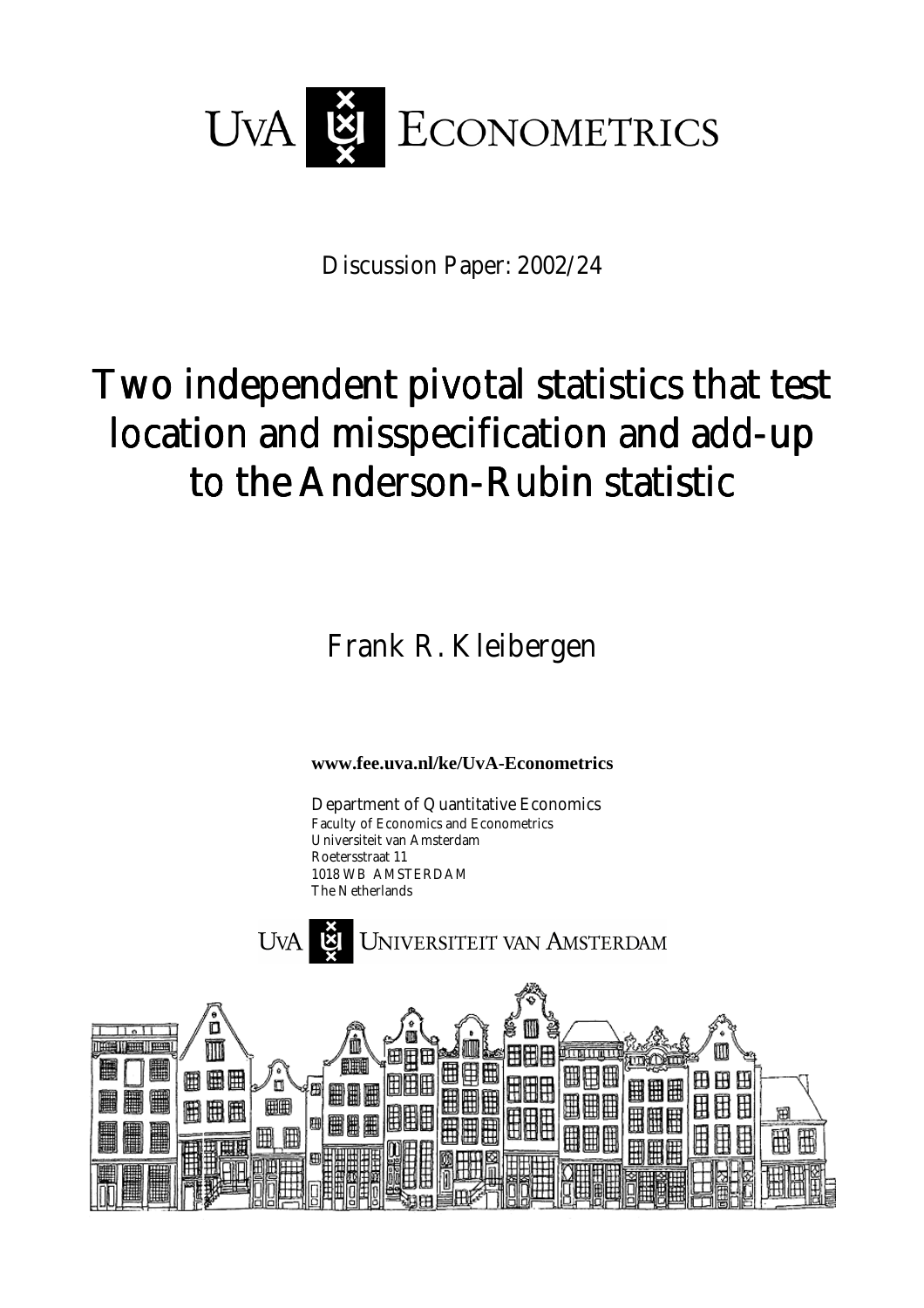UvA ECONOMETRICS

Discussion Paper: 2002/24

# Two independent pivotal statistics that test location and misspecification and add-up to the Anderson-Rubin statistic

Frank R. Kleibergen

**www.fee.uva.nl/ke/UvA-Econometrics**

Department of Quantitative Economics
Faculty of Economics and Econometrics
Universiteit van Amsterdam
Roetersstraat 11
1018 WB AMSTERDAM
The Netherlands

UvA UNIVERSITEIT VAN AMSTERDAM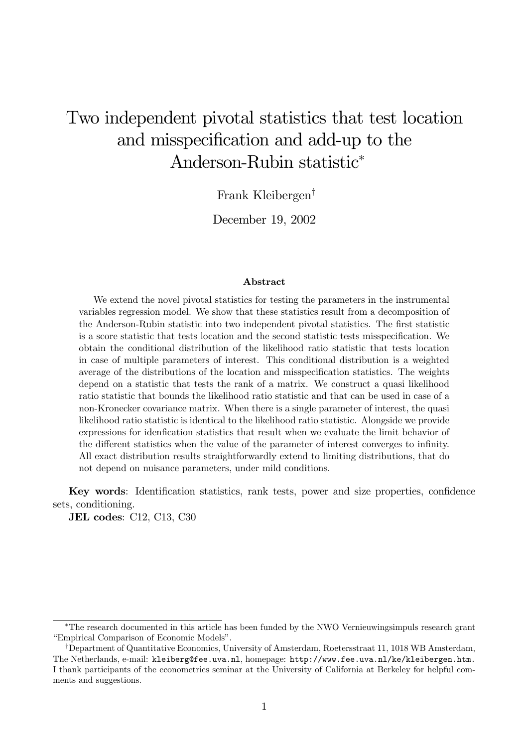# Two independent pivotal statistics that test location and misspecification and add-up to the Anderson-Rubin statistic[*]

Frank Kleibergen[†]

December 19, 2002

### Abstract

We extend the novel pivotal statistics for testing the parameters in the instrumental variables regression model. We show that these statistics result from a decomposition of the Anderson-Rubin statistic into two independent pivotal statistics. The first statistic is a score statistic that tests location and the second statistic tests misspecification. We obtain the conditional distribution of the likelihood ratio statistic that tests location in case of multiple parameters of interest. This conditional distribution is a weighted average of the distributions of the location and misspecification statistics. The weights depend on a statistic that tests the rank of a matrix. We construct a quasi likelihood ratio statistic that bounds the likelihood ratio statistic and that can be used in case of a non-Kronecker covariance matrix. When there is a single parameter of interest, the quasi likelihood ratio statistic is identical to the likelihood ratio statistic. Alongside we provide expressions for idenfication statistics that result when we evaluate the limit behavior of the different statistics when the value of the parameter of interest converges to infinity. All exact distribution results straightforwardly extend to limiting distributions, that do not depend on nuisance parameters, under mild conditions.

**Key words**: Identification statistics, rank tests, power and size properties, confidence sets, conditioning.

**JEL codes**: C12, C13, C30

[*]The research documented in this article has been funded by the NWO Vernieuwingsimpuls research grant "Empirical Comparison of Economic Models".

[†]Department of Quantitative Economics, University of Amsterdam, Roetersstraat 11, 1018 WB Amsterdam, The Netherlands, e-mail: kleiberg@fee.uva.nl, homepage: http://www.fee.uva.nl/ke/kleibergen.htm. I thank participants of the econometrics seminar at the University of California at Berkeley for helpful comments and suggestions.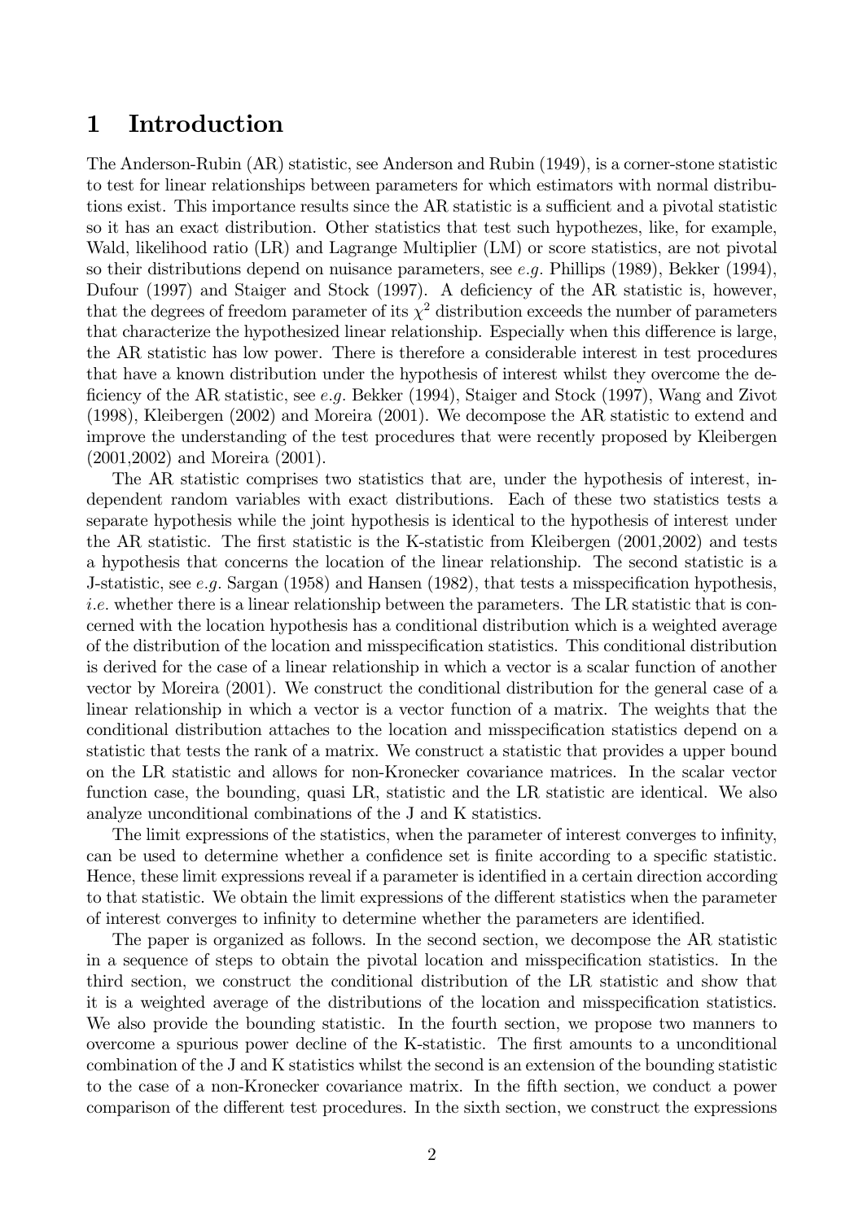# 1 Introduction

The Anderson-Rubin (AR) statistic, see Anderson and Rubin (1949), is a corner-stone statistic to test for linear relationships between parameters for which estimators with normal distributions exist. This importance results since the AR statistic is a sufficient and a pivotal statistic so it has an exact distribution. Other statistics that test such hypothezes, like, for example, Wald, likelihood ratio (LR) and Lagrange Multiplier (LM) or score statistics, are not pivotal so their distributions depend on nuisance parameters, see *e.g.* Phillips (1989), Bekker (1994), Dufour (1997) and Staiger and Stock (1997). A deficiency of the AR statistic is, however, that the degrees of freedom parameter of its $\chi^2$ distribution exceeds the number of parameters that characterize the hypothesized linear relationship. Especially when this difference is large, the AR statistic has low power. There is therefore a considerable interest in test procedures that have a known distribution under the hypothesis of interest whilst they overcome the deficiency of the AR statistic, see *e.g.* Bekker (1994), Staiger and Stock (1997), Wang and Zivot (1998), Kleibergen (2002) and Moreira (2001). We decompose the AR statistic to extend and improve the understanding of the test procedures that were recently proposed by Kleibergen (2001,2002) and Moreira (2001).

The AR statistic comprises two statistics that are, under the hypothesis of interest, independent random variables with exact distributions. Each of these two statistics tests a separate hypothesis while the joint hypothesis is identical to the hypothesis of interest under the AR statistic. The first statistic is the K-statistic from Kleibergen (2001,2002) and tests a hypothesis that concerns the location of the linear relationship. The second statistic is a J-statistic, see *e.g.* Sargan (1958) and Hansen (1982), that tests a misspecification hypothesis, *i.e.* whether there is a linear relationship between the parameters. The LR statistic that is concerned with the location hypothesis has a conditional distribution which is a weighted average of the distribution of the location and misspecification statistics. This conditional distribution is derived for the case of a linear relationship in which a vector is a scalar function of another vector by Moreira (2001). We construct the conditional distribution for the general case of a linear relationship in which a vector is a vector function of a matrix. The weights that the conditional distribution attaches to the location and misspecification statistics depend on a statistic that tests the rank of a matrix. We construct a statistic that provides a upper bound on the LR statistic and allows for non-Kronecker covariance matrices. In the scalar vector function case, the bounding, quasi LR, statistic and the LR statistic are identical. We also analyze unconditional combinations of the J and K statistics.

The limit expressions of the statistics, when the parameter of interest converges to infinity, can be used to determine whether a confidence set is finite according to a specific statistic. Hence, these limit expressions reveal if a parameter is identified in a certain direction according to that statistic. We obtain the limit expressions of the different statistics when the parameter of interest converges to infinity to determine whether the parameters are identified.

The paper is organized as follows. In the second section, we decompose the AR statistic in a sequence of steps to obtain the pivotal location and misspecification statistics. In the third section, we construct the conditional distribution of the LR statistic and show that it is a weighted average of the distributions of the location and misspecification statistics. We also provide the bounding statistic. In the fourth section, we propose two manners to overcome a spurious power decline of the K-statistic. The first amounts to a unconditional combination of the J and K statistics whilst the second is an extension of the bounding statistic to the case of a non-Kronecker covariance matrix. In the fifth section, we conduct a power comparison of the different test procedures. In the sixth section, we construct the expressions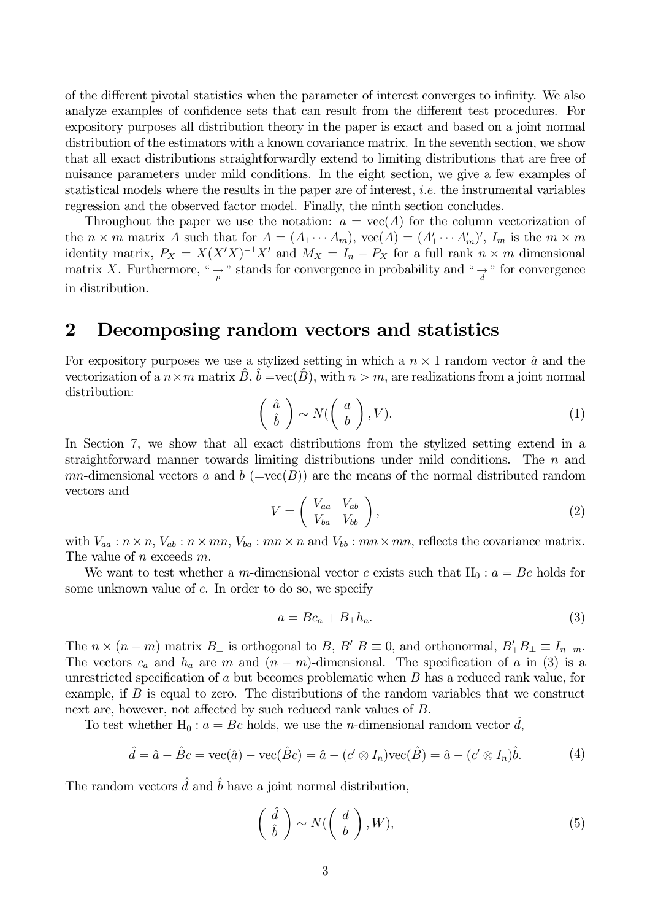of the different pivotal statistics when the parameter of interest converges to infinity. We also analyze examples of confidence sets that can result from the different test procedures. For expository purposes all distribution theory in the paper is exact and based on a joint normal distribution of the estimators with a known covariance matrix. In the seventh section, we show that all exact distributions straightforwardly extend to limiting distributions that are free of nuisance parameters under mild conditions. In the eight section, we give a few examples of statistical models where the results in the paper are of interest, *i.e.* the instrumental variables regression and the observed factor model. Finally, the ninth section concludes.

Throughout the paper we use the notation: $a = \text{vec}(A)$ for the column vectorization of the $n \times m$ matrix $A$ such that for $A = (A_1 \cdots A_m)$, $\text{vec}(A) = (A_1' \cdots A_m')'$, $I_m$ is the $m \times m$ identity matrix, $P_X = X(X'X)^{-1}X'$ and $M_X = I_n - P_X$ for a full rank $n \times m$ dimensional matrix $X$. Furthermore, "$\underset{p}{\rightarrow}$" stands for convergence in probability and "$\underset{d}{\rightarrow}$" for convergence in distribution.

## 2 Decomposing random vectors and statistics

For expository purposes we use a stylized setting in which a $n \times 1$ random vector $\hat{a}$ and the vectorization of a $n \times m$ matrix $\hat{B}$, $\hat{b} = \text{vec}(\hat{B})$, with $n > m$, are realizations from a joint normal distribution:

$$\begin{pmatrix} \hat{a} \\ \hat{b} \end{pmatrix} \sim N(\begin{pmatrix} a \\ b \end{pmatrix}, V). \tag{1}$$

In Section 7, we show that all exact distributions from the stylized setting extend in a straightforward manner towards limiting distributions under mild conditions. The $n$ and $mn$-dimensional vectors $a$ and $b$ ($=\text{vec}(B)$) are the means of the normal distributed random vectors and

$$V = \begin{pmatrix} V_{aa} & V_{ab} \\ V_{ba} & V_{bb} \end{pmatrix}, \tag{2}$$

with $V_{aa} : n \times n$, $V_{ab} : n \times mn$, $V_{ba} : mn \times n$ and $V_{bb} : mn \times mn$, reflects the covariance matrix. The value of $n$ exceeds $m$.

We want to test whether a $m$-dimensional vector $c$ exists such that $\text{H}_0 : a = Bc$ holds for some unknown value of $c$. In order to do so, we specify

$$a = Bc_a + B_\perp h_a. \tag{3}$$

The $n \times (n - m)$ matrix $B_\perp$ is orthogonal to $B$, $B_\perp' B \equiv 0$, and orthonormal, $B_\perp' B_\perp \equiv I_{n-m}$. The vectors $c_a$ and $h_a$ are $m$ and $(n - m)$-dimensional. The specification of $a$ in (3) is a unrestricted specification of $a$ but becomes problematic when $B$ has a reduced rank value, for example, if $B$ is equal to zero. The distributions of the random variables that we construct next are, however, not affected by such reduced rank values of $B$.

To test whether $\text{H}_0 : a = Bc$ holds, we use the $n$-dimensional random vector $\hat{d}$,

$$\hat{d} = \hat{a} - \hat{B}c = \text{vec}(\hat{a}) - \text{vec}(\hat{B}c) = \hat{a} - (c' \otimes I_n)\text{vec}(\hat{B}) = \hat{a} - (c' \otimes I_n)\hat{b}. \tag{4}$$

The random vectors $\hat{d}$ and $\hat{b}$ have a joint normal distribution,

$$\begin{pmatrix} \hat{d} \\ \hat{b} \end{pmatrix} \sim N(\begin{pmatrix} d \\ b \end{pmatrix}, W), \tag{5}$$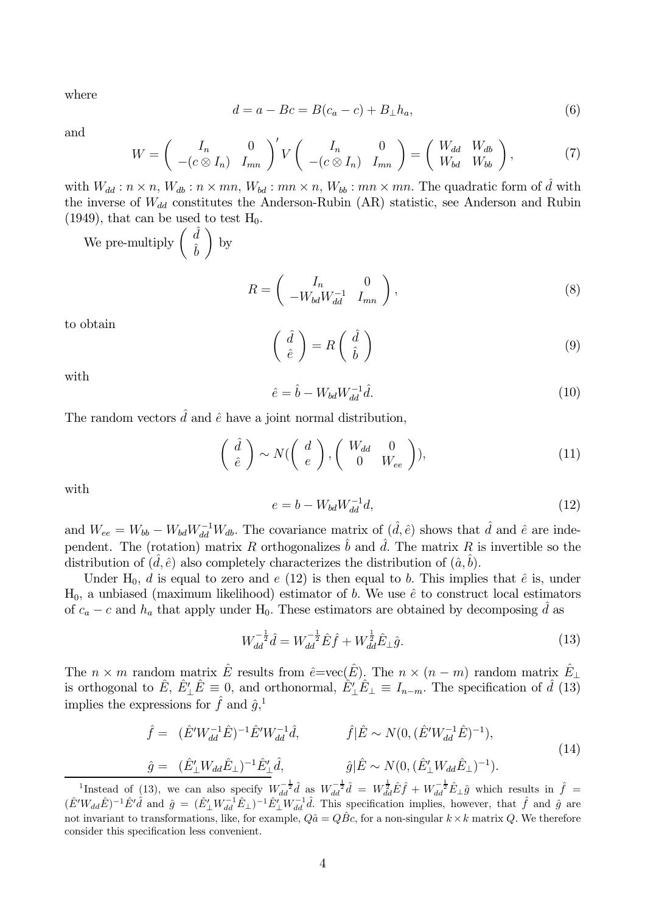where

$$d = a - Bc = B(c_a - c) + B_{\perp} h_a, \tag{6}$$

and

$$W = \begin{pmatrix} I_n & 0 \\ -(c \otimes I_n) & I_{mn} \end{pmatrix}' V \begin{pmatrix} I_n & 0 \\ -(c \otimes I_n) & I_{mn} \end{pmatrix} = \begin{pmatrix} W_{dd} & W_{db} \\ W_{bd} & W_{bb} \end{pmatrix}, \tag{7}$$

with $W_{dd} : n \times n$, $W_{db} : n \times mn$, $W_{bd} : mn \times n$, $W_{bb} : mn \times mn$. The quadratic form of $\hat{d}$ with the inverse of $W_{dd}$ constitutes the Anderson-Rubin (AR) statistic, see Anderson and Rubin (1949), that can be used to test $\text{H}_0$.

We pre-multiply $\begin{pmatrix} \hat{d} \\ \hat{b} \end{pmatrix}$ by

$$R = \begin{pmatrix} I_n & 0 \\ -W_{bd} W_{dd}^{-1} & I_{mn} \end{pmatrix}, \tag{8}$$

to obtain

$$\begin{pmatrix} \hat{d} \\ \hat{e} \end{pmatrix} = R \begin{pmatrix} \hat{d} \\ \hat{b} \end{pmatrix} \tag{9}$$

with

$$\hat{e} = \hat{b} - W_{bd} W_{dd}^{-1} \hat{d}. \tag{10}$$

The random vectors $\hat{d}$ and $\hat{e}$ have a joint normal distribution,

$$\begin{pmatrix} \hat{d} \\ \hat{e} \end{pmatrix} \sim N(\begin{pmatrix} d \\ e \end{pmatrix}, \begin{pmatrix} W_{dd} & 0 \\ 0 & W_{ee} \end{pmatrix}), \tag{11}$$

with

$$e = b - W_{bd} W_{dd}^{-1} d, \tag{12}$$

and $W_{ee} = W_{bb} - W_{bd} W_{dd}^{-1} W_{db}$. The covariance matrix of $(\hat{d}, \hat{e})$ shows that $\hat{d}$ and $\hat{e}$ are independent. The (rotation) matrix $R$ orthogonalizes $\hat{b}$ and $\hat{d}$. The matrix $R$ is invertible so the distribution of $(\hat{d}, \hat{e})$ also completely characterizes the distribution of $(\hat{a}, \hat{b})$.

Under $\text{H}_0$, $d$ is equal to zero and $e$ (12) is then equal to $b$. This implies that $\hat{e}$ is, under $\text{H}_0$, a unbiased (maximum likelihood) estimator of $b$. We use $\hat{e}$ to construct local estimators of $c_a - c$ and $h_a$ that apply under $\text{H}_0$. These estimators are obtained by decomposing $\hat{d}$ as

$$W_{dd}^{-\frac{1}{2}} \hat{d} = W_{dd}^{-\frac{1}{2}} \hat{E} \hat{f} + W_{dd}^{\frac{1}{2}} \hat{E}_{\perp} \hat{g}. \tag{13}$$

The $n \times m$ random matrix $\hat{E}$ results from $\hat{e}$=vec$(\hat{E})$. The $n \times (n-m)$ random matrix $\hat{E}_{\perp}$ is orthogonal to $\hat{E}$, $\hat{E}_{\perp}' \hat{E} \equiv 0$, and orthonormal, $\hat{E}_{\perp}' \hat{E}_{\perp} \equiv I_{n-m}$. The specification of $\hat{d}$ (13) implies the expressions for $\hat{f}$ and $\hat{g}$,[1]

$$\begin{aligned} \hat{f} = &\ (\hat{E}' W_{dd}^{-1} \hat{E})^{-1} \hat{E}' W_{dd}^{-1} \hat{d}, \qquad & \hat{f} | \hat{E} \sim N(0, (\hat{E}' W_{dd}^{-1} \hat{E})^{-1}), \\ \hat{g} = &\ (\hat{E}_{\perp}' W_{dd} \hat{E}_{\perp})^{-1} \hat{E}_{\perp}' \hat{d}, \qquad & \hat{g} | \hat{E} \sim N(0, (\hat{E}_{\perp}' W_{dd} \hat{E}_{\perp})^{-1}). \end{aligned} \tag{14}$$

[1] Instead of (13), we can also specify $W_{dd}^{-\frac{1}{2}} \hat{d}$ as $W_{dd}^{-\frac{1}{2}} \hat{d} = W_{dd}^{\frac{1}{2}} \hat{E} \hat{f} + W_{dd}^{-\frac{1}{2}} \hat{E}_{\perp} \hat{g}$ which results in $\hat{f} = (\hat{E}' W_{dd} \hat{E})^{-1} \hat{E}' \hat{d}$ and $\hat{g} = (\hat{E}_{\perp}' W_{dd}^{-1} \hat{E}_{\perp})^{-1} \hat{E}_{\perp}' W_{dd}^{-1} \hat{d}$. This specification implies, however, that $\hat{f}$ and $\hat{g}$ are not invariant to transformations, like, for example, $Q\hat{a} = Q\hat{B}c$, for a non-singular $k \times k$ matrix $Q$. We therefore consider this specification less convenient.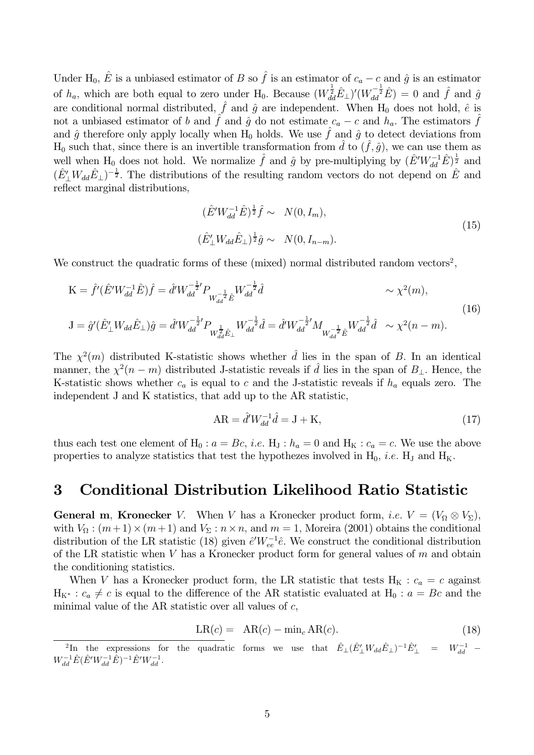Under $\mathrm{H}_0$, $\hat{E}$ is a unbiased estimator of $B$ so $\hat{f}$ is an estimator of $c_a - c$ and $\hat{g}$ is an estimator of $h_a$, which are both equal to zero under $\mathrm{H}_0$. Because $(W_{dd}^{\frac{1}{2}}\hat{E}_\perp)'(W_{dd}^{-\frac{1}{2}}\hat{E}) = 0$ and $\hat{f}$ and $\hat{g}$ are conditional normal distributed, $\hat{f}$ and $\hat{g}$ are independent. When $\mathrm{H}_0$ does not hold, $\hat{e}$ is not a unbiased estimator of $b$ and $\hat{f}$ and $\hat{g}$ do not estimate $c_a - c$ and $h_a$. The estimators $\hat{f}$ and $\hat{g}$ therefore only apply locally when $\mathrm{H}_0$ holds. We use $\hat{f}$ and $\hat{g}$ to detect deviations from $\mathrm{H}_0$ such that, since there is an invertible transformation from $\hat{d}$ to $(\hat{f}, \hat{g})$, we can use them as well when $\mathrm{H}_0$ does not hold. We normalize $\hat{f}$ and $\hat{g}$ by pre-multiplying by $(\hat{E}'W_{dd}^{-1}\hat{E})^{\frac{1}{2}}$ and $(\hat{E}_\perp' W_{dd}\hat{E}_\perp)^{-\frac{1}{2}}$. The distributions of the resulting random vectors do not depend on $\hat{E}$ and reflect marginal distributions,

$$
\begin{aligned}
(\hat{E}'W_{dd}^{-1}\hat{E})^{\frac{1}{2}}\hat{f} \sim &\quad N(0, I_m), \\
(\hat{E}_\perp' W_{dd}\hat{E}_\perp)^{\frac{1}{2}}\hat{g} \sim &\quad N(0, I_{n-m}).
\end{aligned} \tag{15}
$$

We construct the quadratic forms of these (mixed) normal distributed random vectors[2],

$$
\begin{aligned}
\mathrm{K} &= \hat{f}'(\hat{E}'W_{dd}^{-1}\hat{E})\hat{f} = \hat{d}'W_{dd}^{-\frac{1}{2}\prime} P_{W_{dd}^{-\frac{1}{2}}\hat{E}} W_{dd}^{-\frac{1}{2}}\hat{d} && \sim \chi^2(m), \\
\mathrm{J} &= \hat{g}'(\hat{E}_\perp' W_{dd}\hat{E}_\perp)\hat{g} = \hat{d}'W_{dd}^{-\frac{1}{2}\prime} P_{W_{dd}^{\frac{1}{2}}\hat{E}_\perp} W_{dd}^{-\frac{1}{2}}\hat{d} = \hat{d}'W_{dd}^{-\frac{1}{2}\prime} M_{W_{dd}^{-\frac{1}{2}}\hat{E}} W_{dd}^{-\frac{1}{2}}\hat{d} && \sim \chi^2(n-m).
\end{aligned} \tag{16}
$$

The $\chi^2(m)$ distributed K-statistic shows whether $\hat{d}$ lies in the span of $B$. In an identical manner, the $\chi^2(n-m)$ distributed J-statistic reveals if $\hat{d}$ lies in the span of $B_\perp$. Hence, the K-statistic shows whether $c_a$ is equal to $c$ and the J-statistic reveals if $h_a$ equals zero. The independent J and K statistics, that add up to the AR statistic,

$$
\mathrm{AR} = \hat{d}'W_{dd}^{-1}\hat{d} = \mathrm{J} + \mathrm{K}, \tag{17}
$$

thus each test one element of $\mathrm{H}_0 : a = Bc$, *i.e.* $\mathrm{H}_\mathrm{J} : h_a = 0$ and $\mathrm{H}_\mathrm{K} : c_a = c$. We use the above properties to analyze statistics that test the hypothezes involved in $\mathrm{H}_0$, *i.e.* $\mathrm{H}_\mathrm{J}$ and $\mathrm{H}_\mathrm{K}$.

# 3 Conditional Distribution Likelihood Ratio Statistic

**General m**, **Kronecker** $V$. When $V$ has a Kronecker product form, *i.e.* $V = (V_\Omega \otimes V_\Sigma)$, with $V_\Omega : (m+1)\times(m+1)$ and $V_\Sigma : n \times n$, and $m = 1$, Moreira (2001) obtains the conditional distribution of the LR statistic (18) given $\hat{e}'W_{ee}^{-1}\hat{e}$. We construct the conditional distribution of the LR statistic when $V$ has a Kronecker product form for general values of $m$ and obtain the conditioning statistics.

When $V$ has a Kronecker product form, the LR statistic that tests $\mathrm{H}_\mathrm{K} : c_a = c$ against $\mathrm{H}_{\mathrm{K}^*} : c_a \neq c$ is equal to the difference of the AR statistic evaluated at $\mathrm{H}_0 : a = Bc$ and the minimal value of the AR statistic over all values of $c$,

$$
\mathrm{LR}(c) = \quad \mathrm{AR}(c) - \min\nolimits_c \mathrm{AR}(c). \tag{18}
$$

[2] In the expressions for the quadratic forms we use that $\hat{E}_\perp(\hat{E}_\perp' W_{dd}\hat{E}_\perp)^{-1}\hat{E}_\perp' = W_{dd}^{-1} - W_{dd}^{-1}\hat{E}(\hat{E}'W_{dd}^{-1}\hat{E})^{-1}\hat{E}'W_{dd}^{-1}$.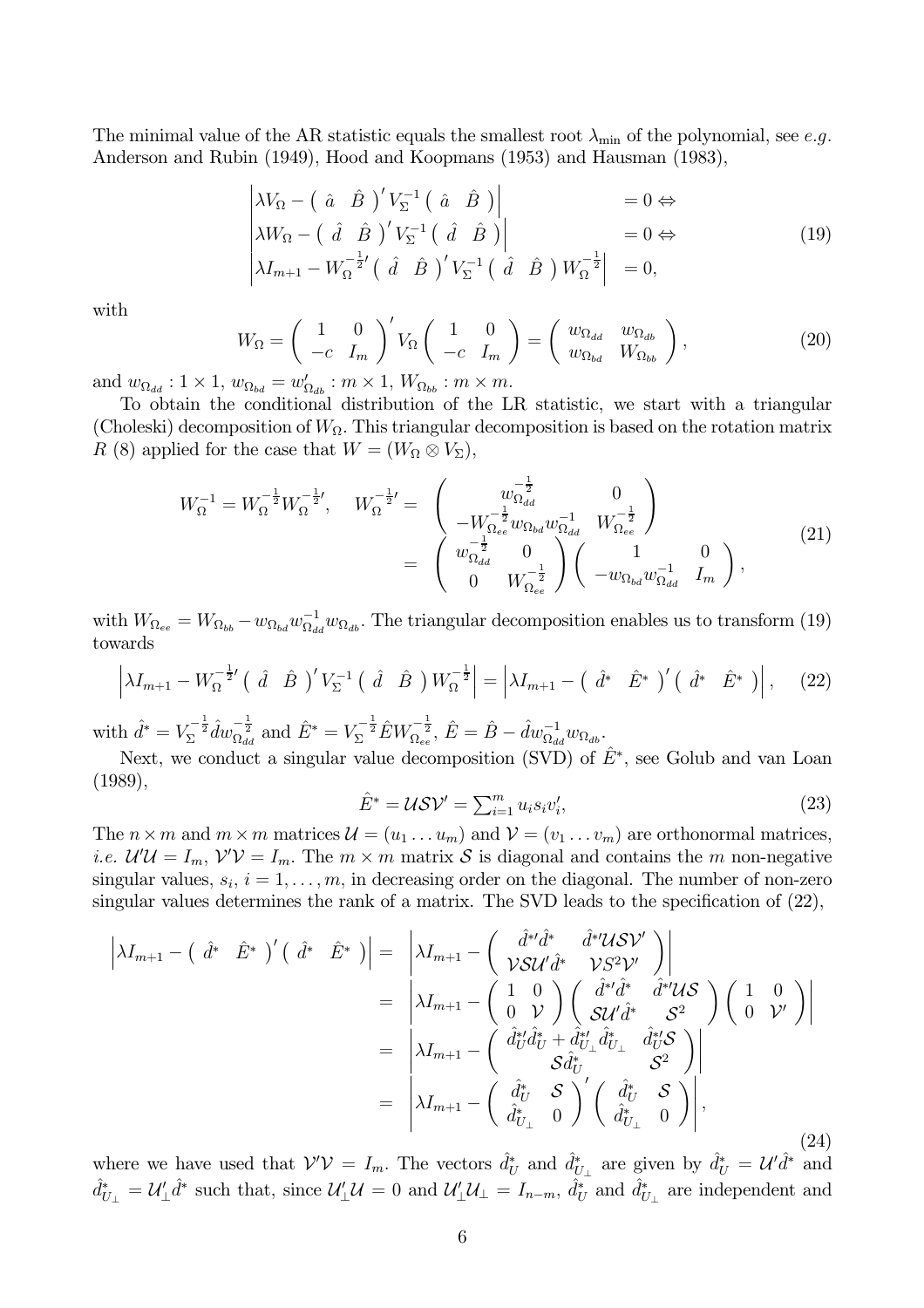The minimal value of the AR statistic equals the smallest root $\lambda_{\min}$ of the polynomial, see *e.g.* Anderson and Rubin (1949), Hood and Koopmans (1953) and Hausman (1983),

$$
\begin{array}{ll}
\left|\lambda V_\Omega - \begin{pmatrix} \hat{a} & \hat{B} \end{pmatrix}' V_\Sigma^{-1} \begin{pmatrix} \hat{a} & \hat{B} \end{pmatrix}\right| & = 0 \Leftrightarrow \\
\left|\lambda W_\Omega - \begin{pmatrix} \hat{d} & \hat{B} \end{pmatrix}' V_\Sigma^{-1} \begin{pmatrix} \hat{d} & \hat{B} \end{pmatrix}\right| & = 0 \Leftrightarrow \\
\left|\lambda I_{m+1} - W_\Omega^{-\frac{1}{2}\prime} \begin{pmatrix} \hat{d} & \hat{B} \end{pmatrix}' V_\Sigma^{-1} \begin{pmatrix} \hat{d} & \hat{B} \end{pmatrix} W_\Omega^{-\frac{1}{2}}\right| & = 0,
\end{array}
\tag{19}
$$

with

$$
W_\Omega = \begin{pmatrix} 1 & 0 \\ -c & I_m \end{pmatrix}' V_\Omega \begin{pmatrix} 1 & 0 \\ -c & I_m \end{pmatrix} = \begin{pmatrix} w_{\Omega_{dd}} & w_{\Omega_{db}} \\ w_{\Omega_{bd}} & W_{\Omega_{bb}} \end{pmatrix},
\tag{20}
$$

and $w_{\Omega_{dd}} : 1 \times 1$, $w_{\Omega_{bd}} = w_{\Omega_{db}}' : m \times 1$, $W_{\Omega_{bb}} : m \times m$.

To obtain the conditional distribution of the LR statistic, we start with a triangular (Choleski) decomposition of $W_\Omega$. This triangular decomposition is based on the rotation matrix $R$ (8) applied for the case that $W = (W_\Omega \otimes V_\Sigma)$,

$$
\begin{array}{rl}
W_\Omega^{-1} = W_\Omega^{-\frac{1}{2}} W_\Omega^{-\frac{1}{2}\prime}, \quad W_\Omega^{-\frac{1}{2}\prime} = & \begin{pmatrix} w_{\Omega_{dd}}^{-\frac{1}{2}} & 0 \\ -W_{\Omega_{ee}}^{-\frac{1}{2}} w_{\Omega_{bd}} w_{\Omega_{dd}}^{-1} & W_{\Omega_{ee}}^{-\frac{1}{2}} \end{pmatrix} \\
= & \begin{pmatrix} w_{\Omega_{dd}}^{-\frac{1}{2}} & 0 \\ 0 & W_{\Omega_{ee}}^{-\frac{1}{2}} \end{pmatrix} \begin{pmatrix} 1 & 0 \\ -w_{\Omega_{bd}} w_{\Omega_{dd}}^{-1} & I_m \end{pmatrix},
\end{array}
\tag{21}
$$

with $W_{\Omega_{ee}} = W_{\Omega_{bb}} - w_{\Omega_{bd}} w_{\Omega_{dd}}^{-1} w_{\Omega_{db}}$. The triangular decomposition enables us to transform (19) towards

$$
\left|\lambda I_{m+1} - W_\Omega^{-\frac{1}{2}\prime} \begin{pmatrix} \hat{d} & \hat{B} \end{pmatrix}' V_\Sigma^{-1} \begin{pmatrix} \hat{d} & \hat{B} \end{pmatrix} W_\Omega^{-\frac{1}{2}}\right| = \left|\lambda I_{m+1} - \begin{pmatrix} \hat{d}^* & \hat{E}^* \end{pmatrix}' \begin{pmatrix} \hat{d}^* & \hat{E}^* \end{pmatrix}\right|,
\tag{22}
$$

with $\hat{d}^* = V_\Sigma^{-\frac{1}{2}} \hat{d} w_{\Omega_{dd}}^{-\frac{1}{2}}$ and $\hat{E}^* = V_\Sigma^{-\frac{1}{2}} \hat{E} W_{\Omega_{ee}}^{-\frac{1}{2}}$, $\hat{E} = \hat{B} - \hat{d} w_{\Omega_{dd}}^{-1} w_{\Omega_{db}}$.

Next, we conduct a singular value decomposition (SVD) of $\hat{E}^*$, see Golub and van Loan (1989),

$$
\hat{E}^* = \mathcal{U}\mathcal{S}\mathcal{V}' = \textstyle\sum_{i=1}^m u_i s_i v_i',
\tag{23}
$$

The $n \times m$ and $m \times m$ matrices $\mathcal{U} = (u_1 \ldots u_m)$ and $\mathcal{V} = (v_1 \ldots v_m)$ are orthonormal matrices, *i.e.* $\mathcal{U}'\mathcal{U} = I_m$, $\mathcal{V}'\mathcal{V} = I_m$. The $m \times m$ matrix $\mathcal{S}$ is diagonal and contains the $m$ non-negative singular values, $s_i$, $i = 1, \ldots, m$, in decreasing order on the diagonal. The number of non-zero singular values determines the rank of a matrix. The SVD leads to the specification of (22),

$$
\begin{array}{rl}
\left|\lambda I_{m+1} - \begin{pmatrix} \hat{d}^* & \hat{E}^* \end{pmatrix}' \begin{pmatrix} \hat{d}^* & \hat{E}^* \end{pmatrix}\right| = & \left|\lambda I_{m+1} - \begin{pmatrix} \hat{d}^{*\prime}\hat{d}^* & \hat{d}^{*\prime}\mathcal{U}\mathcal{S}\mathcal{V}' \\ \mathcal{V}\mathcal{S}\mathcal{U}'\hat{d}^* & \mathcal{V}S^2\mathcal{V}' \end{pmatrix}\right| \\
= & \left|\lambda I_{m+1} - \begin{pmatrix} 1 & 0 \\ 0 & \mathcal{V} \end{pmatrix} \begin{pmatrix} \hat{d}^{*\prime}\hat{d}^* & \hat{d}^{*\prime}\mathcal{U}\mathcal{S} \\ \mathcal{S}\mathcal{U}'\hat{d}^* & \mathcal{S}^2 \end{pmatrix} \begin{pmatrix} 1 & 0 \\ 0 & \mathcal{V}' \end{pmatrix}\right| \\
= & \left|\lambda I_{m+1} - \begin{pmatrix} \hat{d}_U^{*\prime}\hat{d}_U^* + \hat{d}_{U_\perp}^{*\prime}\hat{d}_{U_\perp}^* & \hat{d}_U^{*\prime}\mathcal{S} \\ \mathcal{S}\hat{d}_U^* & \mathcal{S}^2 \end{pmatrix}\right| \\
= & \left|\lambda I_{m+1} - \begin{pmatrix} \hat{d}_U^* & \mathcal{S} \\ \hat{d}_{U_\perp}^* & 0 \end{pmatrix}' \begin{pmatrix} \hat{d}_U^* & \mathcal{S} \\ \hat{d}_{U_\perp}^* & 0 \end{pmatrix}\right|,
\end{array}
\tag{24}
$$

where we have used that $\mathcal{V}'\mathcal{V} = I_m$. The vectors $\hat{d}_U^*$ and $\hat{d}_{U_\perp}^*$ are given by $\hat{d}_U^* = \mathcal{U}'\hat{d}^*$ and $\hat{d}_{U_\perp}^* = \mathcal{U}_\perp'\hat{d}^*$ such that, since $\mathcal{U}_\perp'\mathcal{U} = 0$ and $\mathcal{U}_\perp'\mathcal{U}_\perp = I_{n-m}$, $\hat{d}_U^*$ and $\hat{d}_{U_\perp}^*$ are independent and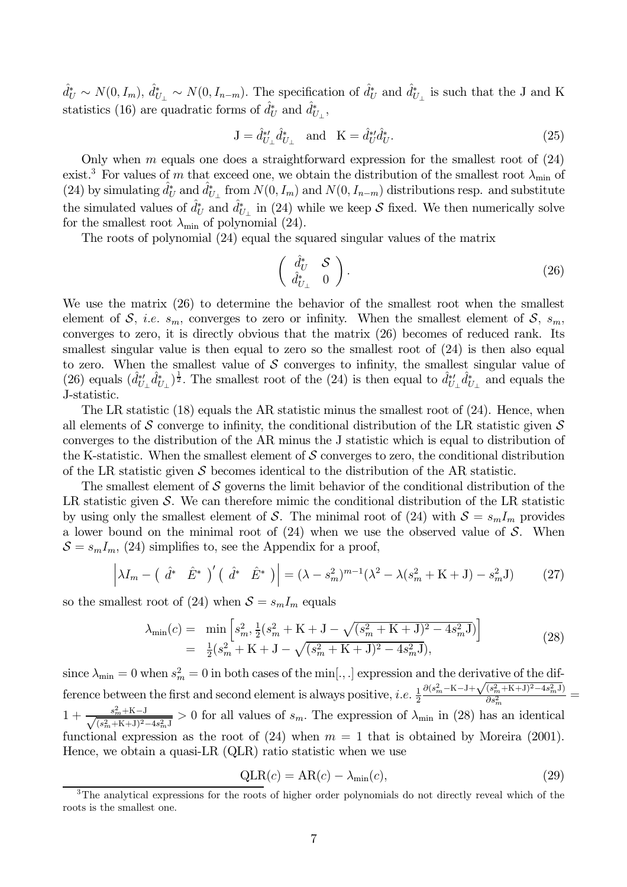$\hat{d}_U^* \sim N(0, I_m)$, $\hat{d}_{U_\perp}^* \sim N(0, I_{n-m})$. The specification of $\hat{d}_U^*$ and $\hat{d}_{U_\perp}^*$ is such that the J and K statistics (16) are quadratic forms of $\hat{d}_U^*$ and $\hat{d}_{U_\perp}^*$,

$$\mathrm{J} = \hat{d}_{U_\perp}^{*\prime} \hat{d}_{U_\perp}^* \quad \text{and} \quad \mathrm{K} = \hat{d}_U^{*\prime} \hat{d}_U^*. \tag{25}$$

Only when $m$ equals one does a straightforward expression for the smallest root of (24) exist.[3] For values of $m$ that exceed one, we obtain the distribution of the smallest root $\lambda_{\min}$ of (24) by simulating $\hat{d}_U^*$ and $\hat{d}_{U_\perp}^*$ from $N(0, I_m)$ and $N(0, I_{n-m})$ distributions resp. and substitute the simulated values of $\hat{d}_U^*$ and $\hat{d}_{U_\perp}^*$ in (24) while we keep $\mathcal{S}$ fixed. We then numerically solve for the smallest root $\lambda_{\min}$ of polynomial (24).

The roots of polynomial (24) equal the squared singular values of the matrix

$$\begin{pmatrix} \hat{d}_U^* & \mathcal{S} \\ \hat{d}_{U_\perp}^* & 0 \end{pmatrix}. \tag{26}$$

We use the matrix (26) to determine the behavior of the smallest root when the smallest element of $\mathcal{S}$, *i.e.* $s_m$, converges to zero or infinity. When the smallest element of $\mathcal{S}$, $s_m$, converges to zero, it is directly obvious that the matrix (26) becomes of reduced rank. Its smallest singular value is then equal to zero so the smallest root of (24) is then also equal to zero. When the smallest value of $\mathcal{S}$ converges to infinity, the smallest singular value of (26) equals $(\hat{d}_{U_\perp}^{*\prime} \hat{d}_{U_\perp}^*)^{\frac{1}{2}}$. The smallest root of the (24) is then equal to $\hat{d}_{U_\perp}^{*\prime} \hat{d}_{U_\perp}^*$ and equals the J-statistic.

The LR statistic (18) equals the AR statistic minus the smallest root of (24). Hence, when all elements of $\mathcal{S}$ converge to infinity, the conditional distribution of the LR statistic given $\mathcal{S}$ converges to the distribution of the AR minus the J statistic which is equal to distribution of the K-statistic. When the smallest element of $\mathcal{S}$ converges to zero, the conditional distribution of the LR statistic given $\mathcal{S}$ becomes identical to the distribution of the AR statistic.

The smallest element of $\mathcal{S}$ governs the limit behavior of the conditional distribution of the LR statistic given $\mathcal{S}$. We can therefore mimic the conditional distribution of the LR statistic by using only the smallest element of $\mathcal{S}$. The minimal root of (24) with $\mathcal{S} = s_m I_m$ provides a lower bound on the minimal root of (24) when we use the observed value of $\mathcal{S}$. When $\mathcal{S} = s_m I_m$, (24) simplifies to, see the Appendix for a proof,

$$\left| \lambda I_m - \begin{pmatrix} \hat{d}^* & \hat{E}^* \end{pmatrix}' \begin{pmatrix} \hat{d}^* & \hat{E}^* \end{pmatrix} \right| = (\lambda - s_m^2)^{m-1} (\lambda^2 - \lambda(s_m^2 + \mathrm{K} + \mathrm{J}) - s_m^2 \mathrm{J}) \tag{27}$$

so the smallest root of (24) when $\mathcal{S} = s_m I_m$ equals

$$\begin{aligned} \lambda_{\min}(c) &= \min \left[ s_m^2, \tfrac{1}{2}(s_m^2 + \mathrm{K} + \mathrm{J} - \sqrt{(s_m^2 + \mathrm{K} + \mathrm{J})^2 - 4 s_m^2 \mathrm{J}}) \right] \\ &= \tfrac{1}{2}(s_m^2 + \mathrm{K} + \mathrm{J} - \sqrt{(s_m^2 + \mathrm{K} + \mathrm{J})^2 - 4 s_m^2 \mathrm{J}}), \end{aligned} \tag{28}$$

since $\lambda_{\min} = 0$ when $s_m^2 = 0$ in both cases of the $\min[.,.]$ expression and the derivative of the difference between the first and second element is always positive, *i.e.* $\frac{1}{2} \frac{\partial (s_m^2 - \mathrm{K} - \mathrm{J} + \sqrt{(s_m^2 + \mathrm{K} + \mathrm{J})^2 - 4 s_m^2 \mathrm{J}})}{\partial s_m^2} = 1 + \frac{s_m^2 + \mathrm{K} - \mathrm{J}}{\sqrt{(s_m^2 + \mathrm{K} + \mathrm{J})^2 - 4 s_m^2 \mathrm{J}}} > 0$ for all values of $s_m$. The expression of $\lambda_{\min}$ in (28) has an identical functional expression as the root of (24) when $m = 1$ that is obtained by Moreira (2001). Hence, we obtain a quasi-LR (QLR) ratio statistic when we use

$$\mathrm{QLR}(c) = \mathrm{AR}(c) - \lambda_{\min}(c), \tag{29}$$

[3] The analytical expressions for the roots of higher order polynomials do not directly reveal which of the roots is the smallest one.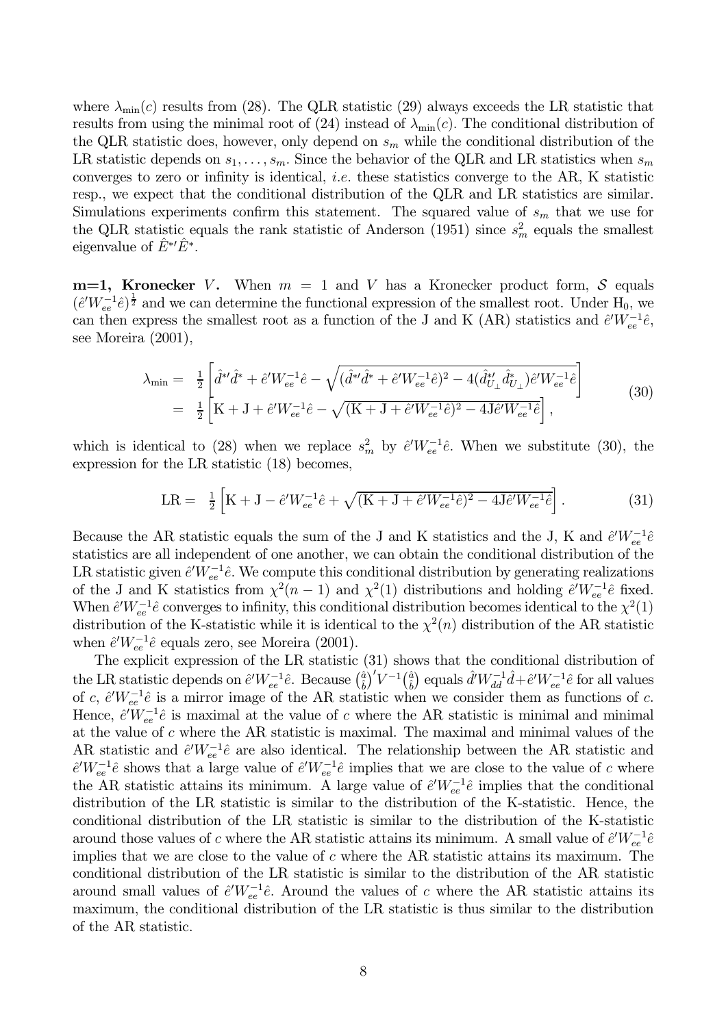where $\lambda_{\min}(c)$ results from (28). The QLR statistic (29) always exceeds the LR statistic that results from using the minimal root of (24) instead of $\lambda_{\min}(c)$. The conditional distribution of the QLR statistic does, however, only depend on $s_m$ while the conditional distribution of the LR statistic depends on $s_1, \ldots, s_m$. Since the behavior of the QLR and LR statistics when $s_m$ converges to zero or infinity is identical, *i.e.* these statistics converge to the AR, K statistic resp., we expect that the conditional distribution of the QLR and LR statistics are similar. Simulations experiments confirm this statement. The squared value of $s_m$ that we use for the QLR statistic equals the rank statistic of Anderson (1951) since $s_m^2$ equals the smallest eigenvalue of $\hat{E}^{*\prime}\hat{E}^{*}$.

**m=1, Kronecker** $V$**.** When $m = 1$ and $V$ has a Kronecker product form, $\mathcal{S}$ equals $(\hat{e}'W_{ee}^{-1}\hat{e})^{\frac{1}{2}}$ and we can determine the functional expression of the smallest root. Under $\mathrm{H}_0$, we can then express the smallest root as a function of the J and K (AR) statistics and $\hat{e}'W_{ee}^{-1}\hat{e}$, see Moreira (2001),

$$
\begin{aligned}
\lambda_{\min} = & \ \tfrac{1}{2}\left[\hat{d}^{*\prime}\hat{d}^{*} + \hat{e}'W_{ee}^{-1}\hat{e} - \sqrt{(\hat{d}^{*\prime}\hat{d}^{*} + \hat{e}'W_{ee}^{-1}\hat{e})^2 - 4(\hat{d}^{*\prime}_{U_\perp}\hat{d}^{*}_{U_\perp})\hat{e}'W_{ee}^{-1}\hat{e}}\right] \\
= & \ \tfrac{1}{2}\left[\mathrm{K} + \mathrm{J} + \hat{e}'W_{ee}^{-1}\hat{e} - \sqrt{(\mathrm{K} + \mathrm{J} + \hat{e}'W_{ee}^{-1}\hat{e})^2 - 4\mathrm{J}\hat{e}'W_{ee}^{-1}\hat{e}}\right],
\end{aligned}
\tag{30}
$$

which is identical to (28) when we replace $s_m^2$ by $\hat{e}'W_{ee}^{-1}\hat{e}$. When we substitute (30), the expression for the LR statistic (18) becomes,

$$
\mathrm{LR} = \ \tfrac{1}{2}\left[\mathrm{K} + \mathrm{J} - \hat{e}'W_{ee}^{-1}\hat{e} + \sqrt{(\mathrm{K} + \mathrm{J} + \hat{e}'W_{ee}^{-1}\hat{e})^2 - 4\mathrm{J}\hat{e}'W_{ee}^{-1}\hat{e}}\right]. \tag{31}
$$

Because the AR statistic equals the sum of the J and K statistics and the J, K and $\hat{e}'W_{ee}^{-1}\hat{e}$ statistics are all independent of one another, we can obtain the conditional distribution of the LR statistic given $\hat{e}'W_{ee}^{-1}\hat{e}$. We compute this conditional distribution by generating realizations of the J and K statistics from $\chi^2(n-1)$ and $\chi^2(1)$ distributions and holding $\hat{e}'W_{ee}^{-1}\hat{e}$ fixed. When $\hat{e}'W_{ee}^{-1}\hat{e}$ converges to infinity, this conditional distribution becomes identical to the $\chi^2(1)$ distribution of the K-statistic while it is identical to the $\chi^2(n)$ distribution of the AR statistic when $\hat{e}'W_{ee}^{-1}\hat{e}$ equals zero, see Moreira (2001).

The explicit expression of the LR statistic (31) shows that the conditional distribution of the LR statistic depends on $\hat{e}'W_{ee}^{-1}\hat{e}$. Because $\binom{\hat{a}}{\hat{b}}'V^{-1}\binom{\hat{a}}{\hat{b}}$ equals $\hat{d}'W_{dd}^{-1}\hat{d} + \hat{e}'W_{ee}^{-1}\hat{e}$ for all values of $c$, $\hat{e}'W_{ee}^{-1}\hat{e}$ is a mirror image of the AR statistic when we consider them as functions of $c$. Hence, $\hat{e}'W_{ee}^{-1}\hat{e}$ is maximal at the value of $c$ where the AR statistic is minimal and minimal at the value of $c$ where the AR statistic is maximal. The maximal and minimal values of the AR statistic and $\hat{e}'W_{ee}^{-1}\hat{e}$ are also identical. The relationship between the AR statistic and $\hat{e}'W_{ee}^{-1}\hat{e}$ shows that a large value of $\hat{e}'W_{ee}^{-1}\hat{e}$ implies that we are close to the value of $c$ where the AR statistic attains its minimum. A large value of $\hat{e}'W_{ee}^{-1}\hat{e}$ implies that the conditional distribution of the LR statistic is similar to the distribution of the K-statistic. Hence, the conditional distribution of the LR statistic is similar to the distribution of the K-statistic around those values of $c$ where the AR statistic attains its minimum. A small value of $\hat{e}'W_{ee}^{-1}\hat{e}$ implies that we are close to the value of $c$ where the AR statistic attains its maximum. The conditional distribution of the LR statistic is similar to the distribution of the AR statistic around small values of $\hat{e}'W_{ee}^{-1}\hat{e}$. Around the values of $c$ where the AR statistic attains its maximum, the conditional distribution of the LR statistic is thus similar to the distribution of the AR statistic.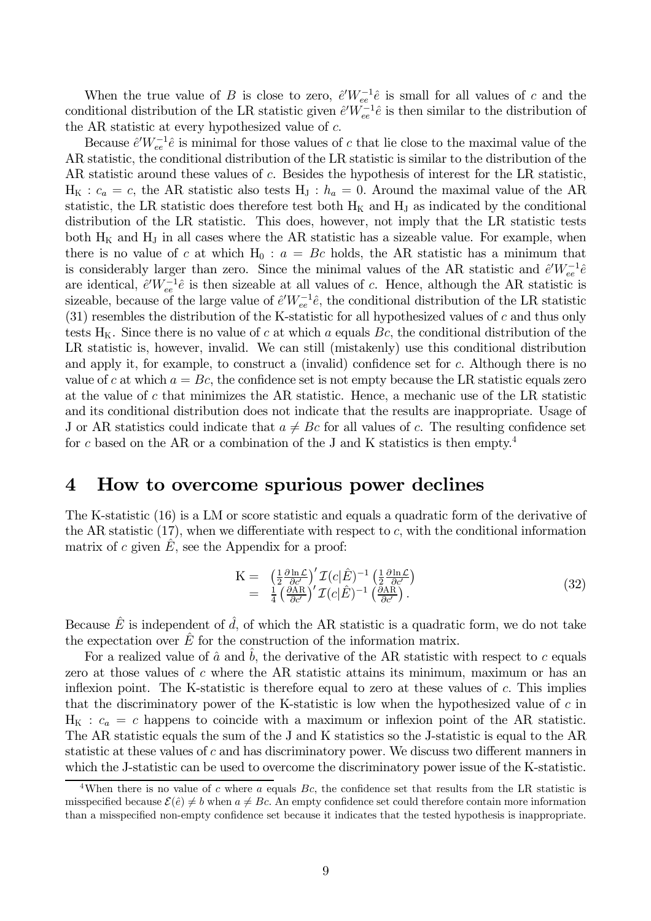When the true value of $B$ is close to zero, $\hat{e}'W_{ee}^{-1}\hat{e}$ is small for all values of $c$ and the conditional distribution of the LR statistic given $\hat{e}'W_{ee}^{-1}\hat{e}$ is then similar to the distribution of the AR statistic at every hypothesized value of $c$.

Because $\hat{e}'W_{ee}^{-1}\hat{e}$ is minimal for those values of $c$ that lie close to the maximal value of the AR statistic, the conditional distribution of the LR statistic is similar to the distribution of the AR statistic around these values of $c$. Besides the hypothesis of interest for the LR statistic, $\mathrm{H_K} : c_a = c$, the AR statistic also tests $\mathrm{H_J} : h_a = 0$. Around the maximal value of the AR statistic, the LR statistic does therefore test both $\mathrm{H_K}$ and $\mathrm{H_J}$ as indicated by the conditional distribution of the LR statistic. This does, however, not imply that the LR statistic tests both $\mathrm{H_K}$ and $\mathrm{H_J}$ in all cases where the AR statistic has a sizeable value. For example, when there is no value of $c$ at which $\mathrm{H_0} : a = Bc$ holds, the AR statistic has a minimum that is considerably larger than zero. Since the minimal values of the AR statistic and $\hat{e}'W_{ee}^{-1}\hat{e}$ are identical, $\hat{e}'W_{ee}^{-1}\hat{e}$ is then sizeable at all values of $c$. Hence, although the AR statistic is sizeable, because of the large value of $\hat{e}'W_{ee}^{-1}\hat{e}$, the conditional distribution of the LR statistic (31) resembles the distribution of the K-statistic for all hypothesized values of $c$ and thus only tests $\mathrm{H_K}$. Since there is no value of $c$ at which $a$ equals $Bc$, the conditional distribution of the LR statistic is, however, invalid. We can still (mistakenly) use this conditional distribution and apply it, for example, to construct a (invalid) confidence set for $c$. Although there is no value of $c$ at which $a = Bc$, the confidence set is not empty because the LR statistic equals zero at the value of $c$ that minimizes the AR statistic. Hence, a mechanic use of the LR statistic and its conditional distribution does not indicate that the results are inappropriate. Usage of J or AR statistics could indicate that $a \neq Bc$ for all values of $c$. The resulting confidence set for $c$ based on the AR or a combination of the J and K statistics is then empty.[4]

# 4 How to overcome spurious power declines

The K-statistic (16) is a LM or score statistic and equals a quadratic form of the derivative of the AR statistic (17), when we differentiate with respect to $c$, with the conditional information matrix of $c$ given $\hat{E}$, see the Appendix for a proof:

$$
\begin{aligned}
\mathrm{K} = & \left(\tfrac{1}{2}\tfrac{\partial \ln \mathcal{L}}{\partial c'}\right)' \mathcal{I}(c|\hat{E})^{-1} \left(\tfrac{1}{2}\tfrac{\partial \ln \mathcal{L}}{\partial c'}\right) \\
= & \ \tfrac{1}{4}\left(\tfrac{\partial \mathrm{AR}}{\partial c'}\right)' \mathcal{I}(c|\hat{E})^{-1} \left(\tfrac{\partial \mathrm{AR}}{\partial c'}\right).
\end{aligned}
\tag{32}
$$

Because $\hat{E}$ is independent of $\hat{d}$, of which the AR statistic is a quadratic form, we do not take the expectation over $\hat{E}$ for the construction of the information matrix.

For a realized value of $\hat{a}$ and $\hat{b}$, the derivative of the AR statistic with respect to $c$ equals zero at those values of $c$ where the AR statistic attains its minimum, maximum or has an inflexion point. The K-statistic is therefore equal to zero at these values of $c$. This implies that the discriminatory power of the K-statistic is low when the hypothesized value of $c$ in $\mathrm{H_K} : c_a = c$ happens to coincide with a maximum or inflexion point of the AR statistic. The AR statistic equals the sum of the J and K statistics so the J-statistic is equal to the AR statistic at these values of $c$ and has discriminatory power. We discuss two different manners in which the J-statistic can be used to overcome the discriminatory power issue of the K-statistic.

[4] When there is no value of $c$ where $a$ equals $Bc$, the confidence set that results from the LR statistic is misspecified because $\mathcal{E}(\hat{e}) \neq b$ when $a \neq Bc$. An empty confidence set could therefore contain more information than a misspecified non-empty confidence set because it indicates that the tested hypothesis is inappropriate.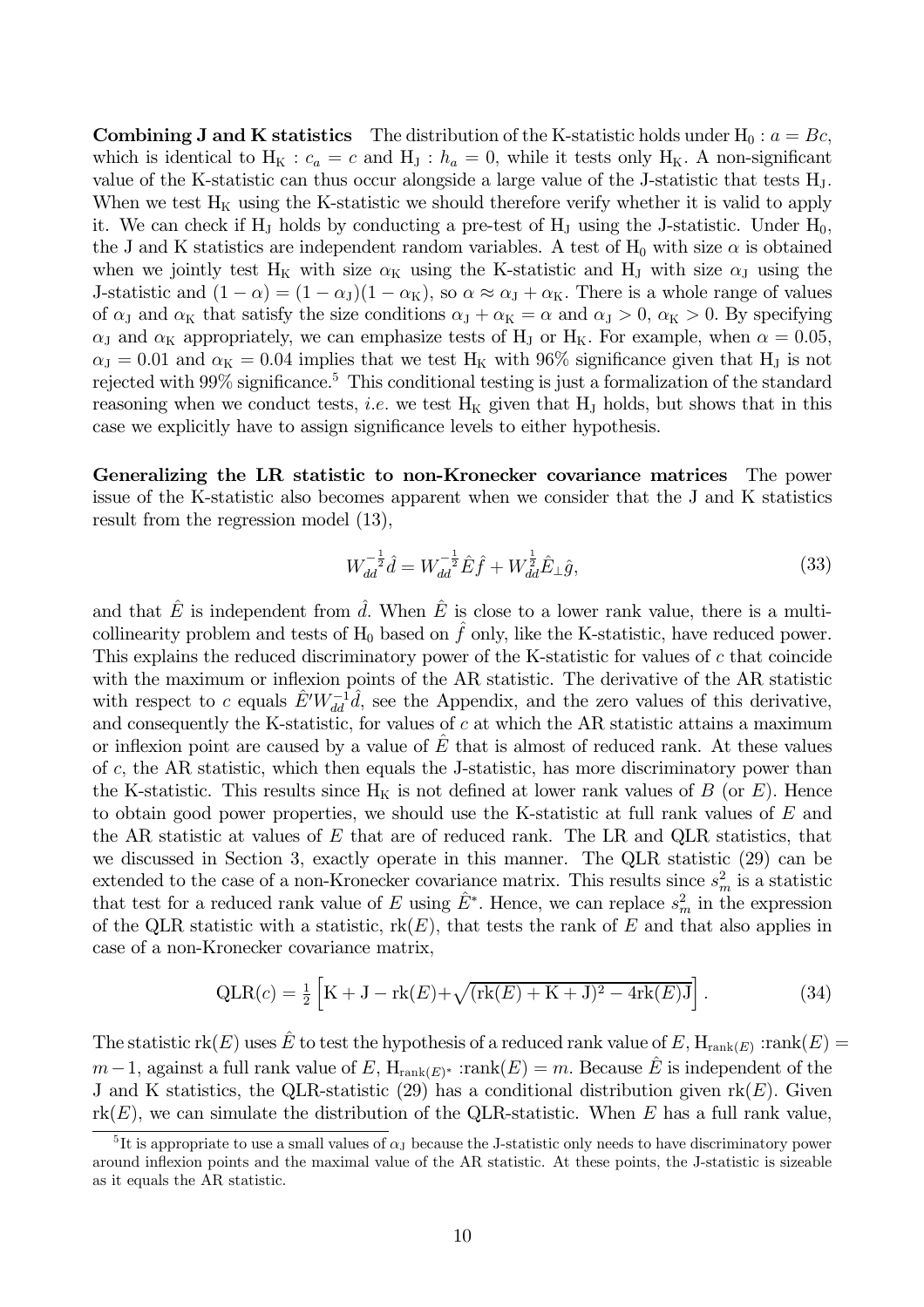**Combining J and K statistics** The distribution of the K-statistic holds under $\mathrm{H}_0 : a = Bc$, which is identical to $\mathrm{H}_\mathrm{K} : c_a = c$ and $\mathrm{H}_\mathrm{J} : h_a = 0$, while it tests only $\mathrm{H}_\mathrm{K}$. A non-significant value of the K-statistic can thus occur alongside a large value of the J-statistic that tests $\mathrm{H}_\mathrm{J}$. When we test $\mathrm{H}_\mathrm{K}$ using the K-statistic we should therefore verify whether it is valid to apply it. We can check if $\mathrm{H}_\mathrm{J}$ holds by conducting a pre-test of $\mathrm{H}_\mathrm{J}$ using the J-statistic. Under $\mathrm{H}_0$, the J and K statistics are independent random variables. A test of $\mathrm{H}_0$ with size $\alpha$ is obtained when we jointly test $\mathrm{H}_\mathrm{K}$ with size $\alpha_\mathrm{K}$ using the K-statistic and $\mathrm{H}_\mathrm{J}$ with size $\alpha_\mathrm{J}$ using the J-statistic and $(1-\alpha) = (1-\alpha_\mathrm{J})(1-\alpha_\mathrm{K})$, so $\alpha \approx \alpha_\mathrm{J} + \alpha_\mathrm{K}$. There is a whole range of values of $\alpha_\mathrm{J}$ and $\alpha_\mathrm{K}$ that satisfy the size conditions $\alpha_\mathrm{J} + \alpha_\mathrm{K} = \alpha$ and $\alpha_\mathrm{J} > 0$, $\alpha_\mathrm{K} > 0$. By specifying $\alpha_\mathrm{J}$ and $\alpha_\mathrm{K}$ appropriately, we can emphasize tests of $\mathrm{H}_\mathrm{J}$ or $\mathrm{H}_\mathrm{K}$. For example, when $\alpha = 0.05$, $\alpha_\mathrm{J} = 0.01$ and $\alpha_\mathrm{K} = 0.04$ implies that we test $\mathrm{H}_\mathrm{K}$ with 96% significance given that $\mathrm{H}_\mathrm{J}$ is not rejected with 99% significance.[5] This conditional testing is just a formalization of the standard reasoning when we conduct tests, *i.e.* we test $\mathrm{H}_\mathrm{K}$ given that $\mathrm{H}_\mathrm{J}$ holds, but shows that in this case we explicitly have to assign significance levels to either hypothesis.

**Generalizing the LR statistic to non-Kronecker covariance matrices** The power issue of the K-statistic also becomes apparent when we consider that the J and K statistics result from the regression model (13),

$$W_{dd}^{-\frac{1}{2}}\hat{d} = W_{dd}^{-\frac{1}{2}}\hat{E}\hat{f} + W_{dd}^{\frac{1}{2}}\hat{E}_{\perp}\hat{g}, \tag{33}$$

and that $\hat{E}$ is independent from $\hat{d}$. When $\hat{E}$ is close to a lower rank value, there is a multicollinearity problem and tests of $\mathrm{H}_0$ based on $\hat{f}$ only, like the K-statistic, have reduced power. This explains the reduced discriminatory power of the K-statistic for values of $c$ that coincide with the maximum or inflexion points of the AR statistic. The derivative of the AR statistic with respect to $c$ equals $\hat{E}'W_{dd}^{-1}\hat{d}$, see the Appendix, and the zero values of this derivative, and consequently the K-statistic, for values of $c$ at which the AR statistic attains a maximum or inflexion point are caused by a value of $\hat{E}$ that is almost of reduced rank. At these values of $c$, the AR statistic, which then equals the J-statistic, has more discriminatory power than the K-statistic. This results since $\mathrm{H}_\mathrm{K}$ is not defined at lower rank values of $B$ (or $E$). Hence to obtain good power properties, we should use the K-statistic at full rank values of $E$ and the AR statistic at values of $E$ that are of reduced rank. The LR and QLR statistics, that we discussed in Section 3, exactly operate in this manner. The QLR statistic (29) can be extended to the case of a non-Kronecker covariance matrix. This results since $s_m^2$ is a statistic that test for a reduced rank value of $E$ using $\hat{E}^*$. Hence, we can replace $s_m^2$ in the expression of the QLR statistic with a statistic, $\mathrm{rk}(E)$, that tests the rank of $E$ and that also applies in case of a non-Kronecker covariance matrix,

$$\mathrm{QLR}(c) = \tfrac{1}{2}\left[\mathrm{K} + \mathrm{J} - \mathrm{rk}(E) + \sqrt{(\mathrm{rk}(E) + \mathrm{K} + \mathrm{J})^2 - 4\mathrm{rk}(E)\mathrm{J}}\right]. \tag{34}$$

The statistic $\mathrm{rk}(E)$ uses $\hat{E}$ to test the hypothesis of a reduced rank value of $E$, $\mathrm{H}_{\mathrm{rank}(E)}$ :$\mathrm{rank}(E) = m-1$, against a full rank value of $E$, $\mathrm{H}_{\mathrm{rank}(E)^*}$ :$\mathrm{rank}(E) = m$. Because $\hat{E}$ is independent of the J and K statistics, the QLR-statistic (29) has a conditional distribution given $\mathrm{rk}(E)$. Given $\mathrm{rk}(E)$, we can simulate the distribution of the QLR-statistic. When $E$ has a full rank value,

[5] It is appropriate to use a small values of $\alpha_\mathrm{J}$ because the J-statistic only needs to have discriminatory power around inflexion points and the maximal value of the AR statistic. At these points, the J-statistic is sizeable as it equals the AR statistic.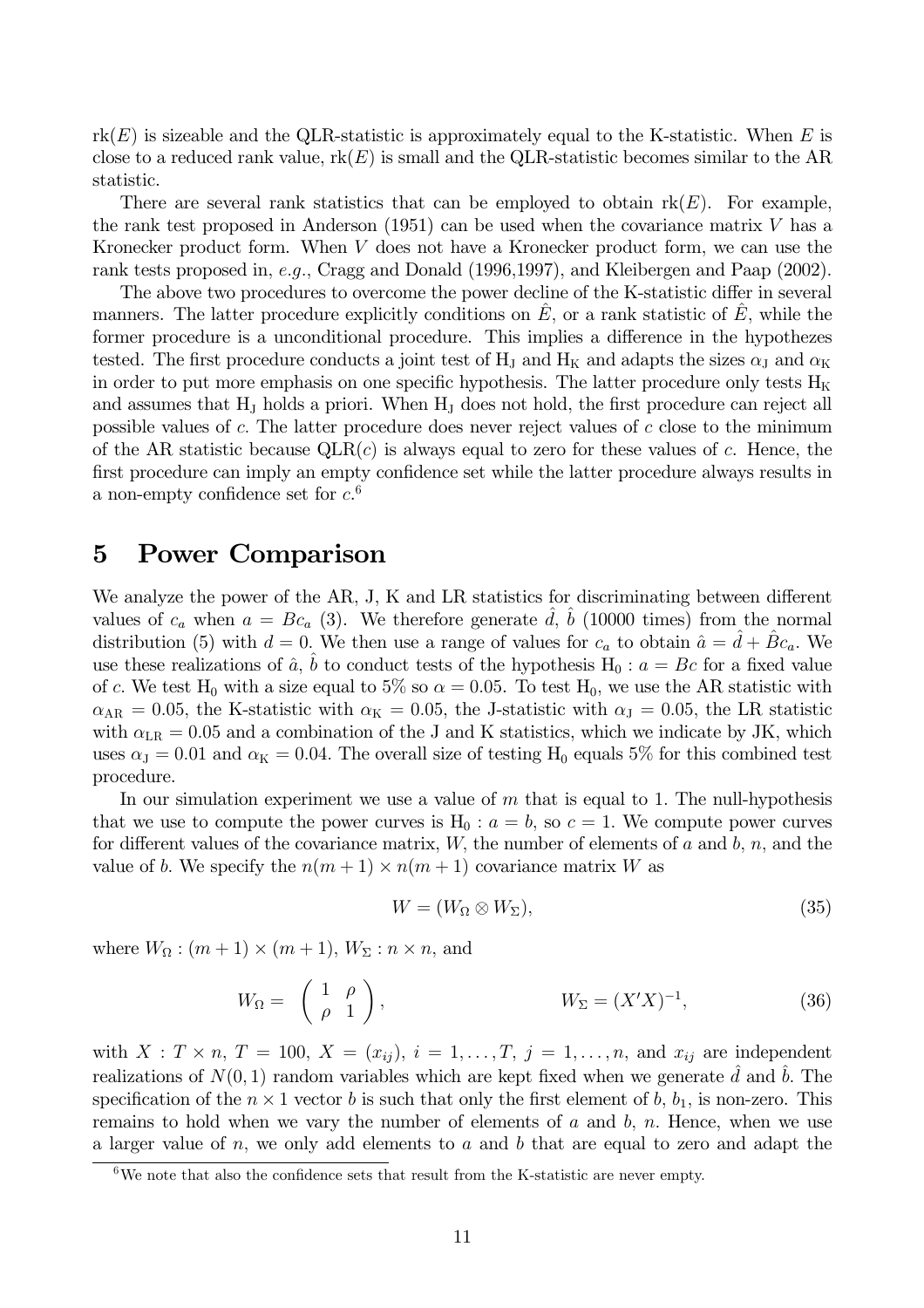$\text{rk}(E)$ is sizeable and the QLR-statistic is approximately equal to the K-statistic. When $E$ is close to a reduced rank value, $\text{rk}(E)$ is small and the QLR-statistic becomes similar to the AR statistic.

There are several rank statistics that can be employed to obtain $\text{rk}(E)$. For example, the rank test proposed in Anderson (1951) can be used when the covariance matrix $V$ has a Kronecker product form. When $V$ does not have a Kronecker product form, we can use the rank tests proposed in, *e.g.*, Cragg and Donald (1996,1997), and Kleibergen and Paap (2002).

The above two procedures to overcome the power decline of the K-statistic differ in several manners. The latter procedure explicitly conditions on $\hat{E}$, or a rank statistic of $\hat{E}$, while the former procedure is a unconditional procedure. This implies a difference in the hypothezes tested. The first procedure conducts a joint test of $\text{H}_\text{J}$ and $\text{H}_\text{K}$ and adapts the sizes $\alpha_\text{J}$ and $\alpha_\text{K}$ in order to put more emphasis on one specific hypothesis. The latter procedure only tests $\text{H}_\text{K}$ and assumes that $\text{H}_\text{J}$ holds a priori. When $\text{H}_\text{J}$ does not hold, the first procedure can reject all possible values of $c$. The latter procedure does never reject values of $c$ close to the minimum of the AR statistic because $\text{QLR}(c)$ is always equal to zero for these values of $c$. Hence, the first procedure can imply an empty confidence set while the latter procedure always results in a non-empty confidence set for $c$.[6]

# 5 Power Comparison

We analyze the power of the AR, J, K and LR statistics for discriminating between different values of $c_a$ when $a = Bc_a$ (3). We therefore generate $\hat{d}$, $\hat{b}$ (10000 times) from the normal distribution (5) with $d = 0$. We then use a range of values for $c_a$ to obtain $\hat{a} = \hat{d} + \hat{B}c_a$. We use these realizations of $\hat{a}$, $\hat{b}$ to conduct tests of the hypothesis $\text{H}_0 : a = Bc$ for a fixed value of $c$. We test $\text{H}_0$ with a size equal to 5% so $\alpha = 0.05$. To test $\text{H}_0$, we use the AR statistic with $\alpha_{\text{AR}} = 0.05$, the K-statistic with $\alpha_\text{K} = 0.05$, the J-statistic with $\alpha_\text{J} = 0.05$, the LR statistic with $\alpha_{\text{LR}} = 0.05$ and a combination of the J and K statistics, which we indicate by JK, which uses $\alpha_\text{J} = 0.01$ and $\alpha_\text{K} = 0.04$. The overall size of testing $\text{H}_0$ equals 5% for this combined test procedure.

In our simulation experiment we use a value of $m$ that is equal to 1. The null-hypothesis that we use to compute the power curves is $\text{H}_0 : a = b$, so $c = 1$. We compute power curves for different values of the covariance matrix, $W$, the number of elements of $a$ and $b$, $n$, and the value of $b$. We specify the $n(m+1) \times n(m+1)$ covariance matrix $W$ as

$$W = (W_\Omega \otimes W_\Sigma), \tag{35}$$

where $W_\Omega : (m+1) \times (m+1)$, $W_\Sigma : n \times n$, and

$$W_\Omega = \begin{pmatrix} 1 & \rho \\ \rho & 1 \end{pmatrix}, \qquad\qquad W_\Sigma = (X'X)^{-1}, \tag{36}$$

with $X : T \times n$, $T = 100$, $X = (x_{ij})$, $i = 1, \ldots, T$, $j = 1, \ldots, n$, and $x_{ij}$ are independent realizations of $N(0,1)$ random variables which are kept fixed when we generate $\hat{d}$ and $\hat{b}$. The specification of the $n \times 1$ vector $b$ is such that only the first element of $b$, $b_1$, is non-zero. This remains to hold when we vary the number of elements of $a$ and $b$, $n$. Hence, when we use a larger value of $n$, we only add elements to $a$ and $b$ that are equal to zero and adapt the

[6] We note that also the confidence sets that result from the K-statistic are never empty.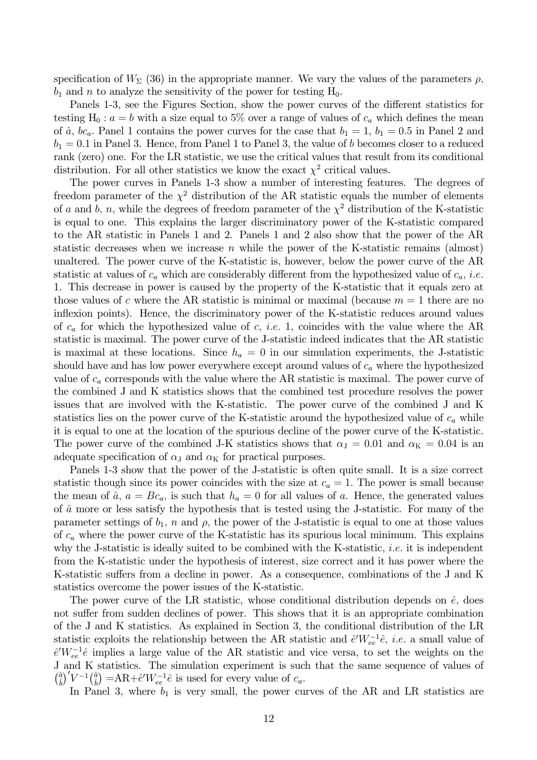specification of $W_\Sigma$ (36) in the appropriate manner. We vary the values of the parameters $\rho$, $b_1$ and $n$ to analyze the sensitivity of the power for testing $\text{H}_0$.

Panels 1-3, see the Figures Section, show the power curves of the different statistics for testing $\text{H}_0 : a = b$ with a size equal to 5% over a range of values of $c_a$ which defines the mean of $\hat{a}$, $bc_a$. Panel 1 contains the power curves for the case that $b_1 = 1$, $b_1 = 0.5$ in Panel 2 and $b_1 = 0.1$ in Panel 3. Hence, from Panel 1 to Panel 3, the value of $b$ becomes closer to a reduced rank (zero) one. For the LR statistic, we use the critical values that result from its conditional distribution. For all other statistics we know the exact $\chi^2$ critical values.

The power curves in Panels 1-3 show a number of interesting features. The degrees of freedom parameter of the $\chi^2$ distribution of the AR statistic equals the number of elements of $a$ and $b$, $n$, while the degrees of freedom parameter of the $\chi^2$ distribution of the K-statistic is equal to one. This explains the larger discriminatory power of the K-statistic compared to the AR statistic in Panels 1 and 2. Panels 1 and 2 also show that the power of the AR statistic decreases when we increase $n$ while the power of the K-statistic remains (almost) unaltered. The power curve of the K-statistic is, however, below the power curve of the AR statistic at values of $c_a$ which are considerably different from the hypothesized value of $c_a$, *i.e.* 1. This decrease in power is caused by the property of the K-statistic that it equals zero at those values of $c$ where the AR statistic is minimal or maximal (because $m = 1$ there are no inflexion points). Hence, the discriminatory power of the K-statistic reduces around values of $c_a$ for which the hypothesized value of $c$, *i.e.* 1, coincides with the value where the AR statistic is maximal. The power curve of the J-statistic indeed indicates that the AR statistic is maximal at these locations. Since $h_a = 0$ in our simulation experiments, the J-statistic should have and has low power everywhere except around values of $c_a$ where the hypothesized value of $c_a$ corresponds with the value where the AR statistic is maximal. The power curve of the combined J and K statistics shows that the combined test procedure resolves the power issues that are involved with the K-statistic. The power curve of the combined J and K statistics lies on the power curve of the K-statistic around the hypothesized value of $c_a$ while it is equal to one at the location of the spurious decline of the power curve of the K-statistic. The power curve of the combined J-K statistics shows that $\alpha_\text{J} = 0.01$ and $\alpha_\text{K} = 0.04$ is an adequate specification of $\alpha_\text{J}$ and $\alpha_\text{K}$ for practical purposes.

Panels 1-3 show that the power of the J-statistic is often quite small. It is a size correct statistic though since its power coincides with the size at $c_a = 1$. The power is small because the mean of $\hat{a}$, $a = Bc_a$, is such that $h_a = 0$ for all values of $a$. Hence, the generated values of $\hat{a}$ more or less satisfy the hypothesis that is tested using the J-statistic. For many of the parameter settings of $b_1$, $n$ and $\rho$, the power of the J-statistic is equal to one at those values of $c_a$ where the power curve of the K-statistic has its spurious local minimum. This explains why the J-statistic is ideally suited to be combined with the K-statistic, *i.e.* it is independent from the K-statistic under the hypothesis of interest, size correct and it has power where the K-statistic suffers from a decline in power. As a consequence, combinations of the J and K statistics overcome the power issues of the K-statistic.

The power curve of the LR statistic, whose conditional distribution depends on $\hat{e}$, does not suffer from sudden declines of power. This shows that it is an appropriate combination of the J and K statistics. As explained in Section 3, the conditional distribution of the LR statistic exploits the relationship between the AR statistic and $\hat{e}'W_{ee}^{-1}\hat{e}$, *i.e.* a small value of $\hat{e}'W_{ee}^{-1}\hat{e}$ implies a large value of the AR statistic and vice versa, to set the weights on the J and K statistics. The simulation experiment is such that the same sequence of values of $\binom{\hat{a}}{\hat{b}}' V^{-1} \binom{\hat{a}}{\hat{b}} = \text{AR} + \hat{e}'W_{ee}^{-1}\hat{e}$ is used for every value of $c_a$.

In Panel 3, where $b_1$ is very small, the power curves of the AR and LR statistics are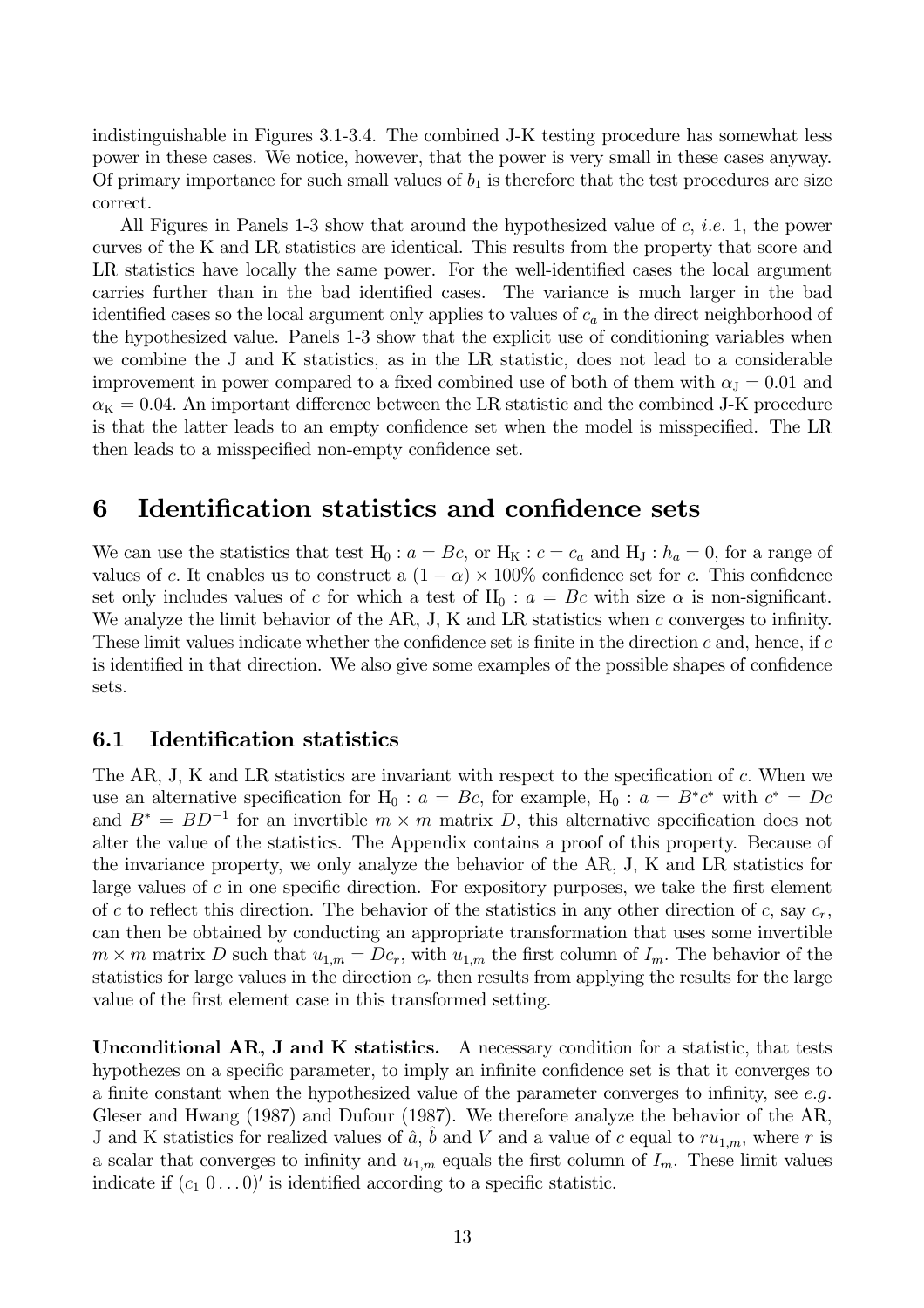indistinguishable in Figures 3.1-3.4. The combined J-K testing procedure has somewhat less power in these cases. We notice, however, that the power is very small in these cases anyway. Of primary importance for such small values of $b_1$ is therefore that the test procedures are size correct.

All Figures in Panels 1-3 show that around the hypothesized value of $c$, *i.e.* 1, the power curves of the K and LR statistics are identical. This results from the property that score and LR statistics have locally the same power. For the well-identified cases the local argument carries further than in the bad identified cases. The variance is much larger in the bad identified cases so the local argument only applies to values of $c_a$ in the direct neighborhood of the hypothesized value. Panels 1-3 show that the explicit use of conditioning variables when we combine the J and K statistics, as in the LR statistic, does not lead to a considerable improvement in power compared to a fixed combined use of both of them with $\alpha_{\mathrm{J}} = 0.01$ and $\alpha_{\mathrm{K}} = 0.04$. An important difference between the LR statistic and the combined J-K procedure is that the latter leads to an empty confidence set when the model is misspecified. The LR then leads to a misspecified non-empty confidence set.

# 6 Identification statistics and confidence sets

We can use the statistics that test $\mathrm{H}_0 : a = Bc$, or $\mathrm{H}_{\mathrm{K}} : c = c_a$ and $\mathrm{H}_{\mathrm{J}} : h_a = 0$, for a range of values of $c$. It enables us to construct a $(1 - \alpha) \times 100\%$ confidence set for $c$. This confidence set only includes values of $c$ for which a test of $\mathrm{H}_0 : a = Bc$ with size $\alpha$ is non-significant. We analyze the limit behavior of the AR, J, K and LR statistics when $c$ converges to infinity. These limit values indicate whether the confidence set is finite in the direction $c$ and, hence, if $c$ is identified in that direction. We also give some examples of the possible shapes of confidence sets.

## 6.1 Identification statistics

The AR, J, K and LR statistics are invariant with respect to the specification of $c$. When we use an alternative specification for $\mathrm{H}_0 : a = Bc$, for example, $\mathrm{H}_0 : a = B^* c^*$ with $c^* = Dc$ and $B^* = BD^{-1}$ for an invertible $m \times m$ matrix $D$, this alternative specification does not alter the value of the statistics. The Appendix contains a proof of this property. Because of the invariance property, we only analyze the behavior of the AR, J, K and LR statistics for large values of $c$ in one specific direction. For expository purposes, we take the first element of $c$ to reflect this direction. The behavior of the statistics in any other direction of $c$, say $c_r$, can then be obtained by conducting an appropriate transformation that uses some invertible $m \times m$ matrix $D$ such that $u_{1,m} = Dc_r$, with $u_{1,m}$ the first column of $I_m$. The behavior of the statistics for large values in the direction $c_r$ then results from applying the results for the large value of the first element case in this transformed setting.

**Unconditional AR, J and K statistics.** A necessary condition for a statistic, that tests hypothezes on a specific parameter, to imply an infinite confidence set is that it converges to a finite constant when the hypothesized value of the parameter converges to infinity, see *e.g.* Gleser and Hwang (1987) and Dufour (1987). We therefore analyze the behavior of the AR, J and K statistics for realized values of $\hat{a}$, $\hat{b}$ and $V$ and a value of $c$ equal to $ru_{1,m}$, where $r$ is a scalar that converges to infinity and $u_{1,m}$ equals the first column of $I_m$. These limit values indicate if $(c_1 \; 0 \ldots 0)'$ is identified according to a specific statistic.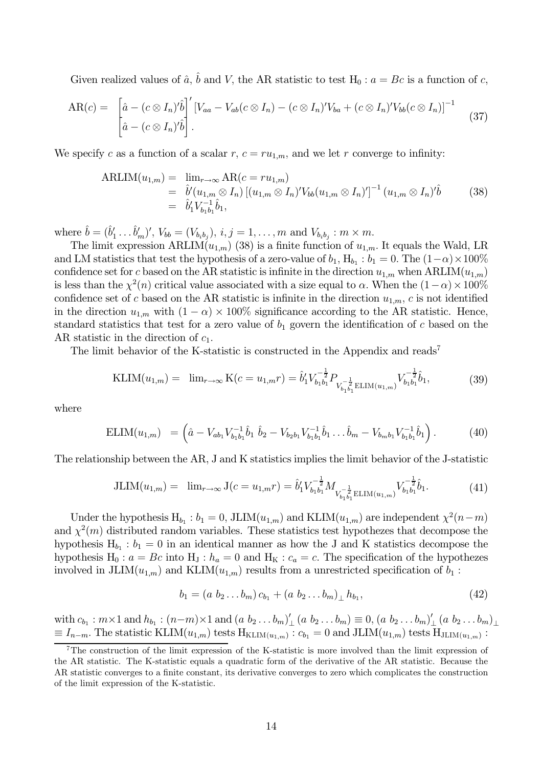Given realized values of $\hat{a}$, $\hat{b}$ and $V$, the AR statistic to test $\mathrm{H}_0 : a = Bc$ is a function of $c$,

$$\mathrm{AR}(c) = \begin{array}{l} \left[\hat{a} - (c \otimes I_n)'\hat{b}\right]' \left[V_{aa} - V_{ab}(c \otimes I_n) - (c \otimes I_n)'V_{ba} + (c \otimes I_n)'V_{bb}(c \otimes I_n)\right]^{-1} \\ \left[\hat{a} - (c \otimes I_n)'\hat{b}\right]. \end{array} \tag{37}$$

We specify $c$ as a function of a scalar $r$, $c = ru_{1,m}$, and we let $r$ converge to infinity:

$$\begin{aligned} \mathrm{ARLIM}(u_{1,m}) &= \lim_{r\to\infty} \mathrm{AR}(c = ru_{1,m}) \\ &= \hat{b}'(u_{1,m} \otimes I_n)\left[(u_{1,m} \otimes I_n)'V_{bb}(u_{1,m} \otimes I_n)'\right]^{-1}(u_{1,m} \otimes I_n)'\hat{b} \\ &= \hat{b}_1' V_{b_1b_1}^{-1}\hat{b}_1, \end{aligned} \tag{38}$$

where $\hat{b} = (\hat{b}_1' \ldots \hat{b}_m')'$, $V_{bb} = (V_{b_ib_j})$, $i, j = 1, \ldots, m$ and $V_{b_ib_j} : m \times m$.

The limit expression $\mathrm{ARLIM}(u_{1,m})$ (38) is a finite function of $u_{1,m}$. It equals the Wald, LR and LM statistics that test the hypothesis of a zero-value of $b_1$, $\mathrm{H}_{b_1} : b_1 = 0$. The $(1-\alpha)\times 100\%$ confidence set for $c$ based on the AR statistic is infinite in the direction $u_{1,m}$ when $\mathrm{ARLIM}(u_{1,m})$ is less than the $\chi^2(n)$ critical value associated with a size equal to $\alpha$. When the $(1-\alpha)\times 100\%$ confidence set of $c$ based on the AR statistic is infinite in the direction $u_{1,m}$, $c$ is not identified in the direction $u_{1,m}$ with $(1-\alpha)\times 100\%$ significance according to the AR statistic. Hence, standard statistics that test for a zero value of $b_1$ govern the identification of $c$ based on the AR statistic in the direction of $c_1$.

The limit behavior of the K-statistic is constructed in the Appendix and reads[7]

$$\mathrm{KLIM}(u_{1,m}) = \lim_{r\to\infty} \mathrm{K}(c = u_{1,m}r) = \hat{b}_1' V_{b_1b_1}^{-\frac{1}{2}} P_{V_{b_1b_1}^{-\frac{1}{2}}\mathrm{ELIM}(u_{1,m})} V_{b_1b_1}^{-\frac{1}{2}}\hat{b}_1, \tag{39}$$

where

$$\mathrm{ELIM}(u_{1,m}) = \left(\hat{a} - V_{ab_1}V_{b_1b_1}^{-1}\hat{b}_1 \;\; \hat{b}_2 - V_{b_2b_1}V_{b_1b_1}^{-1}\hat{b}_1 \ldots \hat{b}_m - V_{b_mb_1}V_{b_1b_1}^{-1}\hat{b}_1\right). \tag{40}$$

The relationship between the AR, J and K statistics implies the limit behavior of the J-statistic

$$\mathrm{JLIM}(u_{1,m}) = \lim_{r\to\infty} \mathrm{J}(c = u_{1,m}r) = \hat{b}_1' V_{b_1b_1}^{-\frac{1}{2}} M_{V_{b_1b_1}^{-\frac{1}{2}}\mathrm{ELIM}(u_{1,m})} V_{b_1b_1}^{-\frac{1}{2}}\hat{b}_1. \tag{41}$$

Under the hypothesis $\mathrm{H}_{b_1} : b_1 = 0$, $\mathrm{JLIM}(u_{1,m})$ and $\mathrm{KLIM}(u_{1,m})$ are independent $\chi^2(n-m)$ and $\chi^2(m)$ distributed random variables. These statistics test hypothezes that decompose the hypothesis $\mathrm{H}_{b_1} : b_1 = 0$ in an identical manner as how the J and K statistics decompose the hypothesis $\mathrm{H}_0 : a = Bc$ into $\mathrm{H}_\mathrm{J} : h_a = 0$ and $\mathrm{H}_\mathrm{K} : c_a = c$. The specification of the hypothezes involved in $\mathrm{JLIM}(u_{1,m})$ and $\mathrm{KLIM}(u_{1,m})$ results from a unrestricted specification of $b_1$ :

$$b_1 = (a \; b_2 \ldots b_m)\, c_{b_1} + (a \; b_2 \ldots b_m)_\perp\, h_{b_1}, \tag{42}$$

with $c_{b_1} : m\times 1$ and $h_{b_1} : (n-m)\times 1$ and $(a \; b_2 \ldots b_m)_\perp' (a \; b_2 \ldots b_m) \equiv 0$, $(a \; b_2 \ldots b_m)_\perp' (a \; b_2 \ldots b_m)_\perp \equiv I_{n-m}$. The statistic $\mathrm{KLIM}(u_{1,m})$ tests $\mathrm{H}_{\mathrm{KLIM}(u_{1,m})} : c_{b_1} = 0$ and $\mathrm{JLIM}(u_{1,m})$ tests $\mathrm{H}_{\mathrm{JLIM}(u_{1,m})}$ :

[7] The construction of the limit expression of the K-statistic is more involved than the limit expression of the AR statistic. The K-statistic equals a quadratic form of the derivative of the AR statistic. Because the AR statistic converges to a finite constant, its derivative converges to zero which complicates the construction of the limit expression of the K-statistic.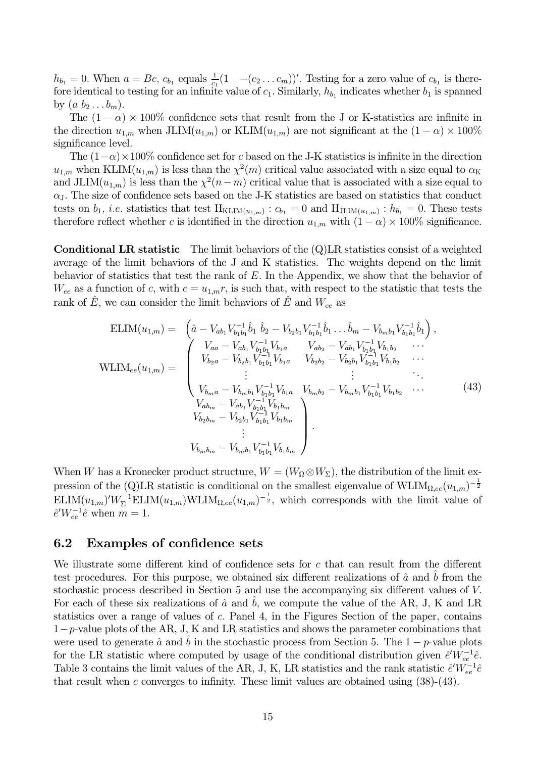$h_{b_1} = 0$. When $a = Bc$, $c_{b_1}$ equals $\frac{1}{c_1}(1 \quad -(c_2 \ldots c_m))'$. Testing for a zero value of $c_{b_1}$ is therefore identical to testing for an infinite value of $c_1$. Similarly, $h_{b_1}$ indicates whether $b_1$ is spanned by $(a\ b_2 \ldots b_m)$.

The $(1-\alpha) \times 100\%$ confidence sets that result from the J or K-statistics are infinite in the direction $u_{1,m}$ when $\text{JLIM}(u_{1,m})$ or $\text{KLIM}(u_{1,m})$ are not significant at the $(1-\alpha) \times 100\%$ significance level.

The $(1-\alpha)\times 100\%$ confidence set for $c$ based on the J-K statistics is infinite in the direction $u_{1,m}$ when $\text{KLIM}(u_{1,m})$ is less than the $\chi^2(m)$ critical value associated with a size equal to $\alpha_{\text{K}}$ and $\text{JLIM}(u_{1,m})$ is less than the $\chi^2(n-m)$ critical value that is associated with a size equal to $\alpha_{\text{J}}$. The size of confidence sets based on the J-K statistics are based on statistics that conduct tests on $b_1$, *i.e.* statistics that test $\text{H}_{\text{KLIM}(u_{1,m})} : c_{b_1} = 0$ and $\text{H}_{\text{JLIM}(u_{1,m})} : h_{b_1} = 0$. These tests therefore reflect whether $c$ is identified in the direction $u_{1,m}$ with $(1-\alpha) \times 100\%$ significance.

**Conditional LR statistic** The limit behaviors of the (Q)LR statistics consist of a weighted average of the limit behaviors of the J and K statistics. The weights depend on the limit behavior of statistics that test the rank of $E$. In the Appendix, we show that the behavior of $W_{ee}$ as a function of $c$, with $c = u_{1,m}r$, is such that, with respect to the statistic that tests the rank of $\hat{E}$, we can consider the limit behaviors of $\hat{E}$ and $W_{ee}$ as

$$
\begin{aligned}
\text{ELIM}(u_{1,m}) &= \left(\hat{a} - V_{ab_1}V_{b_1b_1}^{-1}\hat{b}_1 \;\; \hat{b}_2 - V_{b_2b_1}V_{b_1b_1}^{-1}\hat{b}_1 \ldots \hat{b}_m - V_{b_mb_1}V_{b_1b_1}^{-1}\hat{b}_1\right), \\
\text{WLIM}_{ee}(u_{1,m}) &= \begin{pmatrix}
V_{aa} - V_{ab_1}V_{b_1b_1}^{-1}V_{b_1a} & V_{ab_2} - V_{ab_1}V_{b_1b_1}^{-1}V_{b_1b_2} & \cdots & V_{ab_m} - V_{ab_1}V_{b_1b_1}^{-1}V_{b_1b_m} \\
V_{b_2a} - V_{b_2b_1}V_{b_1b_1}^{-1}V_{b_1a} & V_{b_2b_2} - V_{b_2b_1}V_{b_1b_1}^{-1}V_{b_1b_2} & \cdots & V_{b_2b_m} - V_{b_2b_1}V_{b_1b_1}^{-1}V_{b_1b_m} \\
\vdots & \vdots & \ddots & \vdots \\
V_{b_ma} - V_{b_mb_1}V_{b_1b_1}^{-1}V_{b_1a} & V_{b_mb_2} - V_{b_mb_1}V_{b_1b_1}^{-1}V_{b_1b_2} & \cdots & V_{b_mb_m} - V_{b_mb_1}V_{b_1b_1}^{-1}V_{b_1b_m}
\end{pmatrix}.
\end{aligned} \tag{43}
$$

When $W$ has a Kronecker product structure, $W = (W_\Omega \otimes W_\Sigma)$, the distribution of the limit expression of the (Q)LR statistic is conditional on the smallest eigenvalue of $\text{WLIM}_{\Omega,ee}(u_{1,m})^{-\frac{1}{2}}$ $\text{ELIM}(u_{1,m})'W_\Sigma^{-1}\text{ELIM}(u_{1,m})\text{WLIM}_{\Omega,ee}(u_{1,m})^{-\frac{1}{2}}$, which corresponds with the limit value of $\hat{e}'W_{ee}^{-1}\hat{e}$ when $m = 1$.

## 6.2 Examples of confidence sets

We illustrate some different kind of confidence sets for $c$ that can result from the different test procedures. For this purpose, we obtained six different realizations of $\hat{a}$ and $\hat{b}$ from the stochastic process described in Section 5 and use the accompanying six different values of $V$. For each of these six realizations of $\hat{a}$ and $\hat{b}$, we compute the value of the AR, J, K and LR statistics over a range of values of $c$. Panel 4, in the Figures Section of the paper, contains $1-p$-value plots of the AR, J, K and LR statistics and shows the parameter combinations that were used to generate $\hat{a}$ and $\hat{b}$ in the stochastic process from Section 5. The $1-p$-value plots for the LR statistic where computed by usage of the conditional distribution given $\hat{e}'W_{ee}^{-1}\hat{e}$. Table 3 contains the limit values of the AR, J, K, LR statistics and the rank statistic $\hat{e}'W_{ee}^{-1}\hat{e}$ that result when $c$ converges to infinity. These limit values are obtained using (38)-(43).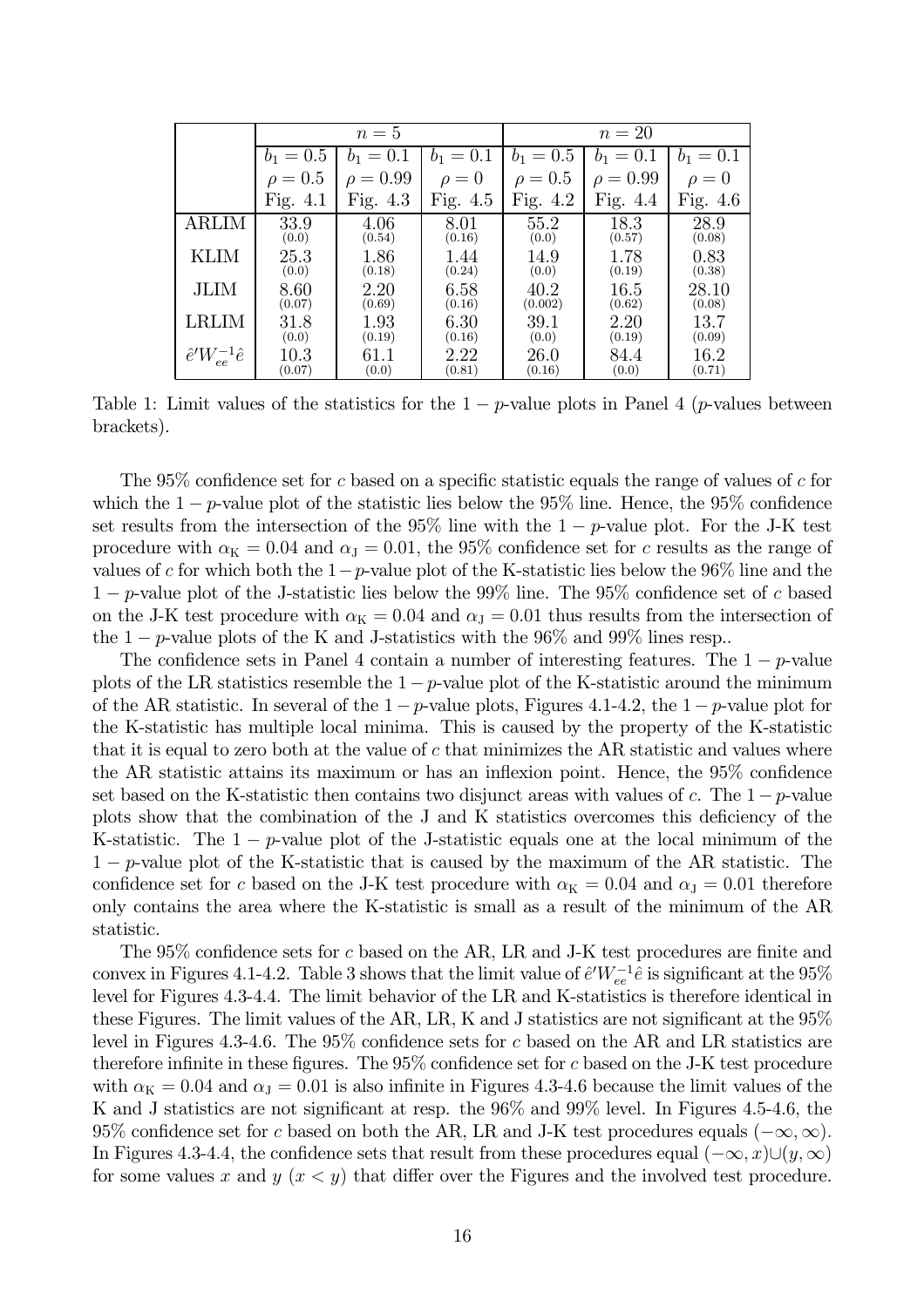| | $n=5$ | | | $n=20$ | | |
|---|---|---|---|---|---|---|
| | $b_1=0.5$ | $b_1=0.1$ | $b_1=0.1$ | $b_1=0.5$ | $b_1=0.1$ | $b_1=0.1$ |
| | $\rho=0.5$ | $\rho=0.99$ | $\rho=0$ | $\rho=0.5$ | $\rho=0.99$ | $\rho=0$ |
| | Fig. 4.1 | Fig. 4.3 | Fig. 4.5 | Fig. 4.2 | Fig. 4.4 | Fig. 4.6 |
| ARLIM | 33.9 (0.0) | 4.06 (0.54) | 8.01 (0.16) | 55.2 (0.0) | 18.3 (0.57) | 28.9 (0.08) |
| KLIM | 25.3 (0.0) | 1.86 (0.18) | 1.44 (0.24) | 14.9 (0.0) | 1.78 (0.19) | 0.83 (0.38) |
| JLIM | 8.60 (0.07) | 2.20 (0.69) | 6.58 (0.16) | 40.2 (0.002) | 16.5 (0.62) | 28.10 (0.08) |
| LRLIM | 31.8 (0.0) | 1.93 (0.19) | 6.30 (0.16) | 39.1 (0.0) | 2.20 (0.19) | 13.7 (0.09) |
| $\hat{e}'W_{ee}^{-1}\hat{e}$ | 10.3 (0.07) | 61.1 (0.0) | 2.22 (0.81) | 26.0 (0.16) | 84.4 (0.0) | 16.2 (0.71) |

Table 1: Limit values of the statistics for the $1-p$-value plots in Panel 4 ($p$-values between brackets).

The 95% confidence set for $c$ based on a specific statistic equals the range of values of $c$ for which the $1-p$-value plot of the statistic lies below the 95% line. Hence, the 95% confidence set results from the intersection of the 95% line with the $1-p$-value plot. For the J-K test procedure with $\alpha_{\rm K}=0.04$ and $\alpha_{\rm J}=0.01$, the 95% confidence set for $c$ results as the range of values of $c$ for which both the $1-p$-value plot of the K-statistic lies below the 96% line and the $1-p$-value plot of the J-statistic lies below the 99% line. The 95% confidence set of $c$ based on the J-K test procedure with $\alpha_{\rm K}=0.04$ and $\alpha_{\rm J}=0.01$ thus results from the intersection of the $1-p$-value plots of the K and J-statistics with the 96% and 99% lines resp..

The confidence sets in Panel 4 contain a number of interesting features. The $1-p$-value plots of the LR statistics resemble the $1-p$-value plot of the K-statistic around the minimum of the AR statistic. In several of the $1-p$-value plots, Figures 4.1-4.2, the $1-p$-value plot for the K-statistic has multiple local minima. This is caused by the property of the K-statistic that it is equal to zero both at the value of $c$ that minimizes the AR statistic and values where the AR statistic attains its maximum or has an inflexion point. Hence, the 95% confidence set based on the K-statistic then contains two disjunct areas with values of $c$. The $1-p$-value plots show that the combination of the J and K statistics overcomes this deficiency of the K-statistic. The $1-p$-value plot of the J-statistic equals one at the local minimum of the $1-p$-value plot of the K-statistic that is caused by the maximum of the AR statistic. The confidence set for $c$ based on the J-K test procedure with $\alpha_{\rm K}=0.04$ and $\alpha_{\rm J}=0.01$ therefore only contains the area where the K-statistic is small as a result of the minimum of the AR statistic.

The 95% confidence sets for $c$ based on the AR, LR and J-K test procedures are finite and convex in Figures 4.1-4.2. Table 3 shows that the limit value of $\hat{e}'W_{ee}^{-1}\hat{e}$ is significant at the 95% level for Figures 4.3-4.4. The limit behavior of the LR and K-statistics is therefore identical in these Figures. The limit values of the AR, LR, K and J statistics are not significant at the 95% level in Figures 4.3-4.6. The 95% confidence sets for $c$ based on the AR and LR statistics are therefore infinite in these figures. The 95% confidence set for $c$ based on the J-K test procedure with $\alpha_{\rm K}=0.04$ and $\alpha_{\rm J}=0.01$ is also infinite in Figures 4.3-4.6 because the limit values of the K and J statistics are not significant at resp. the 96% and 99% level. In Figures 4.5-4.6, the 95% confidence set for $c$ based on both the AR, LR and J-K test procedures equals $(-\infty,\infty)$. In Figures 4.3-4.4, the confidence sets that result from these procedures equal $(-\infty,x)\cup(y,\infty)$ for some values $x$ and $y$ $(x<y)$ that differ over the Figures and the involved test procedure.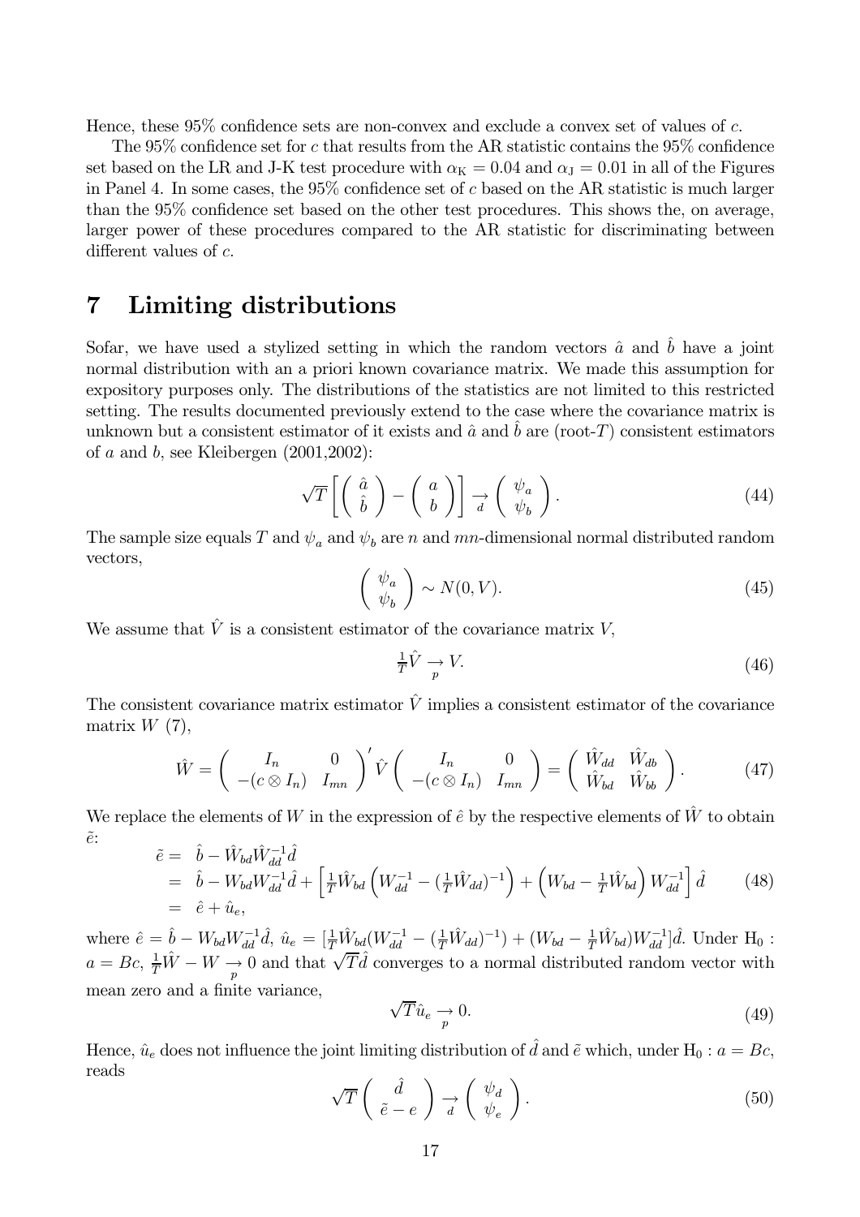Hence, these 95% confidence sets are non-convex and exclude a convex set of values of $c$.

The 95% confidence set for $c$ that results from the AR statistic contains the 95% confidence set based on the LR and J-K test procedure with $\alpha_{\mathrm{K}} = 0.04$ and $\alpha_{\mathrm{J}} = 0.01$ in all of the Figures in Panel 4. In some cases, the 95% confidence set of $c$ based on the AR statistic is much larger than the 95% confidence set based on the other test procedures. This shows the, on average, larger power of these procedures compared to the AR statistic for discriminating between different values of $c$.

# 7 Limiting distributions

Sofar, we have used a stylized setting in which the random vectors $\hat{a}$ and $\hat{b}$ have a joint normal distribution with an a priori known covariance matrix. We made this assumption for expository purposes only. The distributions of the statistics are not limited to this restricted setting. The results documented previously extend to the case where the covariance matrix is unknown but a consistent estimator of it exists and $\hat{a}$ and $\hat{b}$ are (root-$T$) consistent estimators of $a$ and $b$, see Kleibergen (2001,2002):

$$\sqrt{T}\left[\begin{pmatrix} \hat{a} \\ \hat{b} \end{pmatrix} - \begin{pmatrix} a \\ b \end{pmatrix}\right] \underset{d}{\rightarrow} \begin{pmatrix} \psi_a \\ \psi_b \end{pmatrix}. \tag{44}$$

The sample size equals $T$ and $\psi_a$ and $\psi_b$ are $n$ and $mn$-dimensional normal distributed random vectors,

$$\begin{pmatrix} \psi_a \\ \psi_b \end{pmatrix} \sim N(0, V). \tag{45}$$

We assume that $\hat{V}$ is a consistent estimator of the covariance matrix $V$,

$$\tfrac{1}{T}\hat{V} \underset{p}{\rightarrow} V. \tag{46}$$

The consistent covariance matrix estimator $\hat{V}$ implies a consistent estimator of the covariance matrix $W$ (7),

$$\hat{W} = \begin{pmatrix} I_n & 0 \\ -(c \otimes I_n) & I_{mn} \end{pmatrix}' \hat{V} \begin{pmatrix} I_n & 0 \\ -(c \otimes I_n) & I_{mn} \end{pmatrix} = \begin{pmatrix} \hat{W}_{dd} & \hat{W}_{db} \\ \hat{W}_{bd} & \hat{W}_{bb} \end{pmatrix}. \tag{47}$$

We replace the elements of $W$ in the expression of $\hat{e}$ by the respective elements of $\hat{W}$ to obtain $\tilde{e}$:

$$\begin{aligned} \tilde{e} &= \hat{b} - \hat{W}_{bd}\hat{W}_{dd}^{-1}\hat{d} \\ &= \hat{b} - W_{bd}W_{dd}^{-1}\hat{d} + \left[\tfrac{1}{T}\hat{W}_{bd}\left(W_{dd}^{-1} - (\tfrac{1}{T}\hat{W}_{dd})^{-1}\right) + \left(W_{bd} - \tfrac{1}{T}\hat{W}_{bd}\right)W_{dd}^{-1}\right]\hat{d} \\ &= \hat{e} + \hat{u}_e, \end{aligned} \tag{48}$$

where $\hat{e} = \hat{b} - W_{bd}W_{dd}^{-1}\hat{d}$, $\hat{u}_e = [\tfrac{1}{T}\hat{W}_{bd}(W_{dd}^{-1} - (\tfrac{1}{T}\hat{W}_{dd})^{-1}) + (W_{bd} - \tfrac{1}{T}\hat{W}_{bd})W_{dd}^{-1}]\hat{d}$. Under $\mathrm{H}_0 : a = Bc$, $\tfrac{1}{T}\hat{W} - W \underset{p}{\rightarrow} 0$ and that $\sqrt{T}\hat{d}$ converges to a normal distributed random vector with mean zero and a finite variance,

$$\sqrt{T}\hat{u}_e \underset{p}{\rightarrow} 0. \tag{49}$$

Hence, $\hat{u}_e$ does not influence the joint limiting distribution of $\hat{d}$ and $\tilde{e}$ which, under $\mathrm{H}_0 : a = Bc$, reads

$$\sqrt{T}\begin{pmatrix} \hat{d} \\ \tilde{e} - e \end{pmatrix} \underset{d}{\rightarrow} \begin{pmatrix} \psi_d \\ \psi_e \end{pmatrix}. \tag{50}$$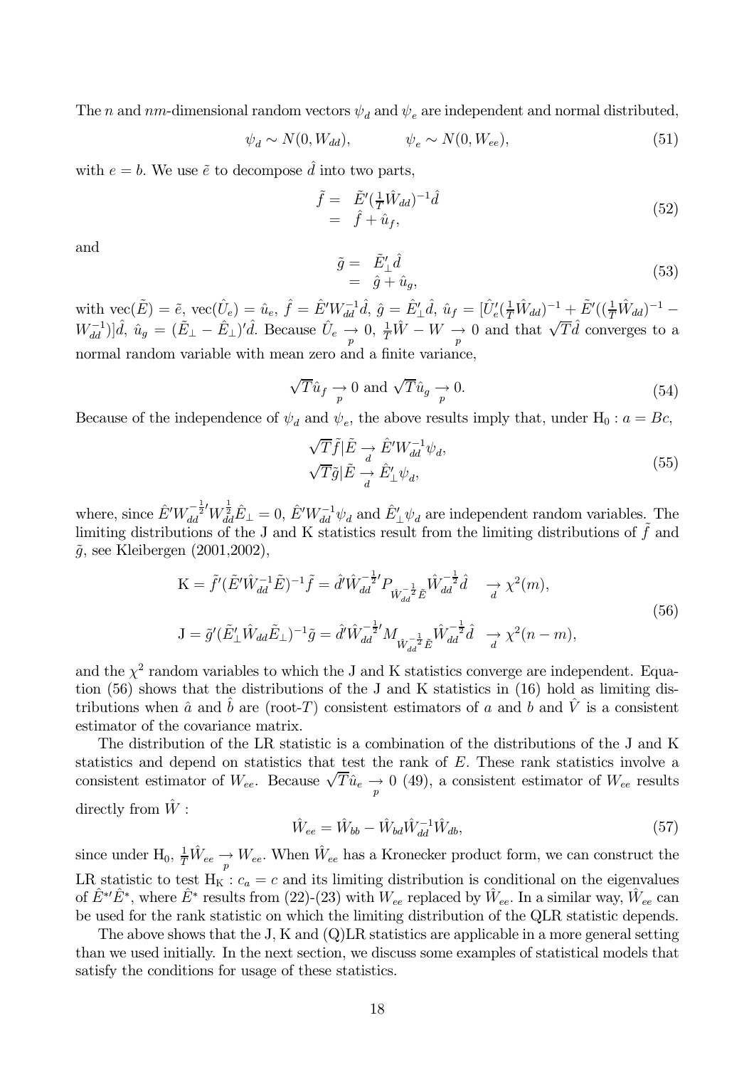The $n$ and $nm$-dimensional random vectors $\psi_d$ and $\psi_e$ are independent and normal distributed,

$$\psi_d \sim N(0, W_{dd}), \qquad \psi_e \sim N(0, W_{ee}), \tag{51}$$

with $e = b$. We use $\tilde{e}$ to decompose $\hat{d}$ into two parts,

$$\begin{aligned} \tilde{f} &= \tilde{E}'(\tfrac{1}{T}\hat{W}_{dd})^{-1}\hat{d} \\ &= \hat{f} + \hat{u}_f, \end{aligned} \tag{52}$$

and

$$\begin{aligned} \tilde{g} &= \tilde{E}_{\perp}'\hat{d} \\ &= \hat{g} + \hat{u}_g, \end{aligned} \tag{53}$$

with $\text{vec}(\tilde{E}) = \tilde{e}$, $\text{vec}(\hat{U}_e) = \hat{u}_e$, $\hat{f} = \hat{E}'W_{dd}^{-1}\hat{d}$, $\hat{g} = \hat{E}_{\perp}'\hat{d}$, $\hat{u}_f = [\hat{U}_e'(\frac{1}{T}\hat{W}_{dd})^{-1} + \tilde{E}'((\frac{1}{T}\hat{W}_{dd})^{-1} - W_{dd}^{-1})]\hat{d}$, $\hat{u}_g = (\tilde{E}_{\perp} - \hat{E}_{\perp})'\hat{d}$. Because $\hat{U}_e \underset{p}{\rightarrow} 0$, $\frac{1}{T}\hat{W} - W \underset{p}{\rightarrow} 0$ and that $\sqrt{T}\hat{d}$ converges to a normal random variable with mean zero and a finite variance,

$$\sqrt{T}\hat{u}_f \underset{p}{\rightarrow} 0 \text{ and } \sqrt{T}\hat{u}_g \underset{p}{\rightarrow} 0. \tag{54}$$

Because of the independence of $\psi_d$ and $\psi_e$, the above results imply that, under $\text{H}_0 : a = Bc$,

$$\begin{aligned} \sqrt{T}\tilde{f}|\tilde{E} &\underset{d}{\rightarrow} \hat{E}'W_{dd}^{-1}\psi_d, \\ \sqrt{T}\tilde{g}|\tilde{E} &\underset{d}{\rightarrow} \hat{E}_{\perp}'\psi_d, \end{aligned} \tag{55}$$

where, since $\hat{E}'W_{dd}^{-\frac{1}{2}\prime}W_{dd}^{\frac{1}{2}}\hat{E}_{\perp} = 0$, $\hat{E}'W_{dd}^{-1}\psi_d$ and $\hat{E}_{\perp}'\psi_d$ are independent random variables. The limiting distributions of the J and K statistics result from the limiting distributions of $\tilde{f}$ and $\tilde{g}$, see Kleibergen (2001,2002),

$$\begin{aligned} \text{K} &= \tilde{f}'(\tilde{E}'\hat{W}_{dd}^{-1}\tilde{E})^{-1}\tilde{f} = \hat{d}'\hat{W}_{dd}^{-\frac{1}{2}\prime}P_{\hat{W}_{dd}^{-\frac{1}{2}}\tilde{E}}\hat{W}_{dd}^{-\frac{1}{2}}\hat{d} \quad \underset{d}{\rightarrow} \chi^2(m), \\ \text{J} &= \tilde{g}'(\tilde{E}_{\perp}'\hat{W}_{dd}\tilde{E}_{\perp})^{-1}\tilde{g} = \hat{d}'\hat{W}_{dd}^{-\frac{1}{2}\prime}M_{\hat{W}_{dd}^{-\frac{1}{2}}\tilde{E}}\hat{W}_{dd}^{-\frac{1}{2}}\hat{d} \quad \underset{d}{\rightarrow} \chi^2(n-m), \end{aligned} \tag{56}$$

and the $\chi^2$ random variables to which the J and K statistics converge are independent. Equation (56) shows that the distributions of the J and K statistics in (16) hold as limiting distributions when $\hat{a}$ and $\hat{b}$ are (root-$T$) consistent estimators of $a$ and $b$ and $\hat{V}$ is a consistent estimator of the covariance matrix.

The distribution of the LR statistic is a combination of the distributions of the J and K statistics and depend on statistics that test the rank of $E$. These rank statistics involve a consistent estimator of $W_{ee}$. Because $\sqrt{T}\hat{u}_e \underset{p}{\rightarrow} 0$ (49), a consistent estimator of $W_{ee}$ results directly from $\hat{W}$ :

$$\hat{W}_{ee} = \hat{W}_{bb} - \hat{W}_{bd}\hat{W}_{dd}^{-1}\hat{W}_{db}, \tag{57}$$

since under $\text{H}_0$, $\frac{1}{T}\hat{W}_{ee} \underset{p}{\rightarrow} W_{ee}$. When $\hat{W}_{ee}$ has a Kronecker product form, we can construct the LR statistic to test $\text{H}_\text{K} : c_a = c$ and its limiting distribution is conditional on the eigenvalues of $\hat{E}^{*\prime}\hat{E}^*$, where $\hat{E}^*$ results from (22)-(23) with $W_{ee}$ replaced by $\hat{W}_{ee}$. In a similar way, $\hat{W}_{ee}$ can be used for the rank statistic on which the limiting distribution of the QLR statistic depends.

The above shows that the J, K and (Q)LR statistics are applicable in a more general setting than we used initially. In the next section, we discuss some examples of statistical models that satisfy the conditions for usage of these statistics.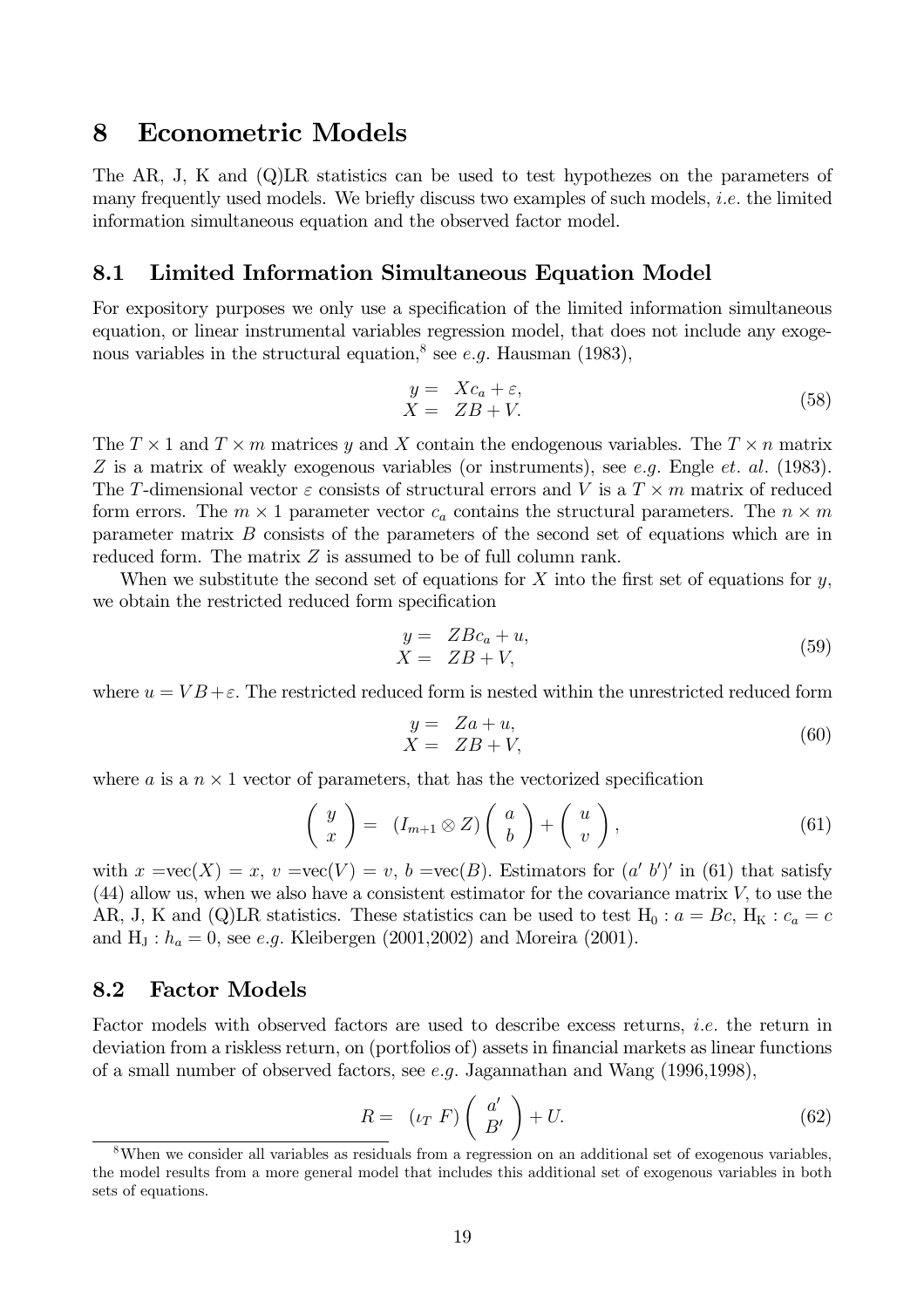# 8 Econometric Models

The AR, J, K and (Q)LR statistics can be used to test hypothezes on the parameters of many frequently used models. We briefly discuss two examples of such models, *i.e.* the limited information simultaneous equation and the observed factor model.

## 8.1 Limited Information Simultaneous Equation Model

For expository purposes we only use a specification of the limited information simultaneous equation, or linear instrumental variables regression model, that does not include any exogenous variables in the structural equation,[8] see *e.g.* Hausman (1983),

$$\begin{array}{rl} y = & Xc_a + \varepsilon, \\ X = & ZB + V. \end{array} \tag{58}$$

The $T \times 1$ and $T \times m$ matrices $y$ and $X$ contain the endogenous variables. The $T \times n$ matrix $Z$ is a matrix of weakly exogenous variables (or instruments), see *e.g.* Engle *et. al.* (1983). The $T$-dimensional vector $\varepsilon$ consists of structural errors and $V$ is a $T \times m$ matrix of reduced form errors. The $m \times 1$ parameter vector $c_a$ contains the structural parameters. The $n \times m$ parameter matrix $B$ consists of the parameters of the second set of equations which are in reduced form. The matrix $Z$ is assumed to be of full column rank.

When we substitute the second set of equations for $X$ into the first set of equations for $y$, we obtain the restricted reduced form specification

$$\begin{array}{rl} y = & ZBc_a + u, \\ X = & ZB + V, \end{array} \tag{59}$$

where $u = VB + \varepsilon$. The restricted reduced form is nested within the unrestricted reduced form

$$\begin{array}{rl} y = & Za + u, \\ X = & ZB + V, \end{array} \tag{60}$$

where $a$ is a $n \times 1$ vector of parameters, that has the vectorized specification

$$\begin{pmatrix} y \\ x \end{pmatrix} = \ (I_{m+1} \otimes Z) \begin{pmatrix} a \\ b \end{pmatrix} + \begin{pmatrix} u \\ v \end{pmatrix}, \tag{61}$$

with $x = \text{vec}(X) = x$, $v = \text{vec}(V) = v$, $b = \text{vec}(B)$. Estimators for $(a' \ b')'$ in (61) that satisfy (44) allow us, when we also have a consistent estimator for the covariance matrix $V$, to use the AR, J, K and (Q)LR statistics. These statistics can be used to test $\text{H}_0 : a = Bc$, $\text{H}_\text{K} : c_a = c$ and $\text{H}_\text{J} : h_a = 0$, see *e.g.* Kleibergen (2001,2002) and Moreira (2001).

## 8.2 Factor Models

Factor models with observed factors are used to describe excess returns, *i.e.* the return in deviation from a riskless return, on (portfolios of) assets in financial markets as linear functions of a small number of observed factors, see *e.g.* Jagannathan and Wang (1996,1998),

$$R = \ (\iota_T \ F) \begin{pmatrix} a' \\ B' \end{pmatrix} + U. \tag{62}$$

[8] When we consider all variables as residuals from a regression on an additional set of exogenous variables, the model results from a more general model that includes this additional set of exogenous variables in both sets of equations.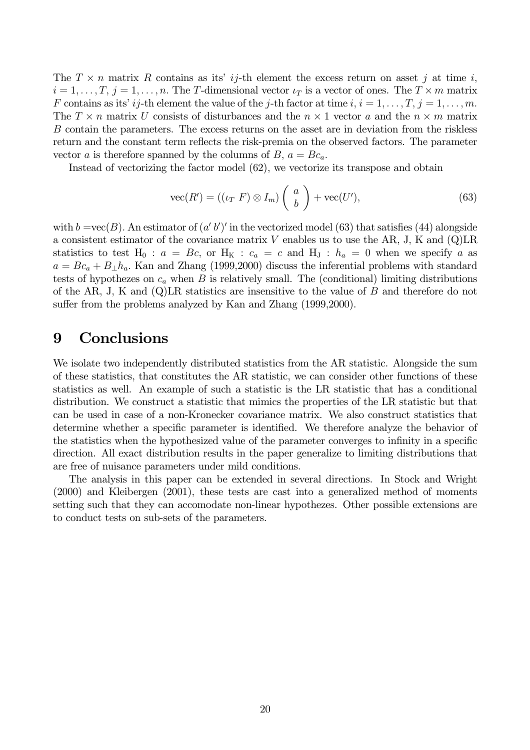The $T \times n$ matrix $R$ contains as its' $ij$-th element the excess return on asset $j$ at time $i$, $i = 1, \ldots, T$, $j = 1, \ldots, n$. The $T$-dimensional vector $\iota_T$ is a vector of ones. The $T \times m$ matrix $F$ contains as its' $ij$-th element the value of the $j$-th factor at time $i$, $i = 1, \ldots, T$, $j = 1, \ldots, m$. The $T \times n$ matrix $U$ consists of disturbances and the $n \times 1$ vector $a$ and the $n \times m$ matrix $B$ contain the parameters. The excess returns on the asset are in deviation from the riskless return and the constant term reflects the risk-premia on the observed factors. The parameter vector $a$ is therefore spanned by the columns of $B$, $a = Bc_a$.

Instead of vectorizing the factor model (62), we vectorize its transpose and obtain

$$\text{vec}(R') = ((\iota_T \ F) \otimes I_m) \begin{pmatrix} a \\ b \end{pmatrix} + \text{vec}(U'), \tag{63}$$

with $b = \text{vec}(B)$. An estimator of $(a' \ b')'$ in the vectorized model (63) that satisfies (44) alongside a consistent estimator of the covariance matrix $V$ enables us to use the AR, J, K and (Q)LR statistics to test $\text{H}_0 : a = Bc$, or $\text{H}_\text{K} : c_a = c$ and $\text{H}_\text{J} : h_a = 0$ when we specify $a$ as $a = Bc_a + B_\perp h_a$. Kan and Zhang (1999,2000) discuss the inferential problems with standard tests of hypothezes on $c_a$ when $B$ is relatively small. The (conditional) limiting distributions of the AR, J, K and (Q)LR statistics are insensitive to the value of $B$ and therefore do not suffer from the problems analyzed by Kan and Zhang (1999,2000).

# 9 Conclusions

We isolate two independently distributed statistics from the AR statistic. Alongside the sum of these statistics, that constitutes the AR statistic, we can consider other functions of these statistics as well. An example of such a statistic is the LR statistic that has a conditional distribution. We construct a statistic that mimics the properties of the LR statistic but that can be used in case of a non-Kronecker covariance matrix. We also construct statistics that determine whether a specific parameter is identified. We therefore analyze the behavior of the statistics when the hypothesized value of the parameter converges to infinity in a specific direction. All exact distribution results in the paper generalize to limiting distributions that are free of nuisance parameters under mild conditions.

The analysis in this paper can be extended in several directions. In Stock and Wright (2000) and Kleibergen (2001), these tests are cast into a generalized method of moments setting such that they can accomodate non-linear hypothezes. Other possible extensions are to conduct tests on sub-sets of the parameters.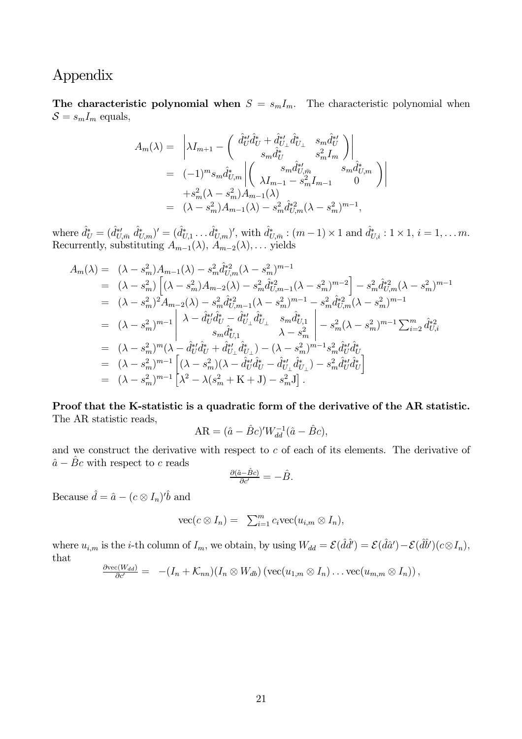# Appendix

**The characteristic polynomial when $S = s_m I_m$.** The characteristic polynomial when $\mathcal{S} = s_m I_m$ equals,

$$
\begin{aligned}
A_m(\lambda) =& \left| \lambda I_{m+1} - \begin{pmatrix} \hat{d}_U^{*\prime}\hat{d}_U^* + \hat{d}_{U_\perp}^{*\prime}\hat{d}_{U_\perp}^* & s_m \hat{d}_U^{*\prime} \\ s_m \hat{d}_U^* & s_m^2 I_m \end{pmatrix} \right| \\
=& (-1)^m s_m \hat{d}_{U,m}^* \left| \begin{pmatrix} s_m \hat{d}_{U,\bar{m}}^{*\prime} & s_m \hat{d}_{U,m}^* \\ \lambda I_{m-1} - s_m^2 I_{m-1} & 0 \end{pmatrix} \right| \\
& + s_m^2 (\lambda - s_m^2) A_{m-1}(\lambda) \\
=& (\lambda - s_m^2) A_{m-1}(\lambda) - s_m^2 \hat{d}_{U,m}^{*2} (\lambda - s_m^2)^{m-1},
\end{aligned}
$$

where $\hat{d}_U^* = (\hat{d}_{U,\bar{m}}^{*\prime}\ \hat{d}_{U,m}^*)' = (\hat{d}_{U,1}^* \ldots \hat{d}_{U,m}^*)'$, with $\hat{d}_{U,\bar{m}}^* : (m-1) \times 1$ and $\hat{d}_{U,i}^* : 1 \times 1$, $i = 1, \ldots m$. Recurrently, substituting $A_{m-1}(\lambda)$, $A_{m-2}(\lambda), \ldots$ yields

$$
\begin{aligned}
A_m(\lambda) =& (\lambda - s_m^2) A_{m-1}(\lambda) - s_m^2 \hat{d}_{U,m}^{*2} (\lambda - s_m^2)^{m-1} \\
=& (\lambda - s_m^2) \left[ (\lambda - s_m^2) A_{m-2}(\lambda) - s_m^2 \hat{d}_{U,m-1}^{*2} (\lambda - s_m^2)^{m-2} \right] - s_m^2 \hat{d}_{U,m}^{*2} (\lambda - s_m^2)^{m-1} \\
=& (\lambda - s_m^2)^2 A_{m-2}(\lambda) - s_m^2 \hat{d}_{U,m-1}^{*2} (\lambda - s_m^2)^{m-1} - s_m^2 \hat{d}_{U,m}^{*2} (\lambda - s_m^2)^{m-1} \\
=& (\lambda - s_m^2)^{m-1} \left| \begin{matrix} \lambda - \hat{d}_U^{*\prime}\hat{d}_U^* - \hat{d}_{U_\perp}^{*\prime}\hat{d}_{U_\perp}^* & s_m \hat{d}_{U,1}^* \\ s_m \hat{d}_{U,1}^* & \lambda - s_m^2 \end{matrix} \right| - s_m^2 (\lambda - s_m^2)^{m-1} \textstyle\sum_{i=2}^m \hat{d}_{U,i}^{*2} \\
=& (\lambda - s_m^2)^m (\lambda - \hat{d}_U^{*\prime}\hat{d}_U^* + \hat{d}_{U_\perp}^{*\prime}\hat{d}_{U_\perp}^*) - (\lambda - s_m^2)^{m-1} s_m^2 \hat{d}_U^{*\prime}\hat{d}_U^* \\
=& (\lambda - s_m^2)^{m-1} \left[ (\lambda - s_m^2)(\lambda - \hat{d}_U^{*\prime}\hat{d}_U^* - \hat{d}_{U_\perp}^{*\prime}\hat{d}_{U_\perp}^*) - s_m^2 \hat{d}_U^{*\prime}\hat{d}_U^* \right] \\
=& (\lambda - s_m^2)^{m-1} \left[ \lambda^2 - \lambda(s_m^2 + \mathrm{K} + \mathrm{J}) - s_m^2 \mathrm{J} \right].
\end{aligned}
$$

**Proof that the K-statistic is a quadratic form of the derivative of the AR statistic.** The AR statistic reads,

$$
\mathrm{AR} = (\hat{a} - \hat{B}c)' W_{dd}^{-1} (\hat{a} - \hat{B}c),
$$

and we construct the derivative with respect to $c$ of each of its elements. The derivative of $\hat{a} - \hat{B}c$ with respect to $c$ reads

$$
\tfrac{\partial(\hat{a} - \hat{B}c)}{\partial c'} = -\hat{B}.
$$

Because $\hat{d} = \hat{a} - (c \otimes I_n)'\hat{b}$ and

$$
\mathrm{vec}(c \otimes I_n) = \textstyle\sum_{i=1}^m c_i \mathrm{vec}(u_{i,m} \otimes I_n),
$$

where $u_{i,m}$ is the $i$-th column of $I_m$, we obtain, by using $W_{dd} = \mathcal{E}(\hat{d}\hat{d}') = \mathcal{E}(\hat{d}\hat{a}') - \mathcal{E}(\hat{d}\hat{b}')(c \otimes I_n)$, that

$$
\tfrac{\partial \mathrm{vec}(W_{dd})}{\partial c'} = -(I_n + \mathcal{K}_{nn})(I_n \otimes W_{db}) \left( \mathrm{vec}(u_{1,m} \otimes I_n) \ldots \mathrm{vec}(u_{m,m} \otimes I_n) \right),
$$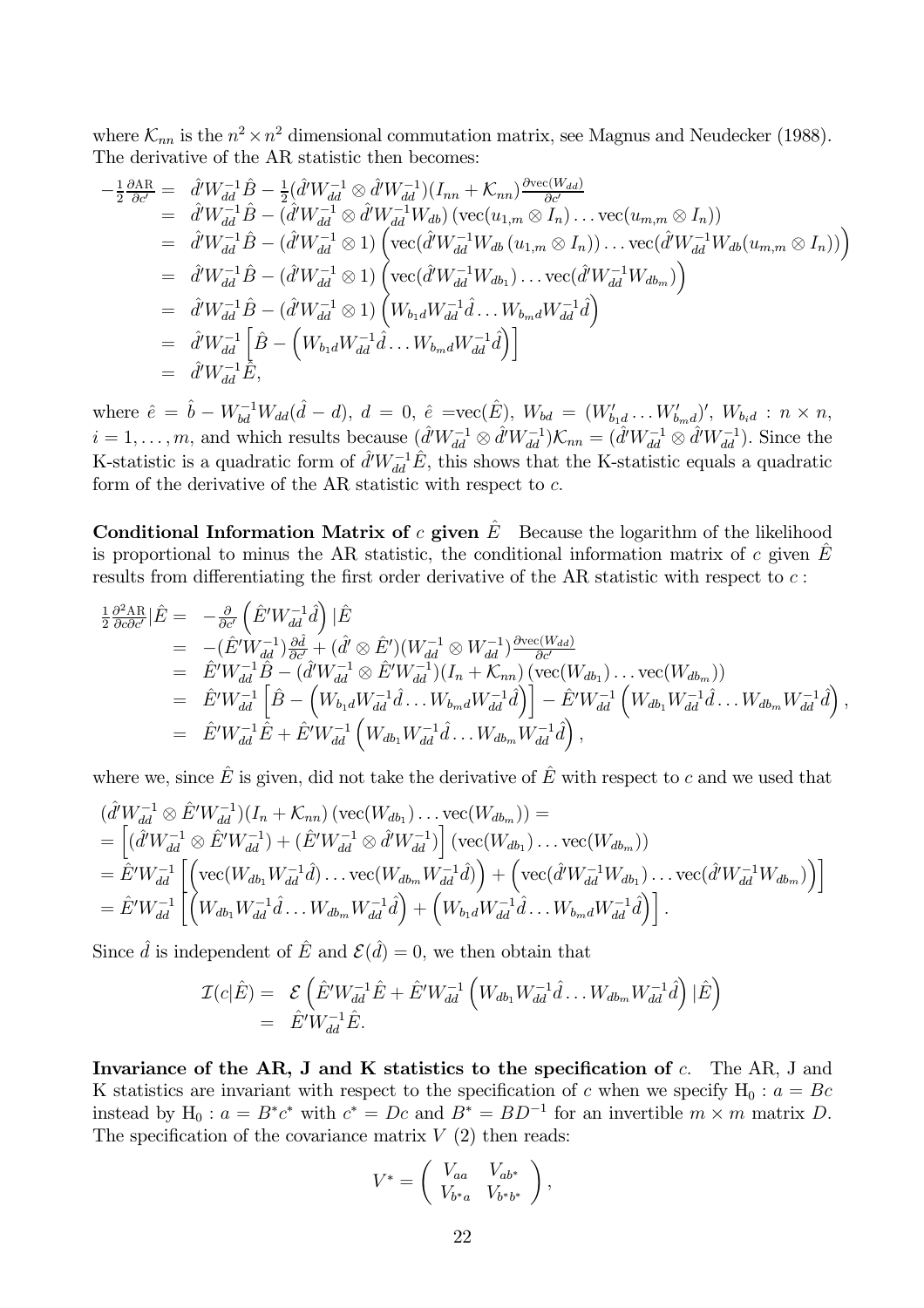where $\mathcal{K}_{nn}$ is the $n^2 \times n^2$ dimensional commutation matrix, see Magnus and Neudecker (1988). The derivative of the AR statistic then becomes:

$$
\begin{aligned}
-\tfrac{1}{2}\tfrac{\partial \mathrm{AR}}{\partial c'} &= \hat{d}'W_{dd}^{-1}\hat{B} - \tfrac{1}{2}(\hat{d}'W_{dd}^{-1} \otimes \hat{d}'W_{dd}^{-1})(I_{nn} + \mathcal{K}_{nn})\tfrac{\partial \mathrm{vec}(W_{dd})}{\partial c'} \\
&= \hat{d}'W_{dd}^{-1}\hat{B} - (\hat{d}'W_{dd}^{-1} \otimes \hat{d}'W_{dd}^{-1}W_{db})\left(\mathrm{vec}(u_{1,m} \otimes I_n) \ldots \mathrm{vec}(u_{m,m} \otimes I_n)\right) \\
&= \hat{d}'W_{dd}^{-1}\hat{B} - (\hat{d}'W_{dd}^{-1} \otimes 1)\left(\mathrm{vec}(\hat{d}'W_{dd}^{-1}W_{db}\,(u_{1,m} \otimes I_n)) \ldots \mathrm{vec}(\hat{d}'W_{dd}^{-1}W_{db}(u_{m,m} \otimes I_n))\right) \\
&= \hat{d}'W_{dd}^{-1}\hat{B} - (\hat{d}'W_{dd}^{-1} \otimes 1)\left(\mathrm{vec}(\hat{d}'W_{dd}^{-1}W_{db_1}) \ldots \mathrm{vec}(\hat{d}'W_{dd}^{-1}W_{db_m})\right) \\
&= \hat{d}'W_{dd}^{-1}\hat{B} - (\hat{d}'W_{dd}^{-1} \otimes 1)\left(W_{b_1d}W_{dd}^{-1}\hat{d} \ldots W_{b_md}W_{dd}^{-1}\hat{d}\right) \\
&= \hat{d}'W_{dd}^{-1}\left[\hat{B} - \left(W_{b_1d}W_{dd}^{-1}\hat{d} \ldots W_{b_md}W_{dd}^{-1}\hat{d}\right)\right] \\
&= \hat{d}'W_{dd}^{-1}\hat{E},
\end{aligned}
$$

where $\hat{e} = \hat{b} - W_{bd}^{-1}W_{dd}(\hat{d} - d)$, $d = 0$, $\hat{e} = \mathrm{vec}(\hat{E})$, $W_{bd} = (W_{b_1d}' \ldots W_{b_md}')'$, $W_{b_id} : n \times n$, $i = 1, \ldots, m$, and which results because $(\hat{d}'W_{dd}^{-1} \otimes \hat{d}'W_{dd}^{-1})\mathcal{K}_{nn} = (\hat{d}'W_{dd}^{-1} \otimes \hat{d}'W_{dd}^{-1})$. Since the K-statistic is a quadratic form of $\hat{d}'W_{dd}^{-1}\hat{E}$, this shows that the K-statistic equals a quadratic form of the derivative of the AR statistic with respect to $c$.

**Conditional Information Matrix of $c$ given $\hat{E}$** Because the logarithm of the likelihood is proportional to minus the AR statistic, the conditional information matrix of $c$ given $\hat{E}$ results from differentiating the first order derivative of the AR statistic with respect to $c$ :

$$
\begin{aligned}
\tfrac{1}{2}\tfrac{\partial^2 \mathrm{AR}}{\partial c \partial c'}|\hat{E} &= -\tfrac{\partial}{\partial c'}\left(\hat{E}'W_{dd}^{-1}\hat{d}\right)|\hat{E} \\
&= -(\hat{E}'W_{dd}^{-1})\tfrac{\partial \hat{d}}{\partial c'} + (\hat{d}' \otimes \hat{E}')(W_{dd}^{-1} \otimes W_{dd}^{-1})\tfrac{\partial \mathrm{vec}(W_{dd})}{\partial c'} \\
&= \hat{E}'W_{dd}^{-1}\hat{B} - (\hat{d}'W_{dd}^{-1} \otimes \hat{E}'W_{dd}^{-1})(I_n + \mathcal{K}_{nn})\left(\mathrm{vec}(W_{db_1}) \ldots \mathrm{vec}(W_{db_m})\right) \\
&= \hat{E}'W_{dd}^{-1}\left[\hat{B} - \left(W_{b_1d}W_{dd}^{-1}\hat{d} \ldots W_{b_md}W_{dd}^{-1}\hat{d}\right)\right] - \hat{E}'W_{dd}^{-1}\left(W_{db_1}W_{dd}^{-1}\hat{d} \ldots W_{db_m}W_{dd}^{-1}\hat{d}\right), \\
&= \hat{E}'W_{dd}^{-1}\hat{E} + \hat{E}'W_{dd}^{-1}\left(W_{db_1}W_{dd}^{-1}\hat{d} \ldots W_{db_m}W_{dd}^{-1}\hat{d}\right),
\end{aligned}
$$

where we, since $\hat{E}$ is given, did not take the derivative of $\hat{E}$ with respect to $c$ and we used that

$$
\begin{aligned}
&(\hat{d}'W_{dd}^{-1} \otimes \hat{E}'W_{dd}^{-1})(I_n + \mathcal{K}_{nn})\left(\mathrm{vec}(W_{db_1}) \ldots \mathrm{vec}(W_{db_m})\right) = \\
&= \left[(\hat{d}'W_{dd}^{-1} \otimes \hat{E}'W_{dd}^{-1}) + (\hat{E}'W_{dd}^{-1} \otimes \hat{d}'W_{dd}^{-1})\right]\left(\mathrm{vec}(W_{db_1}) \ldots \mathrm{vec}(W_{db_m})\right) \\
&= \hat{E}'W_{dd}^{-1}\left[\left(\mathrm{vec}(W_{db_1}W_{dd}^{-1}\hat{d}) \ldots \mathrm{vec}(W_{db_m}W_{dd}^{-1}\hat{d})\right) + \left(\mathrm{vec}(\hat{d}'W_{dd}^{-1}W_{db_1}) \ldots \mathrm{vec}(\hat{d}'W_{dd}^{-1}W_{db_m})\right)\right] \\
&= \hat{E}'W_{dd}^{-1}\left[\left(W_{db_1}W_{dd}^{-1}\hat{d} \ldots W_{db_m}W_{dd}^{-1}\hat{d}\right) + \left(W_{b_1d}W_{dd}^{-1}\hat{d} \ldots W_{b_md}W_{dd}^{-1}\hat{d}\right)\right].
\end{aligned}
$$

Since $\hat{d}$ is independent of $\hat{E}$ and $\mathcal{E}(\hat{d}) = 0$, we then obtain that

$$
\begin{aligned}
\mathcal{I}(c|\hat{E}) &= \mathcal{E}\left(\hat{E}'W_{dd}^{-1}\hat{E} + \hat{E}'W_{dd}^{-1}\left(W_{db_1}W_{dd}^{-1}\hat{d} \ldots W_{db_m}W_{dd}^{-1}\hat{d}\right)|\hat{E}\right) \\
&= \hat{E}'W_{dd}^{-1}\hat{E}.
\end{aligned}
$$

**Invariance of the AR, J and K statistics to the specification of $c$.** The AR, J and K statistics are invariant with respect to the specification of $c$ when we specify $\mathrm{H}_0 : a = Bc$ instead by $\mathrm{H}_0 : a = B^*c^*$ with $c^* = Dc$ and $B^* = BD^{-1}$ for an invertible $m \times m$ matrix $D$. The specification of the covariance matrix $V$ (2) then reads:

$$
V^* = \begin{pmatrix} V_{aa} & V_{ab^*} \\ V_{b^*a} & V_{b^*b^*} \end{pmatrix},
$$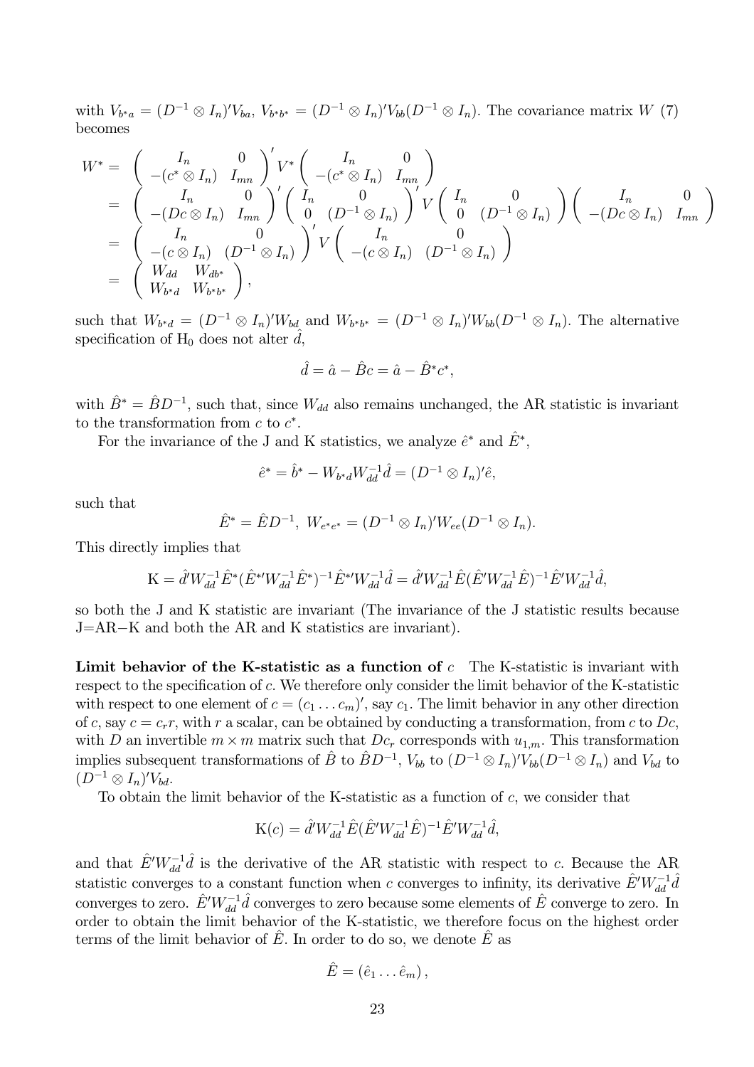with $V_{b^*a} = (D^{-1} \otimes I_n)' V_{ba}$, $V_{b^*b^*} = (D^{-1} \otimes I_n)' V_{bb} (D^{-1} \otimes I_n)$. The covariance matrix $W$ (7) becomes

$$
\begin{aligned}
W^* &= \begin{pmatrix} I_n & 0 \\ -(c^* \otimes I_n) & I_{mn} \end{pmatrix}' V^* \begin{pmatrix} I_n & 0 \\ -(c^* \otimes I_n) & I_{mn} \end{pmatrix} \\
&= \begin{pmatrix} I_n & 0 \\ -(Dc \otimes I_n) & I_{mn} \end{pmatrix}' \begin{pmatrix} I_n & 0 \\ 0 & (D^{-1} \otimes I_n) \end{pmatrix}' V \begin{pmatrix} I_n & 0 \\ 0 & (D^{-1} \otimes I_n) \end{pmatrix} \begin{pmatrix} I_n & 0 \\ -(Dc \otimes I_n) & I_{mn} \end{pmatrix} \\
&= \begin{pmatrix} I_n & 0 \\ -(c \otimes I_n) & (D^{-1} \otimes I_n) \end{pmatrix}' V \begin{pmatrix} I_n & 0 \\ -(c \otimes I_n) & (D^{-1} \otimes I_n) \end{pmatrix} \\
&= \begin{pmatrix} W_{dd} & W_{db^*} \\ W_{b^*d} & W_{b^*b^*} \end{pmatrix},
\end{aligned}
$$

such that $W_{b^*d} = (D^{-1} \otimes I_n)' W_{bd}$ and $W_{b^*b^*} = (D^{-1} \otimes I_n)' W_{bb} (D^{-1} \otimes I_n)$. The alternative specification of $\mathrm{H}_0$ does not alter $\hat{d}$,

$$\hat{d} = \hat{a} - \hat{B}c = \hat{a} - \hat{B}^* c^*,$$

with $\hat{B}^* = \hat{B} D^{-1}$, such that, since $W_{dd}$ also remains unchanged, the AR statistic is invariant to the transformation from $c$ to $c^*$.

For the invariance of the J and K statistics, we analyze $\hat{e}^*$ and $\hat{E}^*$,

$$\hat{e}^* = \hat{b}^* - W_{b^*d} W_{dd}^{-1} \hat{d} = (D^{-1} \otimes I_n)' \hat{e},$$

such that

$$\hat{E}^* = \hat{E} D^{-1},\ W_{e^*e^*} = (D^{-1} \otimes I_n)' W_{ee} (D^{-1} \otimes I_n).$$

This directly implies that

$$\mathrm{K} = \hat{d}' W_{dd}^{-1} \hat{E}^* (\hat{E}^{*\prime} W_{dd}^{-1} \hat{E}^*)^{-1} \hat{E}^{*\prime} W_{dd}^{-1} \hat{d} = \hat{d}' W_{dd}^{-1} \hat{E} (\hat{E}' W_{dd}^{-1} \hat{E})^{-1} \hat{E}' W_{dd}^{-1} \hat{d},$$

so both the J and K statistic are invariant (The invariance of the J statistic results because J=AR−K and both the AR and K statistics are invariant).

**Limit behavior of the K-statistic as a function of** $c$ The K-statistic is invariant with respect to the specification of $c$. We therefore only consider the limit behavior of the K-statistic with respect to one element of $c = (c_1 \dots c_m)'$, say $c_1$. The limit behavior in any other direction of $c$, say $c = c_r r$, with $r$ a scalar, can be obtained by conducting a transformation, from $c$ to $Dc$, with $D$ an invertible $m \times m$ matrix such that $Dc_r$ corresponds with $u_{1,m}$. This transformation implies subsequent transformations of $\hat{B}$ to $\hat{B} D^{-1}$, $V_{bb}$ to $(D^{-1} \otimes I_n)' V_{bb} (D^{-1} \otimes I_n)$ and $V_{bd}$ to $(D^{-1} \otimes I_n)' V_{bd}$.

To obtain the limit behavior of the K-statistic as a function of $c$, we consider that

$$\mathrm{K}(c) = \hat{d}' W_{dd}^{-1} \hat{E} (\hat{E}' W_{dd}^{-1} \hat{E})^{-1} \hat{E}' W_{dd}^{-1} \hat{d},$$

and that $\hat{E}' W_{dd}^{-1} \hat{d}$ is the derivative of the AR statistic with respect to $c$. Because the AR statistic converges to a constant function when $c$ converges to infinity, its derivative $\hat{E}' W_{dd}^{-1} \hat{d}$ converges to zero. $\hat{E}' W_{dd}^{-1} \hat{d}$ converges to zero because some elements of $\hat{E}$ converge to zero. In order to obtain the limit behavior of the K-statistic, we therefore focus on the highest order terms of the limit behavior of $\hat{E}$. In order to do so, we denote $\hat{E}$ as

$$\hat{E} = (\hat{e}_1 \dots \hat{e}_m),$$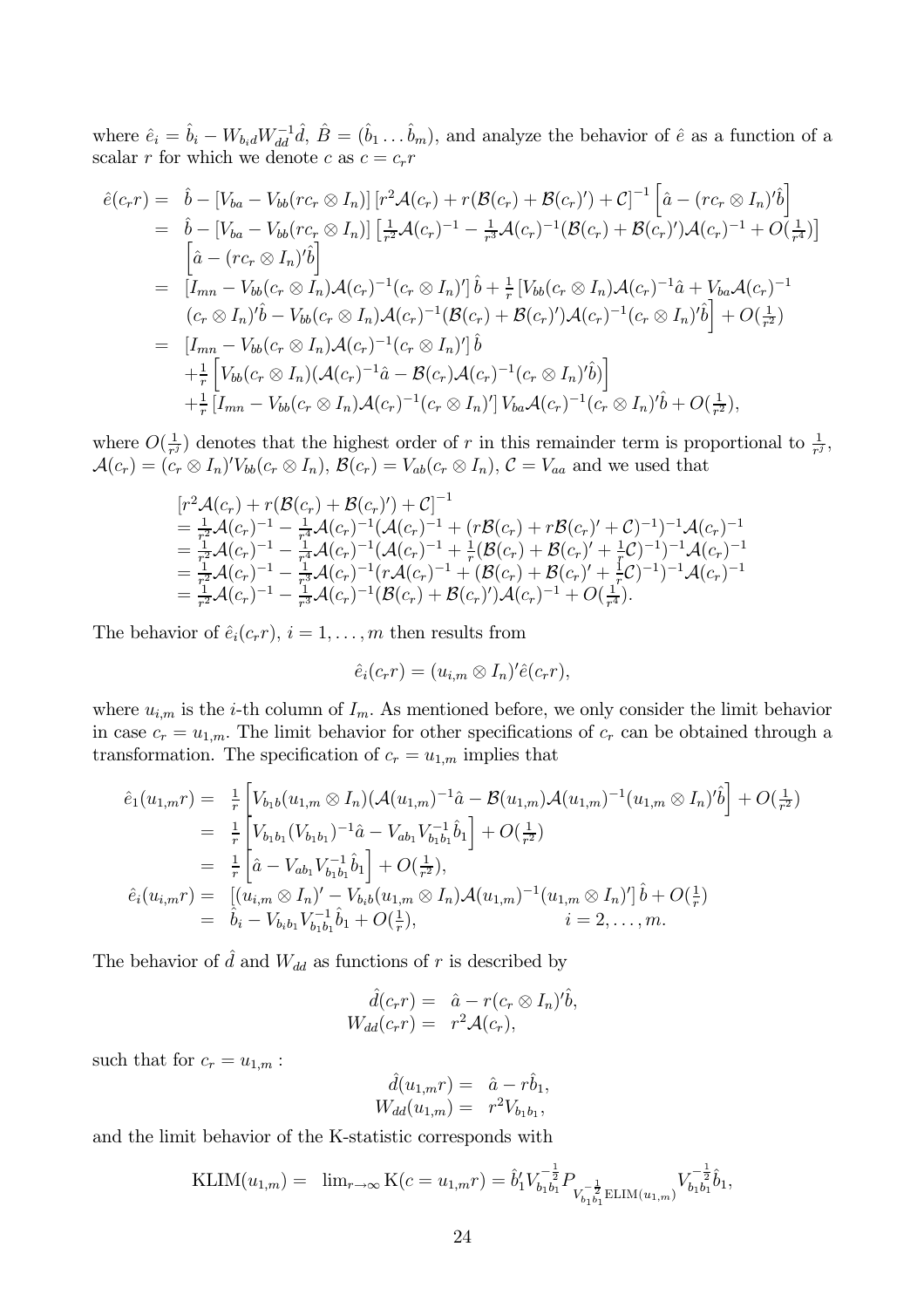where $\hat{e}_i = \hat{b}_i - W_{b_i d} W_{dd}^{-1} \hat{d}$, $\hat{B} = (\hat{b}_1 \ldots \hat{b}_m)$, and analyze the behavior of $\hat{e}$ as a function of a scalar $r$ for which we denote $c$ as $c = c_r r$

$$
\begin{aligned}
\hat{e}(c_r r) = \; & \hat{b} - [V_{ba} - V_{bb}(rc_r \otimes I_n)] \left[ r^2 \mathcal{A}(c_r) + r(\mathcal{B}(c_r) + \mathcal{B}(c_r)') + \mathcal{C} \right]^{-1} \left[ \hat{a} - (rc_r \otimes I_n)'\hat{b} \right] \\
= \; & \hat{b} - [V_{ba} - V_{bb}(rc_r \otimes I_n)] \left[ \tfrac{1}{r^2} \mathcal{A}(c_r)^{-1} - \tfrac{1}{r^3} \mathcal{A}(c_r)^{-1} (\mathcal{B}(c_r) + \mathcal{B}(c_r)') \mathcal{A}(c_r)^{-1} + O(\tfrac{1}{r^4}) \right] \\
& \left[ \hat{a} - (rc_r \otimes I_n)'\hat{b} \right] \\
= \; & \left[ I_{mn} - V_{bb}(c_r \otimes I_n) \mathcal{A}(c_r)^{-1} (c_r \otimes I_n)' \right] \hat{b} + \tfrac{1}{r} \left[ V_{bb}(c_r \otimes I_n) \mathcal{A}(c_r)^{-1} \hat{a} + V_{ba} \mathcal{A}(c_r)^{-1} \right. \\
& \left. (c_r \otimes I_n)'\hat{b} - V_{bb}(c_r \otimes I_n) \mathcal{A}(c_r)^{-1} (\mathcal{B}(c_r) + \mathcal{B}(c_r)') \mathcal{A}(c_r)^{-1} (c_r \otimes I_n)'\hat{b} \right] + O(\tfrac{1}{r^2}) \\
= \; & \left[ I_{mn} - V_{bb}(c_r \otimes I_n) \mathcal{A}(c_r)^{-1} (c_r \otimes I_n)' \right] \hat{b} \\
& + \tfrac{1}{r} \left[ V_{bb}(c_r \otimes I_n) (\mathcal{A}(c_r)^{-1} \hat{a} - \mathcal{B}(c_r) \mathcal{A}(c_r)^{-1} (c_r \otimes I_n)'\hat{b}) \right] \\
& + \tfrac{1}{r} \left[ I_{mn} - V_{bb}(c_r \otimes I_n) \mathcal{A}(c_r)^{-1} (c_r \otimes I_n)' \right] V_{ba} \mathcal{A}(c_r)^{-1} (c_r \otimes I_n)'\hat{b} + O(\tfrac{1}{r^2}),
\end{aligned}
$$

where $O(\frac{1}{r^j})$ denotes that the highest order of $r$ in this remainder term is proportional to $\frac{1}{r^j}$, $\mathcal{A}(c_r) = (c_r \otimes I_n)' V_{bb} (c_r \otimes I_n)$, $\mathcal{B}(c_r) = V_{ab}(c_r \otimes I_n)$, $\mathcal{C} = V_{aa}$ and we used that

$$
\begin{aligned}
& \left[ r^2 \mathcal{A}(c_r) + r(\mathcal{B}(c_r) + \mathcal{B}(c_r)') + \mathcal{C} \right]^{-1} \\
& = \tfrac{1}{r^2} \mathcal{A}(c_r)^{-1} - \tfrac{1}{r^4} \mathcal{A}(c_r)^{-1} (\mathcal{A}(c_r)^{-1} + (r\mathcal{B}(c_r) + r\mathcal{B}(c_r)' + \mathcal{C})^{-1})^{-1} \mathcal{A}(c_r)^{-1} \\
& = \tfrac{1}{r^2} \mathcal{A}(c_r)^{-1} - \tfrac{1}{r^4} \mathcal{A}(c_r)^{-1} (\mathcal{A}(c_r)^{-1} + \tfrac{1}{r} (\mathcal{B}(c_r) + \mathcal{B}(c_r)' + \tfrac{1}{r} \mathcal{C})^{-1})^{-1} \mathcal{A}(c_r)^{-1} \\
& = \tfrac{1}{r^2} \mathcal{A}(c_r)^{-1} - \tfrac{1}{r^3} \mathcal{A}(c_r)^{-1} (r\mathcal{A}(c_r)^{-1} + (\mathcal{B}(c_r) + \mathcal{B}(c_r)' + \tfrac{1}{r} \mathcal{C})^{-1})^{-1} \mathcal{A}(c_r)^{-1} \\
& = \tfrac{1}{r^2} \mathcal{A}(c_r)^{-1} - \tfrac{1}{r^3} \mathcal{A}(c_r)^{-1} (\mathcal{B}(c_r) + \mathcal{B}(c_r)') \mathcal{A}(c_r)^{-1} + O(\tfrac{1}{r^4}).
\end{aligned}
$$

The behavior of $\hat{e}_i(c_r r)$, $i = 1, \ldots, m$ then results from

$$
\hat{e}_i(c_r r) = (u_{i,m} \otimes I_n)' \hat{e}(c_r r),
$$

where $u_{i,m}$ is the $i$-th column of $I_m$. As mentioned before, we only consider the limit behavior in case $c_r = u_{1,m}$. The limit behavior for other specifications of $c_r$ can be obtained through a transformation. The specification of $c_r = u_{1,m}$ implies that

$$
\begin{aligned}
\hat{e}_1(u_{1,m} r) = \; & \tfrac{1}{r} \left[ V_{b_1 b}(u_{1,m} \otimes I_n) (\mathcal{A}(u_{1,m})^{-1} \hat{a} - \mathcal{B}(u_{1,m}) \mathcal{A}(u_{1,m})^{-1} (u_{1,m} \otimes I_n)'\hat{b} \right] + O(\tfrac{1}{r^2}) \\
= \; & \tfrac{1}{r} \left[ V_{b_1 b_1} (V_{b_1 b_1})^{-1} \hat{a} - V_{a b_1} V_{b_1 b_1}^{-1} \hat{b}_1 \right] + O(\tfrac{1}{r^2}) \\
= \; & \tfrac{1}{r} \left[ \hat{a} - V_{a b_1} V_{b_1 b_1}^{-1} \hat{b}_1 \right] + O(\tfrac{1}{r^2}), \\
\hat{e}_i(u_{1,m} r) = \; & \left[ (u_{i,m} \otimes I_n)' - V_{b_i b}(u_{1,m} \otimes I_n) \mathcal{A}(u_{1,m})^{-1} (u_{1,m} \otimes I_n)' \right] \hat{b} + O(\tfrac{1}{r}) \\
= \; & \hat{b}_i - V_{b_i b_1} V_{b_1 b_1}^{-1} \hat{b}_1 + O(\tfrac{1}{r}), \qquad\qquad i = 2, \ldots, m.
\end{aligned}
$$

The behavior of $\hat{d}$ and $W_{dd}$ as functions of $r$ is described by

$$
\begin{aligned}
\hat{d}(c_r r) = \; & \hat{a} - r(c_r \otimes I_n)'\hat{b}, \\
W_{dd}(c_r r) = \; & r^2 \mathcal{A}(c_r),
\end{aligned}
$$

such that for $c_r = u_{1,m}$ :

$$
\begin{aligned}
\hat{d}(u_{1,m} r) = \; & \hat{a} - r\hat{b}_1, \\
W_{dd}(u_{1,m}) = \; & r^2 V_{b_1 b_1},
\end{aligned}
$$

and the limit behavior of the K-statistic corresponds with

$$
\text{KLIM}(u_{1,m}) = \; \lim_{r \to \infty} \text{K}(c = u_{1,m} r) = \hat{b}_1' V_{b_1 b_1}^{-\frac{1}{2}} P_{V_{b_1 b_1}^{-\frac{1}{2}} \text{ELIM}(u_{1,m})} V_{b_1 b_1}^{-\frac{1}{2}} \hat{b}_1,
$$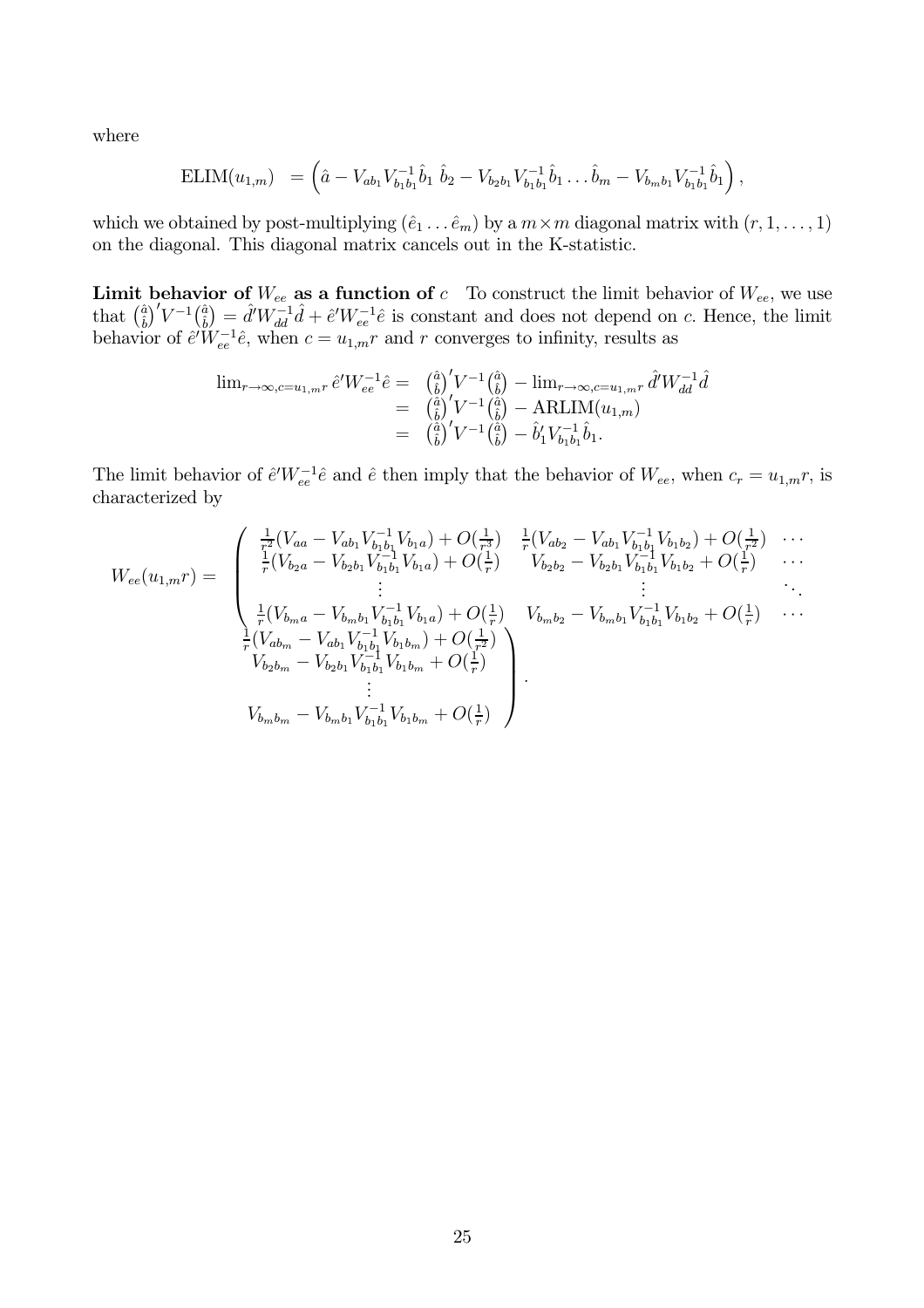where

$$
\text{ELIM}(u_{1,m}) \;\; = \left(\hat{a} - V_{ab_1}V_{b_1b_1}^{-1}\hat{b}_1 \;\; \hat{b}_2 - V_{b_2b_1}V_{b_1b_1}^{-1}\hat{b}_1 \ldots \hat{b}_m - V_{b_mb_1}V_{b_1b_1}^{-1}\hat{b}_1\right),
$$

which we obtained by post-multiplying $(\hat{e}_1 \ldots \hat{e}_m)$ by a $m \times m$ diagonal matrix with $(r, 1, \ldots, 1)$ on the diagonal. This diagonal matrix cancels out in the K-statistic.

**Limit behavior of $W_{ee}$ as a function of $c$** To construct the limit behavior of $W_{ee}$, we use that $\binom{\hat{a}}{\hat{b}}' V^{-1}\binom{\hat{a}}{\hat{b}} = \hat{d}'W_{dd}^{-1}\hat{d} + \hat{e}'W_{ee}^{-1}\hat{e}$ is constant and does not depend on $c$. Hence, the limit behavior of $\hat{e}'W_{ee}^{-1}\hat{e}$, when $c = u_{1,m}r$ and $r$ converges to infinity, results as

$$
\begin{aligned}
\lim_{r\to\infty, c=u_{1,m}r} \hat{e}'W_{ee}^{-1}\hat{e} &= \binom{\hat{a}}{\hat{b}}' V^{-1}\binom{\hat{a}}{\hat{b}} - \lim_{r\to\infty, c=u_{1,m}r} \hat{d}'W_{dd}^{-1}\hat{d} \\
&= \binom{\hat{a}}{\hat{b}}' V^{-1}\binom{\hat{a}}{\hat{b}} - \text{ARLIM}(u_{1,m}) \\
&= \binom{\hat{a}}{\hat{b}}' V^{-1}\binom{\hat{a}}{\hat{b}} - \hat{b}_1'V_{b_1b_1}^{-1}\hat{b}_1.
\end{aligned}
$$

The limit behavior of $\hat{e}'W_{ee}^{-1}\hat{e}$ and $\hat{e}$ then imply that the behavior of $W_{ee}$, when $c_r = u_{1,m}r$, is characterized by

$$
W_{ee}(u_{1,m}r) = \begin{pmatrix}
\frac{1}{r^2}(V_{aa} - V_{ab_1}V_{b_1b_1}^{-1}V_{b_1a}) + O(\frac{1}{r^3}) & \frac{1}{r}(V_{ab_2} - V_{ab_1}V_{b_1b_1}^{-1}V_{b_1b_2}) + O(\frac{1}{r^2}) & \cdots & \frac{1}{r}(V_{ab_m} - V_{ab_1}V_{b_1b_1}^{-1}V_{b_1b_m}) + O(\frac{1}{r^2}) \\
\frac{1}{r}(V_{b_2a} - V_{b_2b_1}V_{b_1b_1}^{-1}V_{b_1a}) + O(\frac{1}{r}) & V_{b_2b_2} - V_{b_2b_1}V_{b_1b_1}^{-1}V_{b_1b_2} + O(\frac{1}{r}) & \cdots & V_{b_2b_m} - V_{b_2b_1}V_{b_1b_1}^{-1}V_{b_1b_m} + O(\frac{1}{r}) \\
\vdots & \vdots & \ddots & \vdots \\
\frac{1}{r}(V_{b_ma} - V_{b_mb_1}V_{b_1b_1}^{-1}V_{b_1a}) + O(\frac{1}{r}) & V_{b_mb_2} - V_{b_mb_1}V_{b_1b_1}^{-1}V_{b_1b_2} + O(\frac{1}{r}) & \cdots & V_{b_mb_m} - V_{b_mb_1}V_{b_1b_1}^{-1}V_{b_1b_m} + O(\frac{1}{r})
\end{pmatrix}.
$$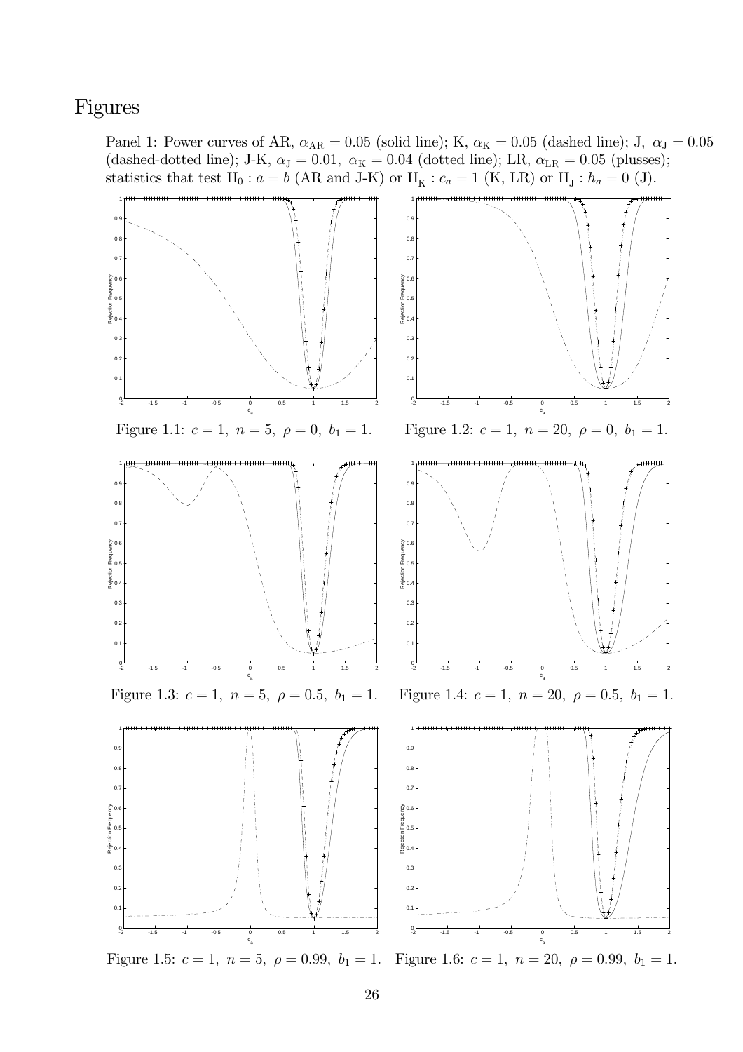# Figures

Panel 1: Power curves of AR, $\alpha_{\mathrm{AR}} = 0.05$ (solid line); K, $\alpha_{\mathrm{K}} = 0.05$ (dashed line); J, $\alpha_{\mathrm{J}} = 0.05$ (dashed-dotted line); J-K, $\alpha_{\mathrm{J}} = 0.01$, $\alpha_{\mathrm{K}} = 0.04$ (dotted line); LR, $\alpha_{\mathrm{LR}} = 0.05$ (plusses); statistics that test $\mathrm{H}_0 : a = b$ (AR and J-K) or $\mathrm{H}_{\mathrm{K}} : c_a = 1$ (K, LR) or $\mathrm{H}_{\mathrm{J}} : h_a = 0$ (J).

Figure 1.1: $c = 1,\ n = 5,\ \rho = 0,\ b_1 = 1.$

Figure 1.2: $c = 1,\ n = 20,\ \rho = 0,\ b_1 = 1.$

Figure 1.3: $c = 1,\ n = 5,\ \rho = 0.5,\ b_1 = 1.$

Figure 1.4: $c = 1,\ n = 20,\ \rho = 0.5,\ b_1 = 1.$

Figure 1.5: $c = 1,\ n = 5,\ \rho = 0.99,\ b_1 = 1.$

Figure 1.6: $c = 1,\ n = 20,\ \rho = 0.99,\ b_1 = 1.$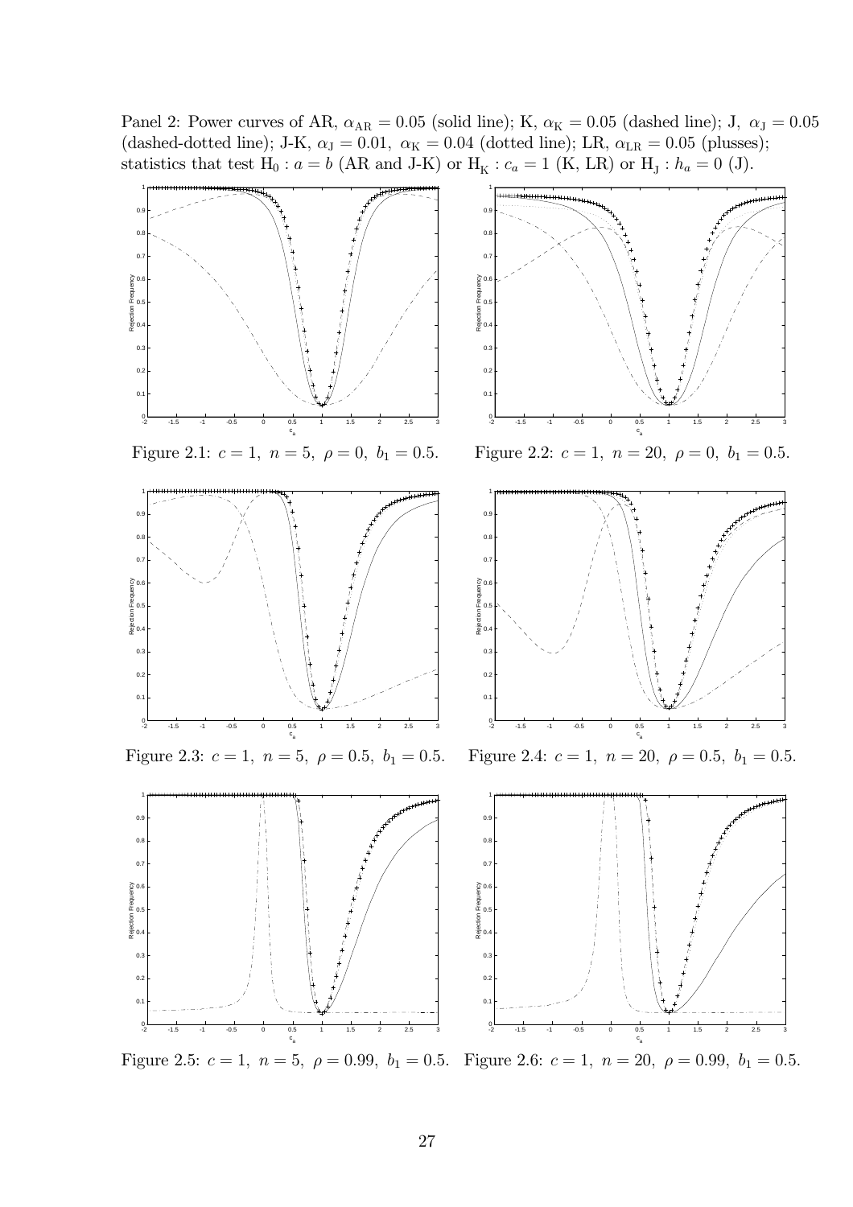Panel 2: Power curves of AR, $\alpha_{\text{AR}} = 0.05$ (solid line); K, $\alpha_{\text{K}} = 0.05$ (dashed line); J, $\alpha_{\text{J}} = 0.05$ (dashed-dotted line); J-K, $\alpha_{\text{J}} = 0.01$, $\alpha_{\text{K}} = 0.04$ (dotted line); LR, $\alpha_{\text{LR}} = 0.05$ (plusses); statistics that test $\text{H}_0 : a = b$ (AR and J-K) or $\text{H}_{\text{K}} : c_a = 1$ (K, LR) or $\text{H}_{\text{J}} : h_a = 0$ (J).

Figure 2.1: $c = 1,\ n = 5,\ \rho = 0,\ b_1 = 0.5$.

Figure 2.2: $c = 1,\ n = 20,\ \rho = 0,\ b_1 = 0.5$.

Figure 2.3: $c = 1,\ n = 5,\ \rho = 0.5,\ b_1 = 0.5$.

Figure 2.4: $c = 1,\ n = 20,\ \rho = 0.5,\ b_1 = 0.5$.

Figure 2.5: $c = 1,\ n = 5,\ \rho = 0.99,\ b_1 = 0.5$.

Figure 2.6: $c = 1,\ n = 20,\ \rho = 0.99,\ b_1 = 0.5$.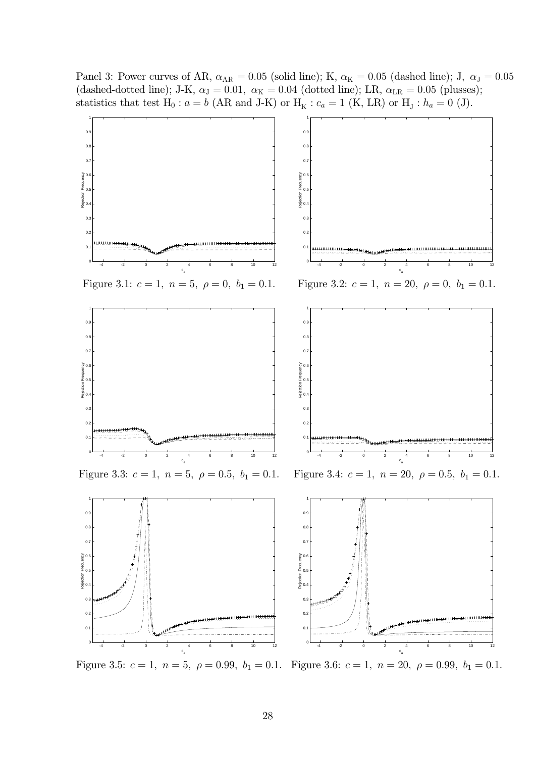Panel 3: Power curves of AR, $\alpha_{\text{AR}} = 0.05$ (solid line); K, $\alpha_{\text{K}} = 0.05$ (dashed line); J, $\alpha_{\text{J}} = 0.05$ (dashed-dotted line); J-K, $\alpha_{\text{J}} = 0.01$, $\alpha_{\text{K}} = 0.04$ (dotted line); LR, $\alpha_{\text{LR}} = 0.05$ (plusses); statistics that test $\text{H}_0 : a = b$ (AR and J-K) or $\text{H}_{\text{K}} : c_a = 1$ (K, LR) or $\text{H}_{\text{J}} : h_a = 0$ (J).

Figure 3.1: $c = 1$, $n = 5$, $\rho = 0$, $b_1 = 0.1$.

Figure 3.2: $c = 1$, $n = 20$, $\rho = 0$, $b_1 = 0.1$.

Figure 3.3: $c = 1$, $n = 5$, $\rho = 0.5$, $b_1 = 0.1$.

Figure 3.4: $c = 1$, $n = 20$, $\rho = 0.5$, $b_1 = 0.1$.

Figure 3.5: $c = 1$, $n = 5$, $\rho = 0.99$, $b_1 = 0.1$.

Figure 3.6: $c = 1$, $n = 20$, $\rho = 0.99$, $b_1 = 0.1$.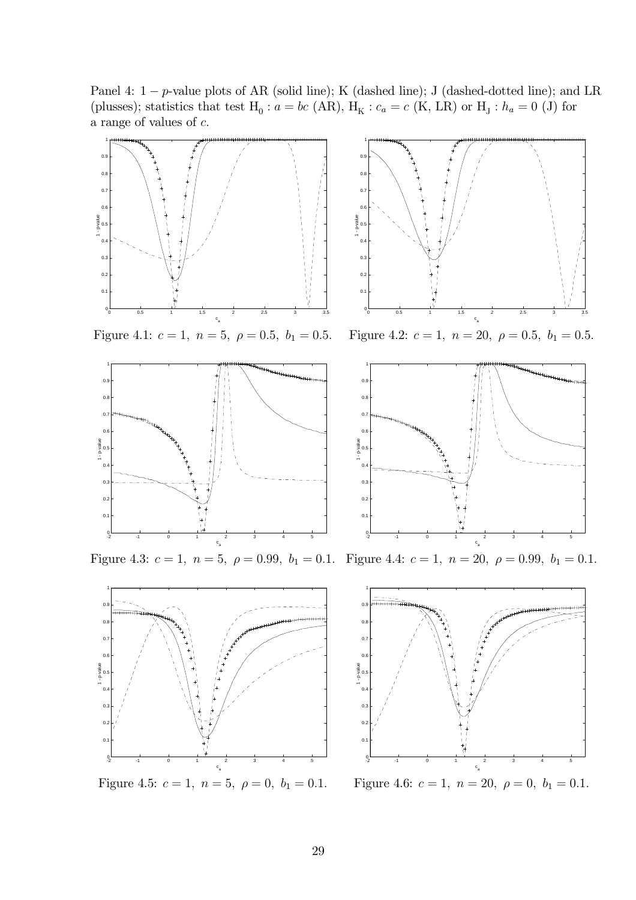Panel 4: $1-p$-value plots of AR (solid line); K (dashed line); J (dashed-dotted line); and LR (plusses); statistics that test $\mathrm{H}_0 : a = bc$ (AR), $\mathrm{H}_\mathrm{K} : c_a = c$ (K, LR) or $\mathrm{H}_\mathrm{J} : h_a = 0$ (J) for a range of values of $c$.

Figure 4.1: $c = 1,\ n = 5,\ \rho = 0.5,\ b_1 = 0.5.$

Figure 4.2: $c = 1,\ n = 20,\ \rho = 0.5,\ b_1 = 0.5.$

Figure 4.3: $c = 1,\ n = 5,\ \rho = 0.99,\ b_1 = 0.1.$

Figure 4.4: $c = 1,\ n = 20,\ \rho = 0.99,\ b_1 = 0.1.$

Figure 4.5: $c = 1,\ n = 5,\ \rho = 0,\ b_1 = 0.1.$

Figure 4.6: $c = 1,\ n = 20,\ \rho = 0,\ b_1 = 0.1.$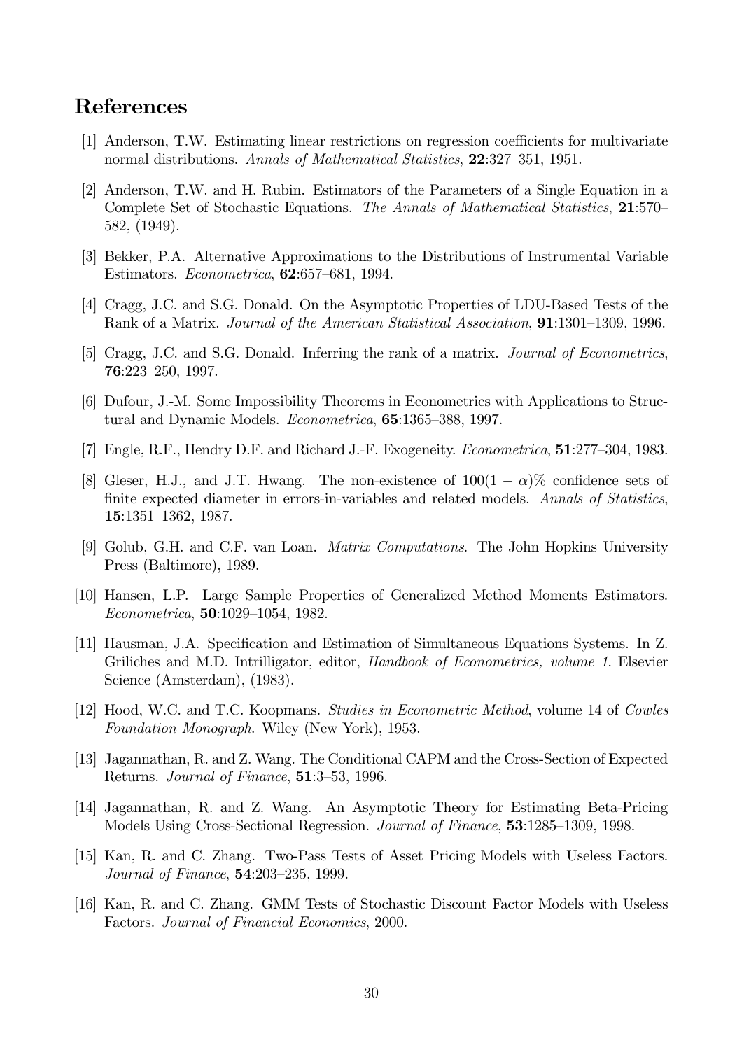# References

[1] Anderson, T.W. Estimating linear restrictions on regression coefficients for multivariate normal distributions. *Annals of Mathematical Statistics*, **22**:327–351, 1951.

[2] Anderson, T.W. and H. Rubin. Estimators of the Parameters of a Single Equation in a Complete Set of Stochastic Equations. *The Annals of Mathematical Statistics*, **21**:570–582, (1949).

[3] Bekker, P.A. Alternative Approximations to the Distributions of Instrumental Variable Estimators. *Econometrica*, **62**:657–681, 1994.

[4] Cragg, J.C. and S.G. Donald. On the Asymptotic Properties of LDU-Based Tests of the Rank of a Matrix. *Journal of the American Statistical Association*, **91**:1301–1309, 1996.

[5] Cragg, J.C. and S.G. Donald. Inferring the rank of a matrix. *Journal of Econometrics*, **76**:223–250, 1997.

[6] Dufour, J.-M. Some Impossibility Theorems in Econometrics with Applications to Structural and Dynamic Models. *Econometrica*, **65**:1365–388, 1997.

[7] Engle, R.F., Hendry D.F. and Richard J.-F. Exogeneity. *Econometrica*, **51**:277–304, 1983.

[8] Gleser, H.J., and J.T. Hwang. The non-existence of $100(1-\alpha)\%$ confidence sets of finite expected diameter in errors-in-variables and related models. *Annals of Statistics*, **15**:1351–1362, 1987.

[9] Golub, G.H. and C.F. van Loan. *Matrix Computations*. The John Hopkins University Press (Baltimore), 1989.

[10] Hansen, L.P. Large Sample Properties of Generalized Method Moments Estimators. *Econometrica*, **50**:1029–1054, 1982.

[11] Hausman, J.A. Specification and Estimation of Simultaneous Equations Systems. In Z. Griliches and M.D. Intrilligator, editor, *Handbook of Econometrics, volume 1*. Elsevier Science (Amsterdam), (1983).

[12] Hood, W.C. and T.C. Koopmans. *Studies in Econometric Method*, volume 14 of *Cowles Foundation Monograph*. Wiley (New York), 1953.

[13] Jagannathan, R. and Z. Wang. The Conditional CAPM and the Cross-Section of Expected Returns. *Journal of Finance*, **51**:3–53, 1996.

[14] Jagannathan, R. and Z. Wang. An Asymptotic Theory for Estimating Beta-Pricing Models Using Cross-Sectional Regression. *Journal of Finance*, **53**:1285–1309, 1998.

[15] Kan, R. and C. Zhang. Two-Pass Tests of Asset Pricing Models with Useless Factors. *Journal of Finance*, **54**:203–235, 1999.

[16] Kan, R. and C. Zhang. GMM Tests of Stochastic Discount Factor Models with Useless Factors. *Journal of Financial Economics*, 2000.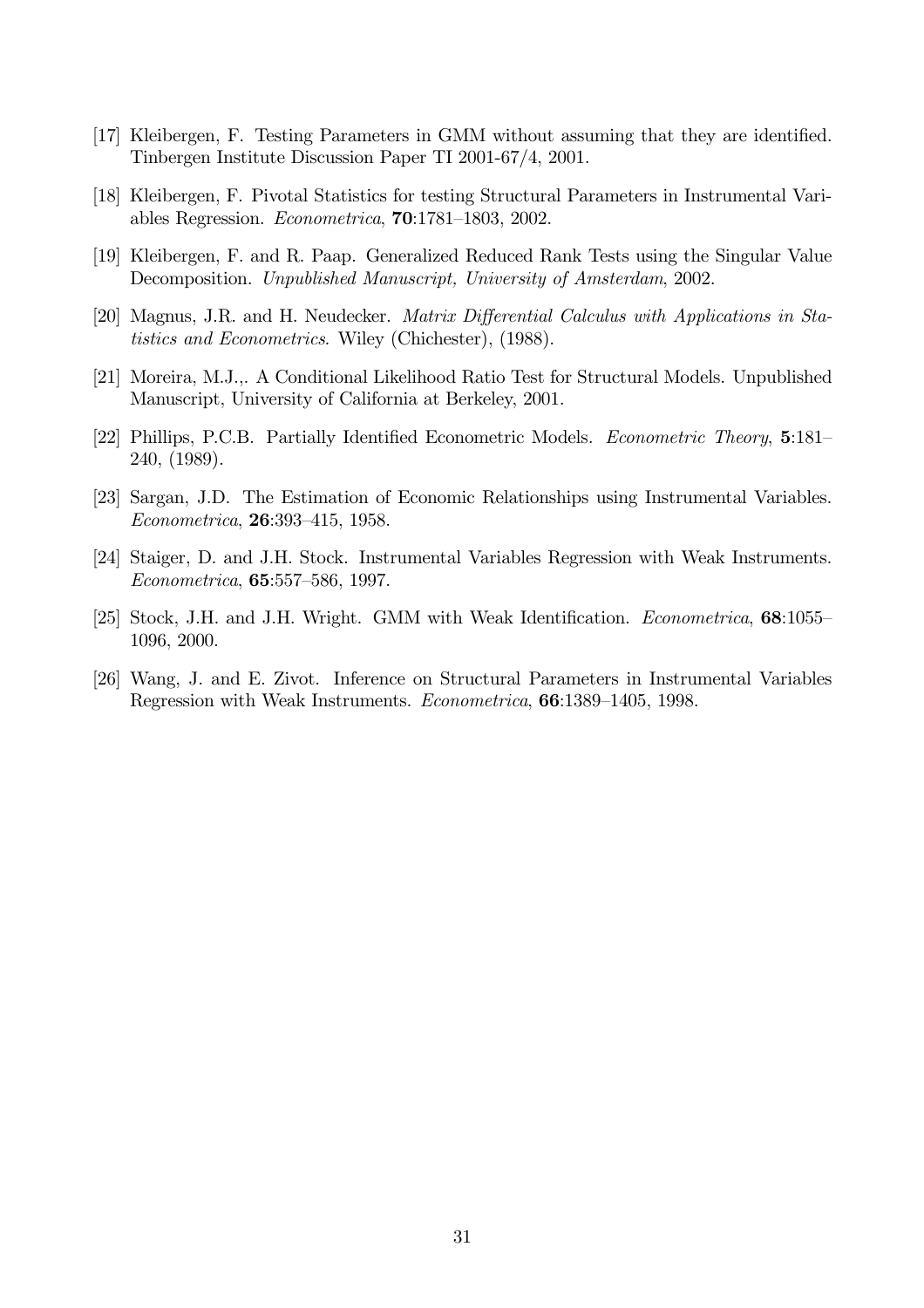[17] Kleibergen, F. Testing Parameters in GMM without assuming that they are identified. Tinbergen Institute Discussion Paper TI 2001-67/4, 2001.

[18] Kleibergen, F. Pivotal Statistics for testing Structural Parameters in Instrumental Variables Regression. *Econometrica*, **70**:1781–1803, 2002.

[19] Kleibergen, F. and R. Paap. Generalized Reduced Rank Tests using the Singular Value Decomposition. *Unpublished Manuscript, University of Amsterdam*, 2002.

[20] Magnus, J.R. and H. Neudecker. *Matrix Differential Calculus with Applications in Statistics and Econometrics*. Wiley (Chichester), (1988).

[21] Moreira, M.J.,. A Conditional Likelihood Ratio Test for Structural Models. Unpublished Manuscript, University of California at Berkeley, 2001.

[22] Phillips, P.C.B. Partially Identified Econometric Models. *Econometric Theory*, **5**:181–240, (1989).

[23] Sargan, J.D. The Estimation of Economic Relationships using Instrumental Variables. *Econometrica*, **26**:393–415, 1958.

[24] Staiger, D. and J.H. Stock. Instrumental Variables Regression with Weak Instruments. *Econometrica*, **65**:557–586, 1997.

[25] Stock, J.H. and J.H. Wright. GMM with Weak Identification. *Econometrica*, **68**:1055–1096, 2000.

[26] Wang, J. and E. Zivot. Inference on Structural Parameters in Instrumental Variables Regression with Weak Instruments. *Econometrica*, **66**:1389–1405, 1998.